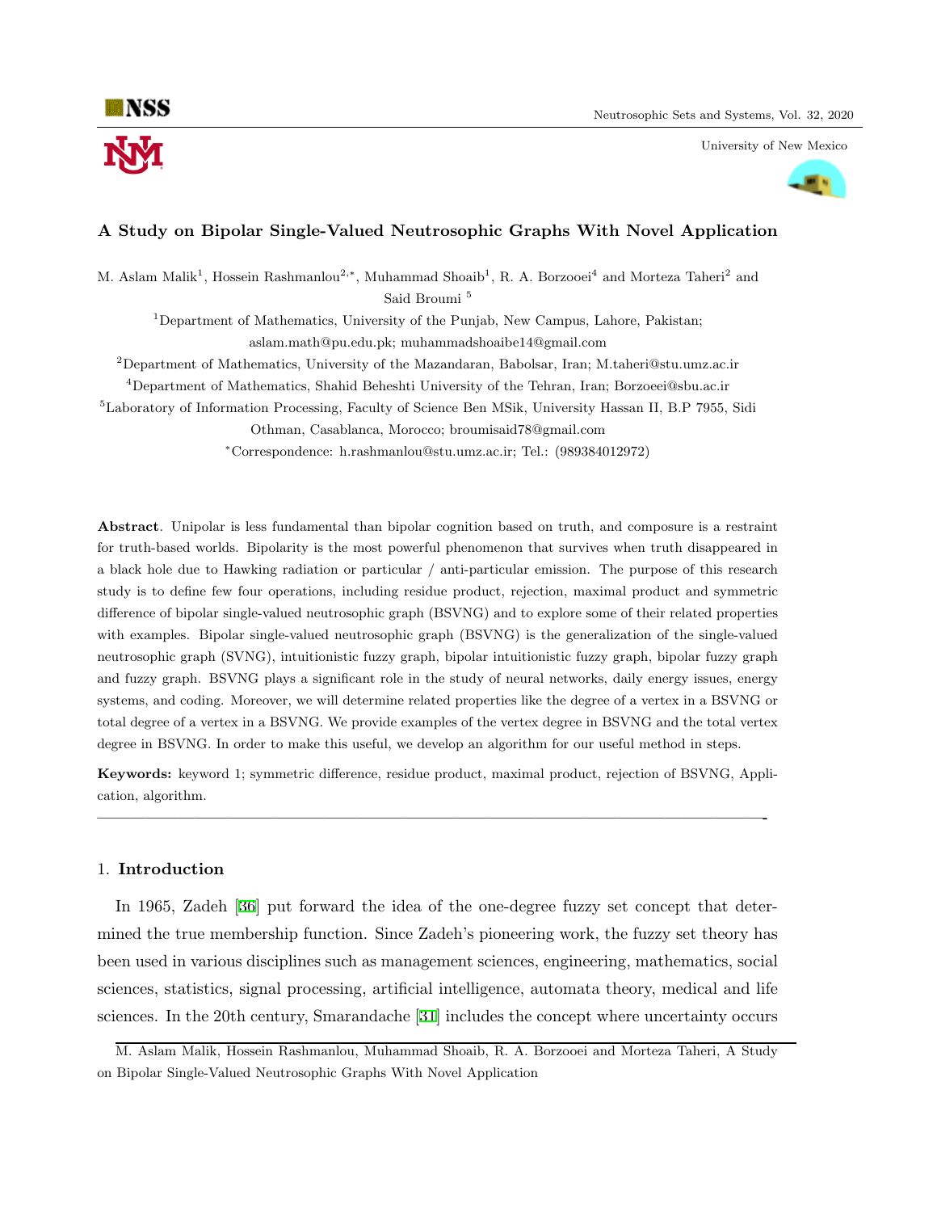# A Study on Bipolar Single-Valued Neutrosophic Graphs With Novel Application

M. Aslam Malik[1], Hossein Rashmanlou[2,*], Muhammad Shoaib[1], R. A. Borzooei[4] and Morteza Taheri[2] and Said Broumi [5]

[1]Department of Mathematics, University of the Punjab, New Campus, Lahore, Pakistan; aslam.math@pu.edu.pk; muhammadshoaibe14@gmail.com

[2]Department of Mathematics, University of the Mazandaran, Babolsar, Iran; M.taheri@stu.umz.ac.ir

[4]Department of Mathematics, Shahid Beheshti University of the Tehran, Iran; Borzoeei@sbu.ac.ir

[5]Laboratory of Information Processing, Faculty of Science Ben MSik, University Hassan II, B.P 7955, Sidi Othman, Casablanca, Morocco; broumisaid78@gmail.com

*Correspondence: h.rashmanlou@stu.umz.ac.ir; Tel.: (989384012972)

**Abstract**. Unipolar is less fundamental than bipolar cognition based on truth, and composure is a restraint for truth-based worlds. Bipolarity is the most powerful phenomenon that survives when truth disappeared in a black hole due to Hawking radiation or particular / anti-particular emission. The purpose of this research study is to define few four operations, including residue product, rejection, maximal product and symmetric difference of bipolar single-valued neutrosophic graph (BSVNG) and to explore some of their related properties with examples. Bipolar single-valued neutrosophic graph (BSVNG) is the generalization of the single-valued neutrosophic graph (SVNG), intuitionistic fuzzy graph, bipolar intuitionistic fuzzy graph, bipolar fuzzy graph and fuzzy graph. BSVNG plays a significant role in the study of neural networks, daily energy issues, energy systems, and coding. Moreover, we will determine related properties like the degree of a vertex in a BSVNG or total degree of a vertex in a BSVNG. We provide examples of the vertex degree in BSVNG and the total vertex degree in BSVNG. In order to make this useful, we develop an algorithm for our useful method in steps.

**Keywords:** keyword 1; symmetric difference, residue product, maximal product, rejection of BSVNG, Application, algorithm.

---

## 1. **Introduction**

In 1965, Zadeh [36] put forward the idea of the one-degree fuzzy set concept that determined the true membership function. Since Zadeh's pioneering work, the fuzzy set theory has been used in various disciplines such as management sciences, engineering, mathematics, social sciences, statistics, signal processing, artificial intelligence, automata theory, medical and life sciences. In the 20th century, Smarandache [31] includes the concept where uncertainty occurs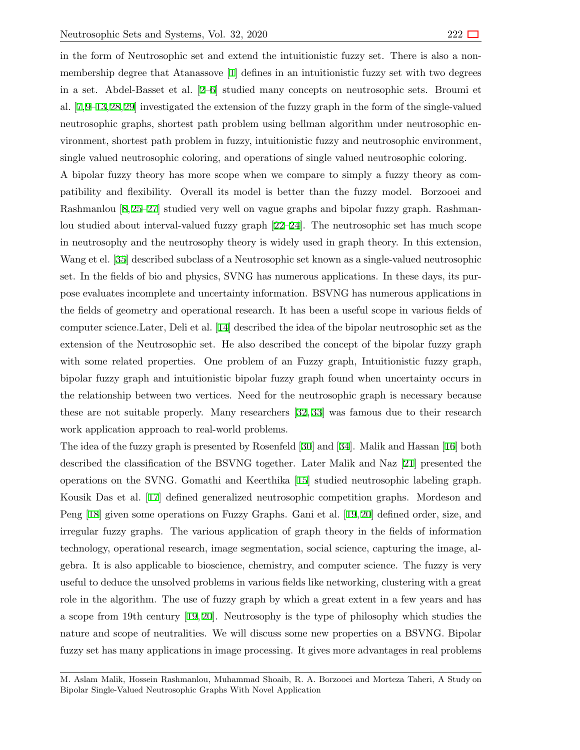in the form of Neutrosophic set and extend the intuitionistic fuzzy set. There is also a non-membership degree that Atanassove [1] defines in an intuitionistic fuzzy set with two degrees in a set. Abdel-Basset et al. [2–6] studied many concepts on neutrosophic sets. Broumi et al. [7,9–13,28,29] investigated the extension of the fuzzy graph in the form of the single-valued neutrosophic graphs, shortest path problem using bellman algorithm under neutrosophic environment, shortest path problem in fuzzy, intuitionistic fuzzy and neutrosophic environment, single valued neutrosophic coloring, and operations of single valued neutrosophic coloring.

A bipolar fuzzy theory has more scope when we compare to simply a fuzzy theory as compatibility and flexibility. Overall its model is better than the fuzzy model. Borzooei and Rashmanlou [8,25–27] studied very well on vague graphs and bipolar fuzzy graph. Rashmanlou studied about interval-valued fuzzy graph [22–24]. The neutrosophic set has much scope in neutrosophy and the neutrosophy theory is widely used in graph theory. In this extension, Wang et el. [35] described subclass of a Neutrosophic set known as a single-valued neutrosophic set. In the fields of bio and physics, SVNG has numerous applications. In these days, its purpose evaluates incomplete and uncertainty information. BSVNG has numerous applications in the fields of geometry and operational research. It has been a useful scope in various fields of computer science.Later, Deli et al. [14] described the idea of the bipolar neutrosophic set as the extension of the Neutrosophic set. He also described the concept of the bipolar fuzzy graph with some related properties. One problem of an Fuzzy graph, Intuitionistic fuzzy graph, bipolar fuzzy graph and intuitionistic bipolar fuzzy graph found when uncertainty occurs in the relationship between two vertices. Need for the neutrosophic graph is necessary because these are not suitable properly. Many researchers [32,33] was famous due to their research work application approach to real-world problems.

The idea of the fuzzy graph is presented by Rosenfeld [30] and [34]. Malik and Hassan [16] both described the classification of the BSVNG together. Later Malik and Naz [21] presented the operations on the SVNG. Gomathi and Keerthika [15] studied neutrosophic labeling graph. Kousik Das et al. [17] defined generalized neutrosophic competition graphs. Mordeson and Peng [18] given some operations on Fuzzy Graphs. Gani et al. [19,20] defined order, size, and irregular fuzzy graphs. The various application of graph theory in the fields of information technology, operational research, image segmentation, social science, capturing the image, algebra. It is also applicable to bioscience, chemistry, and computer science. The fuzzy is very useful to deduce the unsolved problems in various fields like networking, clustering with a great role in the algorithm. The use of fuzzy graph by which a great extent in a few years and has a scope from 19th century [19,20]. Neutrosophy is the type of philosophy which studies the nature and scope of neutralities. We will discuss some new properties on a BSVNG. Bipolar fuzzy set has many applications in image processing. It gives more advantages in real problems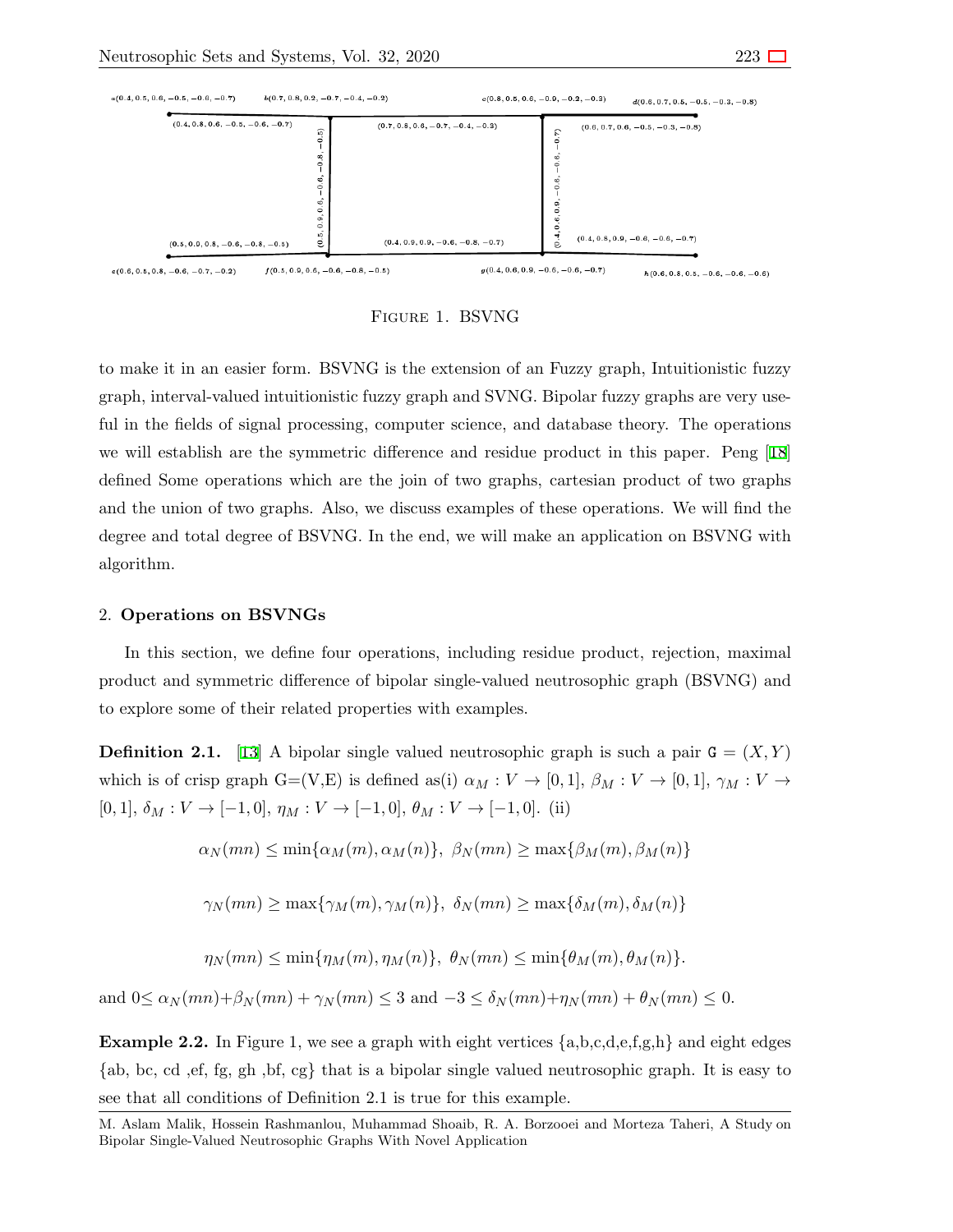FIGURE 1. BSVNG

to make it in an easier form. BSVNG is the extension of an Fuzzy graph, Intuitionistic fuzzy graph, interval-valued intuitionistic fuzzy graph and SVNG. Bipolar fuzzy graphs are very useful in the fields of signal processing, computer science, and database theory. The operations we will establish are the symmetric difference and residue product in this paper. Peng [18] defined Some operations which are the join of two graphs, cartesian product of two graphs and the union of two graphs. Also, we discuss examples of these operations. We will find the degree and total degree of BSVNG. In the end, we will make an application on BSVNG with algorithm.

## 2. Operations on BSVNGs

In this section, we define four operations, including residue product, rejection, maximal product and symmetric difference of bipolar single-valued neutrosophic graph (BSVNG) and to explore some of their related properties with examples.

**Definition 2.1.** [13] A bipolar single valued neutrosophic graph is such a pair $\mathtt{G} = (X, Y)$ which is of crisp graph G=(V,E) is defined as(i) $\alpha_M : V \to [0, 1]$, $\beta_M : V \to [0, 1]$, $\gamma_M : V \to [0, 1]$, $\delta_M : V \to [-1, 0]$, $\eta_M : V \to [-1, 0]$, $\theta_M : V \to [-1, 0]$. (ii)

$$\alpha_N(mn) \leq \min\{\alpha_M(m), \alpha_M(n)\},\ \beta_N(mn) \geq \max\{\beta_M(m), \beta_M(n)\}$$

$$\gamma_N(mn) \geq \max\{\gamma_M(m), \gamma_M(n)\},\ \delta_N(mn) \geq \max\{\delta_M(m), \delta_M(n)\}$$

$$\eta_N(mn) \leq \min\{\eta_M(m), \eta_M(n)\},\ \theta_N(mn) \leq \min\{\theta_M(m), \theta_M(n)\}.$$

and $0 \leq \alpha_N(mn) + \beta_N(mn) + \gamma_N(mn) \leq 3$ and $-3 \leq \delta_N(mn) + \eta_N(mn) + \theta_N(mn) \leq 0$.

**Example 2.2.** In Figure 1, we see a graph with eight vertices {a,b,c,d,e,f,g,h} and eight edges {ab, bc, cd ,ef, fg, gh ,bf, cg} that is a bipolar single valued neutrosophic graph. It is easy to see that all conditions of Definition 2.1 is true for this example.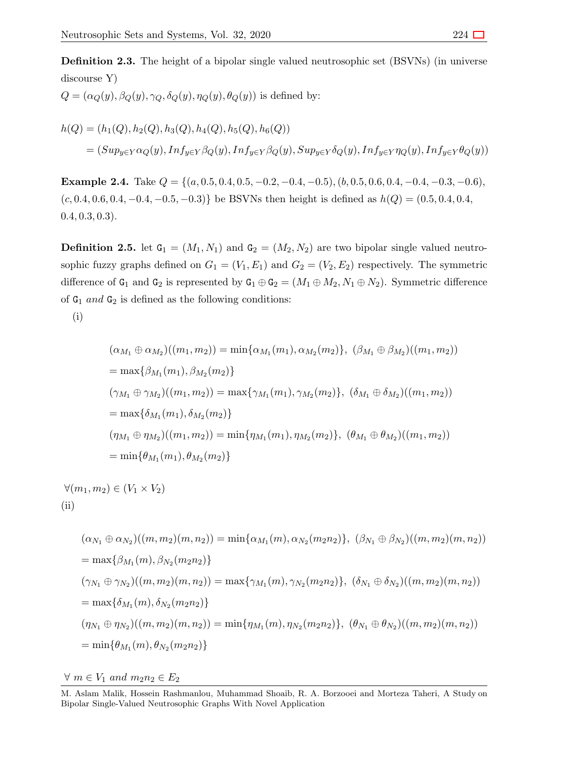**Definition 2.3.** The height of a bipolar single valued neutrosophic set (BSVNs) (in universe discourse Y)

$Q = (\alpha_Q(y), \beta_Q(y), \gamma_Q, \delta_Q(y), \eta_Q(y), \theta_Q(y))$ is defined by:

$$
\begin{aligned}
h(Q) &= (h_1(Q), h_2(Q), h_3(Q), h_4(Q), h_5(Q), h_6(Q)) \\
&= (Sup_{y\in Y}\alpha_Q(y), Inf_{y\in Y}\beta_Q(y), Inf_{y\in Y}\beta_Q(y), Sup_{y\in Y}\delta_Q(y), Inf_{y\in Y}\eta_Q(y), Inf_{y\in Y}\theta_Q(y))
\end{aligned}
$$

**Example 2.4.** Take $Q = \{(a, 0.5, 0.4, 0.5, -0.2, -0.4, -0.5), (b, 0.5, 0.6, 0.4, -0.4, -0.3, -0.6), (c, 0.4, 0.6, 0.4, -0.4, -0.5, -0.3)\}$ be BSVNs then height is defined as $h(Q) = (0.5, 0.4, 0.4, 0.4, 0.3, 0.3)$.

**Definition 2.5.** let $\mathtt{G}_1 = (M_1, N_1)$ and $\mathtt{G}_2 = (M_2, N_2)$ are two bipolar single valued neutrosophic fuzzy graphs defined on $G_1 = (V_1, E_1)$ and $G_2 = (V_2, E_2)$ respectively. The symmetric difference of $\mathtt{G}_1$ and $\mathtt{G}_2$ is represented by $\mathtt{G}_1 \oplus \mathtt{G}_2 = (M_1 \oplus M_2, N_1 \oplus N_2)$. Symmetric difference of $\mathtt{G}_1$ *and* $\mathtt{G}_2$ is defined as the following conditions:

(i)

$$
\begin{aligned}
&(\alpha_{M_1} \oplus \alpha_{M_2})((m_1, m_2)) = \min\{\alpha_{M_1}(m_1), \alpha_{M_2}(m_2)\},\ (\beta_{M_1} \oplus \beta_{M_2})((m_1, m_2)) \\
&= \max\{\beta_{M_1}(m_1), \beta_{M_2}(m_2)\} \\
&(\gamma_{M_1} \oplus \gamma_{M_2})((m_1, m_2)) = \max\{\gamma_{M_1}(m_1), \gamma_{M_2}(m_2)\},\ (\delta_{M_1} \oplus \delta_{M_2})((m_1, m_2)) \\
&= \max\{\delta_{M_1}(m_1), \delta_{M_2}(m_2)\} \\
&(\eta_{M_1} \oplus \eta_{M_2})((m_1, m_2)) = \min\{\eta_{M_1}(m_1), \eta_{M_2}(m_2)\},\ (\theta_{M_1} \oplus \theta_{M_2})((m_1, m_2)) \\
&= \min\{\theta_{M_1}(m_1), \theta_{M_2}(m_2)\}
\end{aligned}
$$

$\forall (m_1, m_2) \in (V_1 \times V_2)$

(ii)

$$
\begin{aligned}
&(\alpha_{N_1} \oplus \alpha_{N_2})((m, m_2)(m, n_2)) = \min\{\alpha_{M_1}(m), \alpha_{N_2}(m_2n_2)\},\ (\beta_{N_1} \oplus \beta_{N_2})((m, m_2)(m, n_2)) \\
&= \max\{\beta_{M_1}(m), \beta_{N_2}(m_2n_2)\} \\
&(\gamma_{N_1} \oplus \gamma_{N_2})((m, m_2)(m, n_2)) = \max\{\gamma_{M_1}(m), \gamma_{N_2}(m_2n_2)\},\ (\delta_{N_1} \oplus \delta_{N_2})((m, m_2)(m, n_2)) \\
&= \max\{\delta_{M_1}(m), \delta_{N_2}(m_2n_2)\} \\
&(\eta_{N_1} \oplus \eta_{N_2})((m, m_2)(m, n_2)) = \min\{\eta_{M_1}(m), \eta_{N_2}(m_2n_2)\},\ (\theta_{N_1} \oplus \theta_{N_2})((m, m_2)(m, n_2)) \\
&= \min\{\theta_{M_1}(m), \theta_{N_2}(m_2n_2)\}
\end{aligned}
$$

$\forall\ m \in V_1$ *and* $m_2n_2 \in E_2$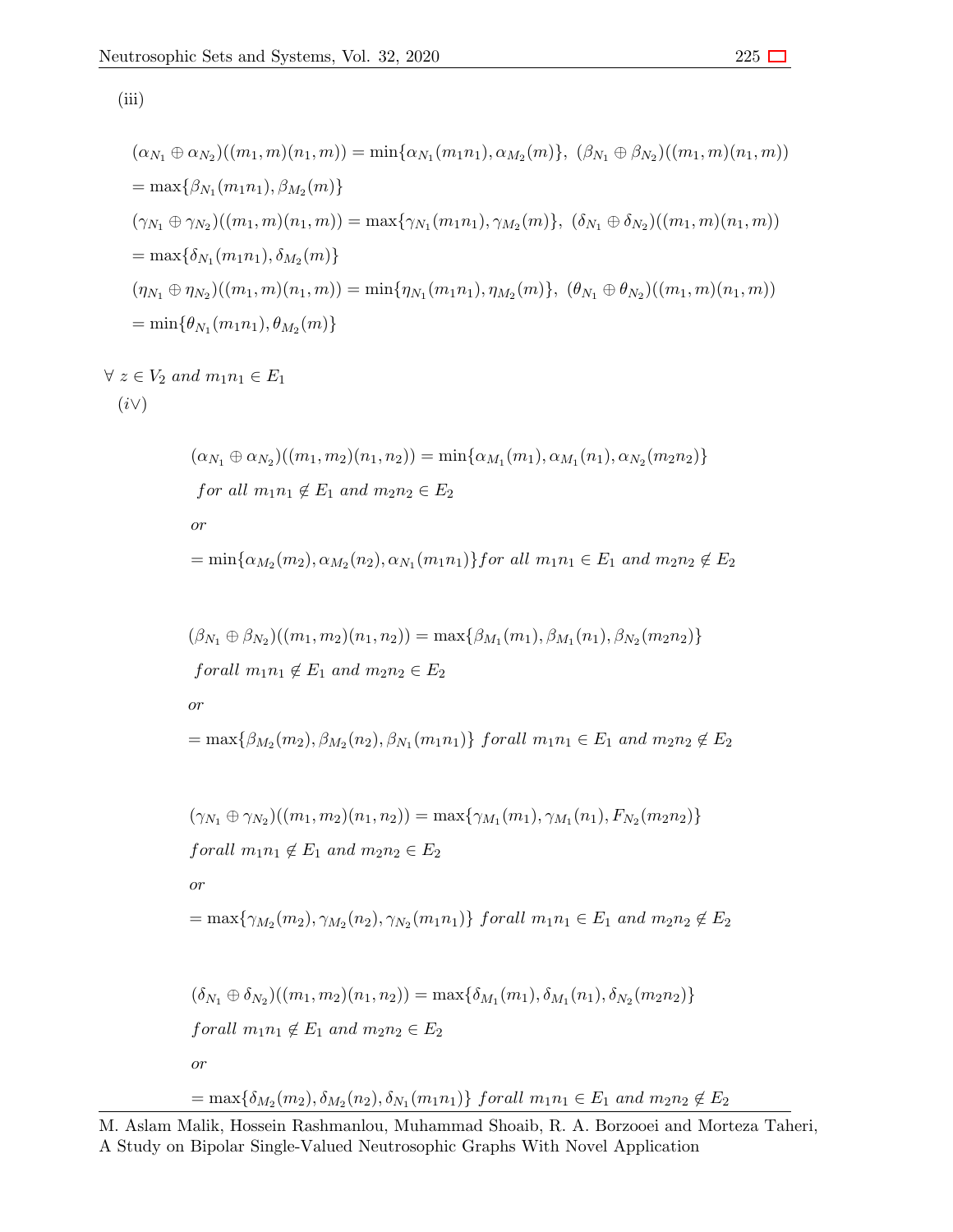(iii)

$$(\alpha_{N_1} \oplus \alpha_{N_2})((m_1, m)(n_1, m)) = \min\{\alpha_{N_1}(m_1n_1), \alpha_{M_2}(m)\},\ (\beta_{N_1} \oplus \beta_{N_2})((m_1, m)(n_1, m))$$
$$= \max\{\beta_{N_1}(m_1n_1), \beta_{M_2}(m)\}$$
$$(\gamma_{N_1} \oplus \gamma_{N_2})((m_1, m)(n_1, m)) = \max\{\gamma_{N_1}(m_1n_1), \gamma_{M_2}(m)\},\ (\delta_{N_1} \oplus \delta_{N_2})((m_1, m)(n_1, m))$$
$$= \max\{\delta_{N_1}(m_1n_1), \delta_{M_2}(m)\}$$
$$(\eta_{N_1} \oplus \eta_{N_2})((m_1, m)(n_1, m)) = \min\{\eta_{N_1}(m_1n_1), \eta_{M_2}(m)\},\ (\theta_{N_1} \oplus \theta_{N_2})((m_1, m)(n_1, m))$$
$$= \min\{\theta_{N_1}(m_1n_1), \theta_{M_2}(m)\}$$

$\forall\ z \in V_2$ *and* $m_1n_1 \in E_1$

$(i\vee)$

$$(\alpha_{N_1} \oplus \alpha_{N_2})((m_1, m_2)(n_1, n_2)) = \min\{\alpha_{M_1}(m_1), \alpha_{M_1}(n_1), \alpha_{N_2}(m_2n_2)\}$$
*for all* $m_1n_1 \notin E_1$ *and* $m_2n_2 \in E_2$

*or*

$$= \min\{\alpha_{M_2}(m_2), \alpha_{M_2}(n_2), \alpha_{N_1}(m_1n_1)\} \textit{ for all } m_1n_1 \in E_1 \textit{ and } m_2n_2 \notin E_2$$

$$(\beta_{N_1} \oplus \beta_{N_2})((m_1, m_2)(n_1, n_2)) = \max\{\beta_{M_1}(m_1), \beta_{M_1}(n_1), \beta_{N_2}(m_2n_2)\}$$
*forall* $m_1n_1 \notin E_1$ *and* $m_2n_2 \in E_2$

*or*

$$= \max\{\beta_{M_2}(m_2), \beta_{M_2}(n_2), \beta_{N_1}(m_1n_1)\} \textit{ forall } m_1n_1 \in E_1 \textit{ and } m_2n_2 \notin E_2$$

$$(\gamma_{N_1} \oplus \gamma_{N_2})((m_1, m_2)(n_1, n_2)) = \max\{\gamma_{M_1}(m_1), \gamma_{M_1}(n_1), F_{N_2}(m_2n_2)\}$$
*forall* $m_1n_1 \notin E_1$ *and* $m_2n_2 \in E_2$

*or*

$$= \max\{\gamma_{M_2}(m_2), \gamma_{M_2}(n_2), \gamma_{N_2}(m_1n_1)\} \textit{ forall } m_1n_1 \in E_1 \textit{ and } m_2n_2 \notin E_2$$

$$(\delta_{N_1} \oplus \delta_{N_2})((m_1, m_2)(n_1, n_2)) = \max\{\delta_{M_1}(m_1), \delta_{M_1}(n_1), \delta_{N_2}(m_2n_2)\}$$
*forall* $m_1n_1 \notin E_1$ *and* $m_2n_2 \in E_2$

*or*

$$= \max\{\delta_{M_2}(m_2), \delta_{M_2}(n_2), \delta_{N_1}(m_1n_1)\} \textit{ forall } m_1n_1 \in E_1 \textit{ and } m_2n_2 \notin E_2$$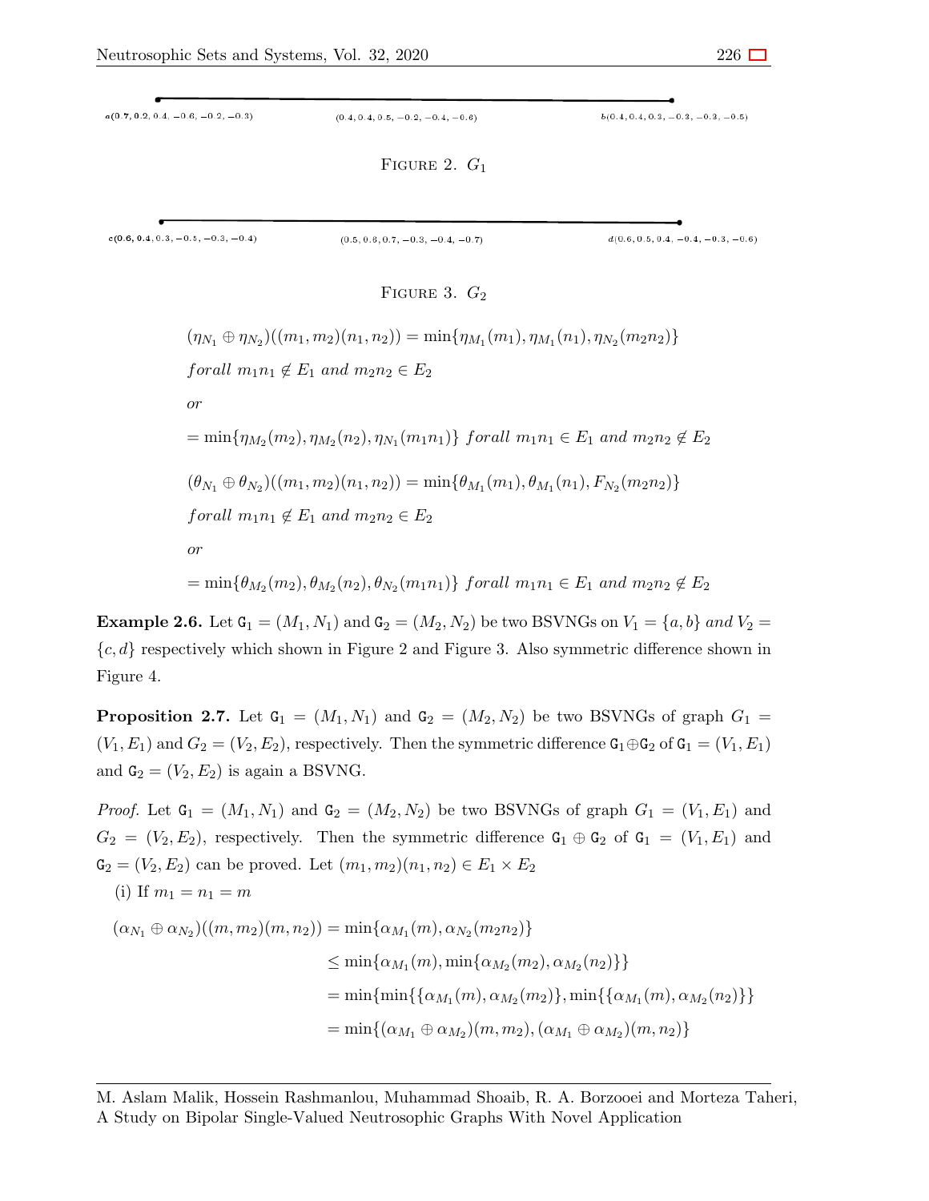$a(0.7, 0.2, 0.4, -0.6, -0.2, -0.3)$ $(0.4, 0.4, 0.5, -0.2, -0.4, -0.6)$ $b(0.4, 0.4, 0.3, -0.3, -0.3, -0.5)$

FIGURE 2. $G_1$

$c(0.6, 0.4, 0.3, -0.5, -0.3, -0.4)$ $(0.5, 0.6, 0.7, -0.3, -0.4, -0.7)$ $d(0.6, 0.5, 0.4, -0.4, -0.3, -0.6)$

FIGURE 3. $G_2$

$$(\eta_{N_1} \oplus \eta_{N_2})((m_1, m_2)(n_1, n_2)) = \min\{\eta_{M_1}(m_1), \eta_{M_1}(n_1), \eta_{N_2}(m_2 n_2)\}$$

$$forall\ m_1n_1 \notin E_1\ and\ m_2n_2 \in E_2$$

$$or$$

$$= \min\{\eta_{M_2}(m_2), \eta_{M_2}(n_2), \eta_{N_1}(m_1 n_1)\}\ forall\ m_1n_1 \in E_1\ and\ m_2n_2 \notin E_2$$

$$(\theta_{N_1} \oplus \theta_{N_2})((m_1, m_2)(n_1, n_2)) = \min\{\theta_{M_1}(m_1), \theta_{M_1}(n_1), F_{N_2}(m_2 n_2)\}$$

$$forall\ m_1n_1 \notin E_1\ and\ m_2n_2 \in E_2$$

$$or$$

$$= \min\{\theta_{M_2}(m_2), \theta_{M_2}(n_2), \theta_{N_2}(m_1 n_1)\}\ forall\ m_1n_1 \in E_1\ and\ m_2n_2 \notin E_2$$

**Example 2.6.** Let $\mathtt{G}_1 = (M_1, N_1)$ and $\mathtt{G}_2 = (M_2, N_2)$ be two BSVNGs on $V_1 = \{a, b\}$ *and* $V_2 = \{c, d\}$ respectively which shown in Figure 2 and Figure 3. Also symmetric difference shown in Figure 4.

**Proposition 2.7.** Let $\mathtt{G}_1 = (M_1, N_1)$ and $\mathtt{G}_2 = (M_2, N_2)$ be two BSVNGs of graph $G_1 = (V_1, E_1)$ and $G_2 = (V_2, E_2)$, respectively. Then the symmetric difference $\mathtt{G}_1 \oplus \mathtt{G}_2$ of $\mathtt{G}_1 = (V_1, E_1)$ and $\mathtt{G}_2 = (V_2, E_2)$ is again a BSVNG.

*Proof.* Let $\mathtt{G}_1 = (M_1, N_1)$ and $\mathtt{G}_2 = (M_2, N_2)$ be two BSVNGs of graph $G_1 = (V_1, E_1)$ and $G_2 = (V_2, E_2)$, respectively. Then the symmetric difference $\mathtt{G}_1 \oplus \mathtt{G}_2$ of $\mathtt{G}_1 = (V_1, E_1)$ and $\mathtt{G}_2 = (V_2, E_2)$ can be proved. Let $(m_1, m_2)(n_1, n_2) \in E_1 \times E_2$

(i) If $m_1 = n_1 = m$

$$\begin{aligned}
(\alpha_{N_1} \oplus \alpha_{N_2})((m, m_2)(m, n_2)) &= \min\{\alpha_{M_1}(m), \alpha_{N_2}(m_2 n_2)\} \\
&\leq \min\{\alpha_{M_1}(m), \min\{\alpha_{M_2}(m_2), \alpha_{M_2}(n_2)\}\} \\
&= \min\{\min\{\{\alpha_{M_1}(m), \alpha_{M_2}(m_2)\}, \min\{\{\alpha_{M_1}(m), \alpha_{M_2}(n_2)\}\} \\
&= \min\{(\alpha_{M_1} \oplus \alpha_{M_2})(m, m_2), (\alpha_{M_1} \oplus \alpha_{M_2})(m, n_2)\}
\end{aligned}$$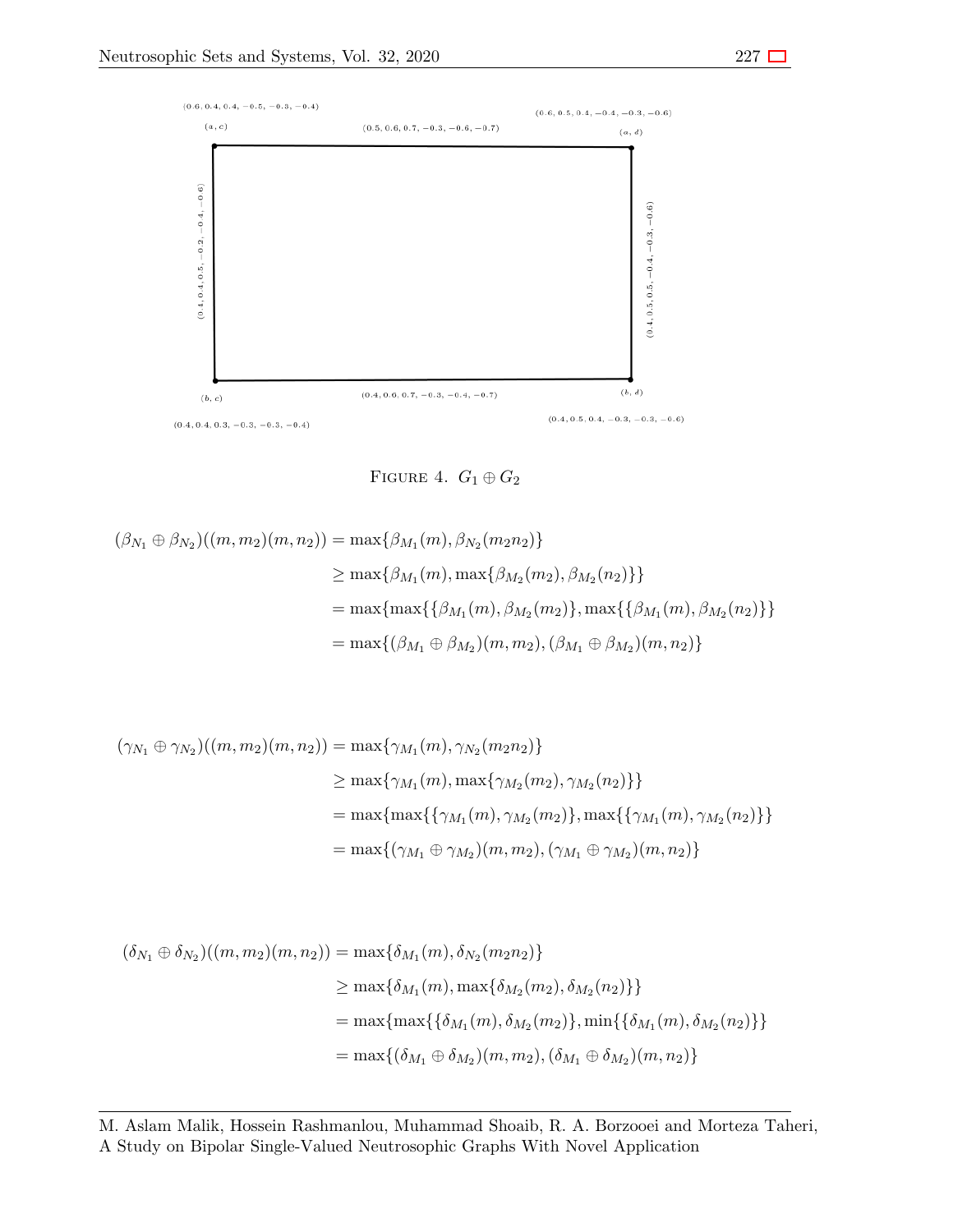(0.6, 0.4, 0.4, −0.5, −0.3, −0.4)

(a, c)

(0.5, 0.6, 0.7, −0.3, −0.6, −0.7)

(0.6, 0.5, 0.4, −0.4, −0.3, −0.6)

(a, d)

(0.4, 0.4, 0.5, −0.2, −0.4, −0.6)

(0.4, 0.5, 0.5, −0.4, −0.3, −0.6)

(b, c)

(0.4, 0.6, 0.7, −0.3, −0.4, −0.7)

(b, d)

(0.4, 0.4, 0.3, −0.3, −0.3, −0.4)

(0.4, 0.5, 0.4, −0.3, −0.3, −0.6)

FIGURE 4. $G_1 \oplus G_2$

$$
\begin{aligned}
(\beta_{N_1} \oplus \beta_{N_2})((m, m_2)(m, n_2)) &= \max\{\beta_{M_1}(m), \beta_{N_2}(m_2 n_2)\} \\
&\geq \max\{\beta_{M_1}(m), \max\{\beta_{M_2}(m_2), \beta_{M_2}(n_2)\}\} \\
&= \max\{\max\{\{\beta_{M_1}(m), \beta_{M_2}(m_2)\}, \max\{\{\beta_{M_1}(m), \beta_{M_2}(n_2)\}\} \\
&= \max\{(\beta_{M_1} \oplus \beta_{M_2})(m, m_2), (\beta_{M_1} \oplus \beta_{M_2})(m, n_2)\}
\end{aligned}
$$

$$
\begin{aligned}
(\gamma_{N_1} \oplus \gamma_{N_2})((m, m_2)(m, n_2)) &= \max\{\gamma_{M_1}(m), \gamma_{N_2}(m_2 n_2)\} \\
&\geq \max\{\gamma_{M_1}(m), \max\{\gamma_{M_2}(m_2), \gamma_{M_2}(n_2)\}\} \\
&= \max\{\max\{\{\gamma_{M_1}(m), \gamma_{M_2}(m_2)\}, \max\{\{\gamma_{M_1}(m), \gamma_{M_2}(n_2)\}\} \\
&= \max\{(\gamma_{M_1} \oplus \gamma_{M_2})(m, m_2), (\gamma_{M_1} \oplus \gamma_{M_2})(m, n_2)\}
\end{aligned}
$$

$$
\begin{aligned}
(\delta_{N_1} \oplus \delta_{N_2})((m, m_2)(m, n_2)) &= \max\{\delta_{M_1}(m), \delta_{N_2}(m_2 n_2)\} \\
&\geq \max\{\delta_{M_1}(m), \max\{\delta_{M_2}(m_2), \delta_{M_2}(n_2)\}\} \\
&= \max\{\max\{\{\delta_{M_1}(m), \delta_{M_2}(m_2)\}, \min\{\{\delta_{M_1}(m), \delta_{M_2}(n_2)\}\} \\
&= \max\{(\delta_{M_1} \oplus \delta_{M_2})(m, m_2), (\delta_{M_1} \oplus \delta_{M_2})(m, n_2)\}
\end{aligned}
$$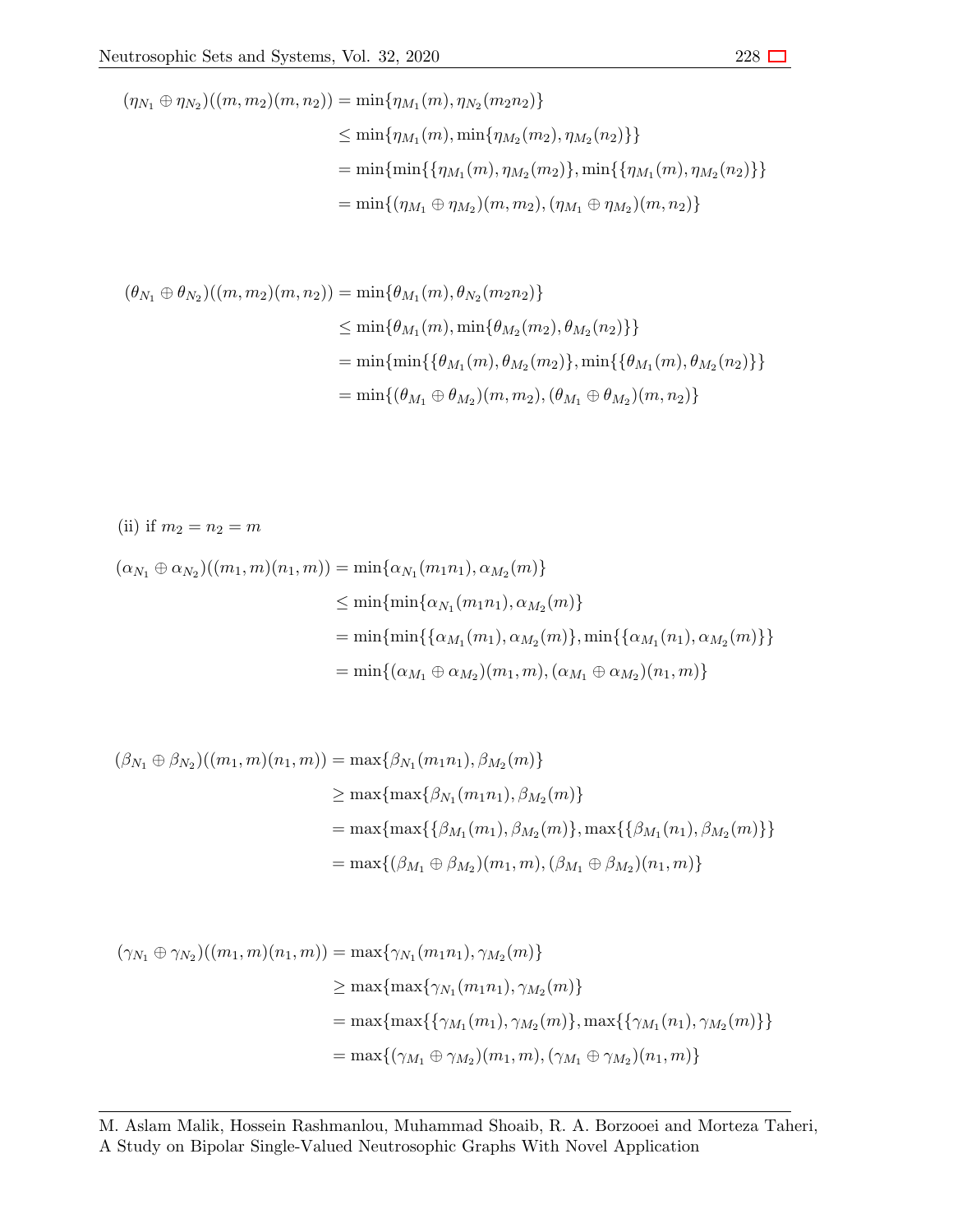$$
\begin{aligned}
(\eta_{N_1} \oplus \eta_{N_2})((m, m_2)(m, n_2)) &= \min\{\eta_{M_1}(m), \eta_{N_2}(m_2 n_2)\} \\
&\leq \min\{\eta_{M_1}(m), \min\{\eta_{M_2}(m_2), \eta_{M_2}(n_2)\}\} \\
&= \min\{\min\{\{\eta_{M_1}(m), \eta_{M_2}(m_2)\}, \min\{\{\eta_{M_1}(m), \eta_{M_2}(n_2)\}\} \\
&= \min\{(\eta_{M_1} \oplus \eta_{M_2})(m, m_2), (\eta_{M_1} \oplus \eta_{M_2})(m, n_2)\}
\end{aligned}
$$

$$
\begin{aligned}
(\theta_{N_1} \oplus \theta_{N_2})((m, m_2)(m, n_2)) &= \min\{\theta_{M_1}(m), \theta_{N_2}(m_2 n_2)\} \\
&\leq \min\{\theta_{M_1}(m), \min\{\theta_{M_2}(m_2), \theta_{M_2}(n_2)\}\} \\
&= \min\{\min\{\{\theta_{M_1}(m), \theta_{M_2}(m_2)\}, \min\{\{\theta_{M_1}(m), \theta_{M_2}(n_2)\}\} \\
&= \min\{(\theta_{M_1} \oplus \theta_{M_2})(m, m_2), (\theta_{M_1} \oplus \theta_{M_2})(m, n_2)\}
\end{aligned}
$$

(ii) if $m_2 = n_2 = m$

$$
\begin{aligned}
(\alpha_{N_1} \oplus \alpha_{N_2})((m_1, m)(n_1, m)) &= \min\{\alpha_{N_1}(m_1 n_1), \alpha_{M_2}(m)\} \\
&\leq \min\{\min\{\alpha_{N_1}(m_1 n_1), \alpha_{M_2}(m)\} \\
&= \min\{\min\{\{\alpha_{M_1}(m_1), \alpha_{M_2}(m)\}, \min\{\{\alpha_{M_1}(n_1), \alpha_{M_2}(m)\}\} \\
&= \min\{(\alpha_{M_1} \oplus \alpha_{M_2})(m_1, m), (\alpha_{M_1} \oplus \alpha_{M_2})(n_1, m)\}
\end{aligned}
$$

$$
\begin{aligned}
(\beta_{N_1} \oplus \beta_{N_2})((m_1, m)(n_1, m)) &= \max\{\beta_{N_1}(m_1 n_1), \beta_{M_2}(m)\} \\
&\geq \max\{\max\{\beta_{N_1}(m_1 n_1), \beta_{M_2}(m)\} \\
&= \max\{\max\{\{\beta_{M_1}(m_1), \beta_{M_2}(m)\}, \max\{\{\beta_{M_1}(n_1), \beta_{M_2}(m)\}\} \\
&= \max\{(\beta_{M_1} \oplus \beta_{M_2})(m_1, m), (\beta_{M_1} \oplus \beta_{M_2})(n_1, m)\}
\end{aligned}
$$

$$
\begin{aligned}
(\gamma_{N_1} \oplus \gamma_{N_2})((m_1, m)(n_1, m)) &= \max\{\gamma_{N_1}(m_1 n_1), \gamma_{M_2}(m)\} \\
&\geq \max\{\max\{\gamma_{N_1}(m_1 n_1), \gamma_{M_2}(m)\} \\
&= \max\{\max\{\{\gamma_{M_1}(m_1), \gamma_{M_2}(m)\}, \max\{\{\gamma_{M_1}(n_1), \gamma_{M_2}(m)\}\} \\
&= \max\{(\gamma_{M_1} \oplus \gamma_{M_2})(m_1, m), (\gamma_{M_1} \oplus \gamma_{M_2})(n_1, m)\}
\end{aligned}
$$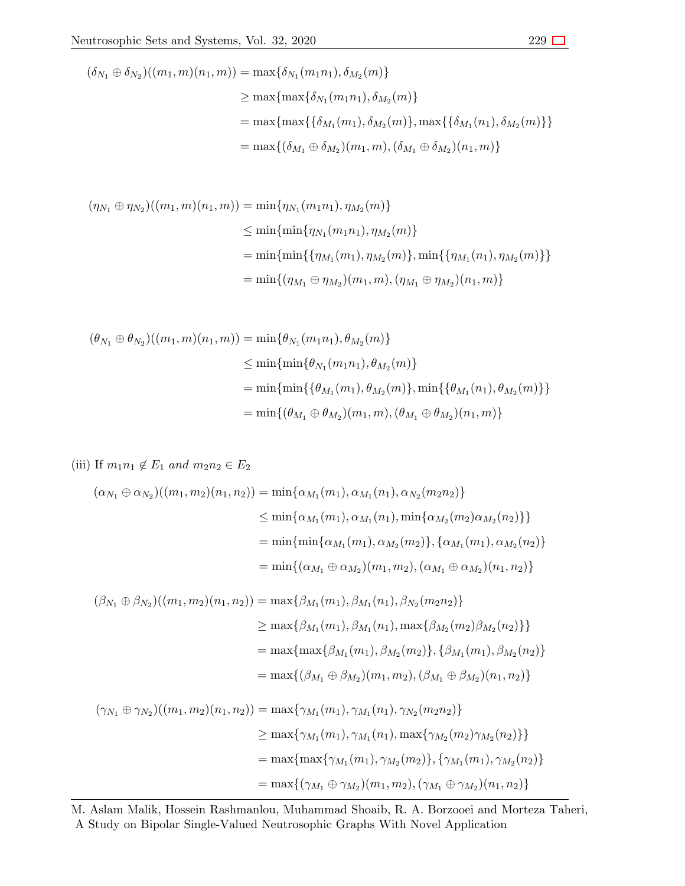$$
\begin{aligned}
(\delta_{N_1} \oplus \delta_{N_2})((m_1, m)(n_1, m)) &= \max\{\delta_{N_1}(m_1n_1), \delta_{M_2}(m)\} \\
&\geq \max\{\max\{\delta_{N_1}(m_1n_1), \delta_{M_2}(m)\} \\
&= \max\{\max\{\{\delta_{M_1}(m_1), \delta_{M_2}(m)\}, \max\{\{\delta_{M_1}(n_1), \delta_{M_2}(m)\}\} \\
&= \max\{(\delta_{M_1} \oplus \delta_{M_2})(m_1, m), (\delta_{M_1} \oplus \delta_{M_2})(n_1, m)\}
\end{aligned}
$$

$$
\begin{aligned}
(\eta_{N_1} \oplus \eta_{N_2})((m_1, m)(n_1, m)) &= \min\{\eta_{N_1}(m_1n_1), \eta_{M_2}(m)\} \\
&\leq \min\{\min\{\eta_{N_1}(m_1n_1), \eta_{M_2}(m)\} \\
&= \min\{\min\{\{\eta_{M_1}(m_1), \eta_{M_2}(m)\}, \min\{\{\eta_{M_1}(n_1), \eta_{M_2}(m)\}\} \\
&= \min\{(\eta_{M_1} \oplus \eta_{M_2})(m_1, m), (\eta_{M_1} \oplus \eta_{M_2})(n_1, m)\}
\end{aligned}
$$

$$
\begin{aligned}
(\theta_{N_1} \oplus \theta_{N_2})((m_1, m)(n_1, m)) &= \min\{\theta_{N_1}(m_1n_1), \theta_{M_2}(m)\} \\
&\leq \min\{\min\{\theta_{N_1}(m_1n_1), \theta_{M_2}(m)\} \\
&= \min\{\min\{\{\theta_{M_1}(m_1), \theta_{M_2}(m)\}, \min\{\{\theta_{M_1}(n_1), \theta_{M_2}(m)\}\} \\
&= \min\{(\theta_{M_1} \oplus \theta_{M_2})(m_1, m), (\theta_{M_1} \oplus \theta_{M_2})(n_1, m)\}
\end{aligned}
$$

(iii) If $m_1n_1 \notin E_1$ *and* $m_2n_2 \in E_2$

$$
\begin{aligned}
(\alpha_{N_1} \oplus \alpha_{N_2})((m_1, m_2)(n_1, n_2)) &= \min\{\alpha_{M_1}(m_1), \alpha_{M_1}(n_1), \alpha_{N_2}(m_2n_2)\} \\
&\leq \min\{\alpha_{M_1}(m_1), \alpha_{M_1}(n_1), \min\{\alpha_{M_2}(m_2)\alpha_{M_2}(n_2)\}\} \\
&= \min\{\min\{\alpha_{M_1}(m_1), \alpha_{M_2}(m_2)\}, \{\alpha_{M_1}(m_1), \alpha_{M_2}(n_2)\} \\
&= \min\{(\alpha_{M_1} \oplus \alpha_{M_2})(m_1, m_2), (\alpha_{M_1} \oplus \alpha_{M_2})(n_1, n_2)\}
\end{aligned}
$$

$$
\begin{aligned}
(\beta_{N_1} \oplus \beta_{N_2})((m_1, m_2)(n_1, n_2)) &= \max\{\beta_{M_1}(m_1), \beta_{M_1}(n_1), \beta_{N_2}(m_2n_2)\} \\
&\geq \max\{\beta_{M_1}(m_1), \beta_{M_1}(n_1), \max\{\beta_{M_2}(m_2)\beta_{M_2}(n_2)\}\} \\
&= \max\{\max\{\beta_{M_1}(m_1), \beta_{M_2}(m_2)\}, \{\beta_{M_1}(m_1), \beta_{M_2}(n_2)\} \\
&= \max\{(\beta_{M_1} \oplus \beta_{M_2})(m_1, m_2), (\beta_{M_1} \oplus \beta_{M_2})(n_1, n_2)\}
\end{aligned}
$$

$$
\begin{aligned}
(\gamma_{N_1} \oplus \gamma_{N_2})((m_1, m_2)(n_1, n_2)) &= \max\{\gamma_{M_1}(m_1), \gamma_{M_1}(n_1), \gamma_{N_2}(m_2n_2)\} \\
&\geq \max\{\gamma_{M_1}(m_1), \gamma_{M_1}(n_1), \max\{\gamma_{M_2}(m_2)\gamma_{M_2}(n_2)\}\} \\
&= \max\{\max\{\gamma_{M_1}(m_1), \gamma_{M_2}(m_2)\}, \{\gamma_{M_1}(m_1), \gamma_{M_2}(n_2)\} \\
&= \max\{(\gamma_{M_1} \oplus \gamma_{M_2})(m_1, m_2), (\gamma_{M_1} \oplus \gamma_{M_2})(n_1, n_2)\}
\end{aligned}
$$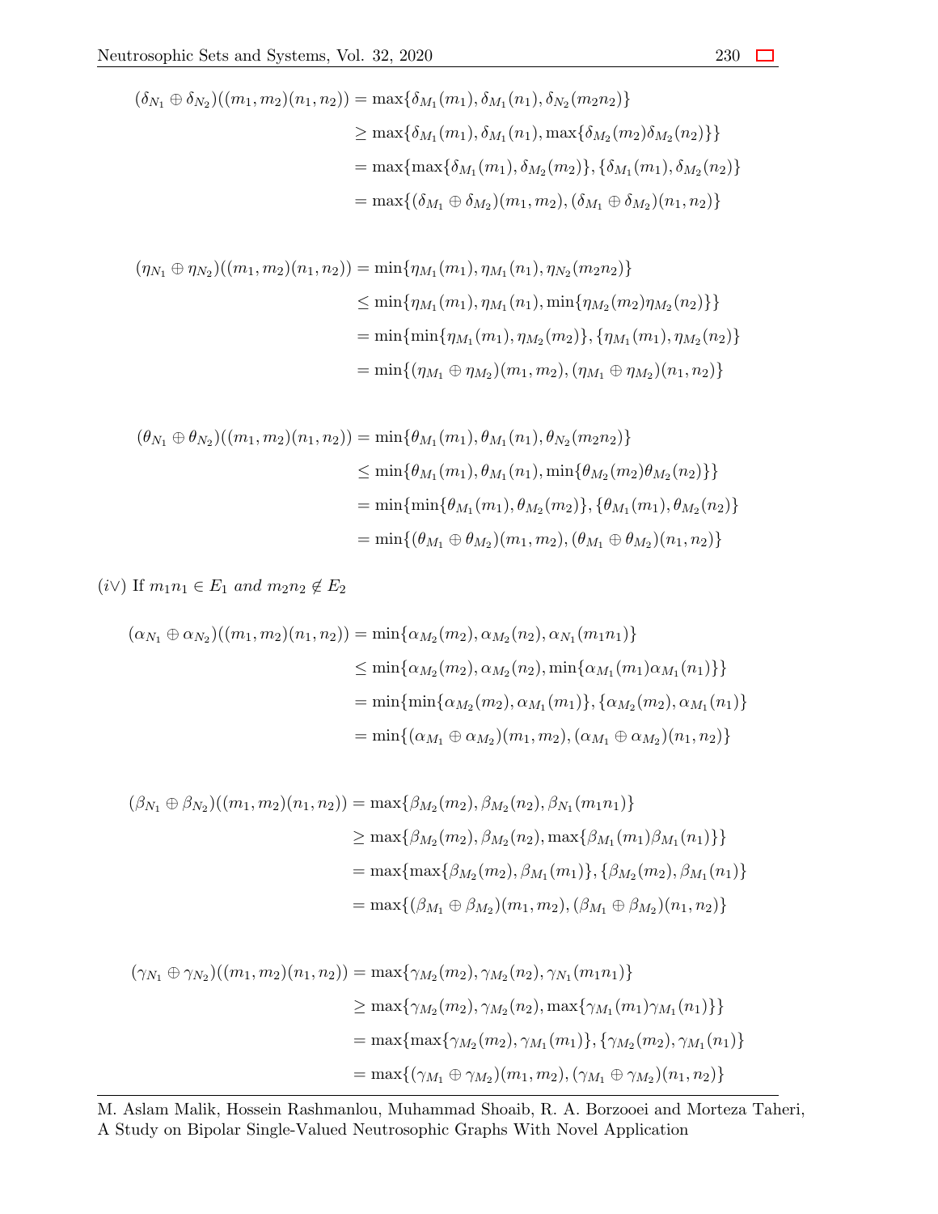$$
\begin{aligned}
(\delta_{N_1} \oplus \delta_{N_2})((m_1, m_2)(n_1, n_2)) &= \max\{\delta_{M_1}(m_1), \delta_{M_1}(n_1), \delta_{N_2}(m_2 n_2)\} \\
&\geq \max\{\delta_{M_1}(m_1), \delta_{M_1}(n_1), \max\{\delta_{M_2}(m_2)\delta_{M_2}(n_2)\}\} \\
&= \max\{\max\{\delta_{M_1}(m_1), \delta_{M_2}(m_2)\}, \{\delta_{M_1}(m_1), \delta_{M_2}(n_2)\} \\
&= \max\{(\delta_{M_1} \oplus \delta_{M_2})(m_1, m_2), (\delta_{M_1} \oplus \delta_{M_2})(n_1, n_2)\}
\end{aligned}
$$

$$
\begin{aligned}
(\eta_{N_1} \oplus \eta_{N_2})((m_1, m_2)(n_1, n_2)) &= \min\{\eta_{M_1}(m_1), \eta_{M_1}(n_1), \eta_{N_2}(m_2 n_2)\} \\
&\leq \min\{\eta_{M_1}(m_1), \eta_{M_1}(n_1), \min\{\eta_{M_2}(m_2)\eta_{M_2}(n_2)\}\} \\
&= \min\{\min\{\eta_{M_1}(m_1), \eta_{M_2}(m_2)\}, \{\eta_{M_1}(m_1), \eta_{M_2}(n_2)\} \\
&= \min\{(\eta_{M_1} \oplus \eta_{M_2})(m_1, m_2), (\eta_{M_1} \oplus \eta_{M_2})(n_1, n_2)\}
\end{aligned}
$$

$$
\begin{aligned}
(\theta_{N_1} \oplus \theta_{N_2})((m_1, m_2)(n_1, n_2)) &= \min\{\theta_{M_1}(m_1), \theta_{M_1}(n_1), \theta_{N_2}(m_2 n_2)\} \\
&\leq \min\{\theta_{M_1}(m_1), \theta_{M_1}(n_1), \min\{\theta_{M_2}(m_2)\theta_{M_2}(n_2)\}\} \\
&= \min\{\min\{\theta_{M_1}(m_1), \theta_{M_2}(m_2)\}, \{\theta_{M_1}(m_1), \theta_{M_2}(n_2)\} \\
&= \min\{(\theta_{M_1} \oplus \theta_{M_2})(m_1, m_2), (\theta_{M_1} \oplus \theta_{M_2})(n_1, n_2)\}
\end{aligned}
$$

$(i\vee)$ If $m_1 n_1 \in E_1$ *and* $m_2 n_2 \notin E_2$

$$
\begin{aligned}
(\alpha_{N_1} \oplus \alpha_{N_2})((m_1, m_2)(n_1, n_2)) &= \min\{\alpha_{M_2}(m_2), \alpha_{M_2}(n_2), \alpha_{N_1}(m_1 n_1)\} \\
&\leq \min\{\alpha_{M_2}(m_2), \alpha_{M_2}(n_2), \min\{\alpha_{M_1}(m_1)\alpha_{M_1}(n_1)\}\} \\
&= \min\{\min\{\alpha_{M_2}(m_2), \alpha_{M_1}(m_1)\}, \{\alpha_{M_2}(m_2), \alpha_{M_1}(n_1)\} \\
&= \min\{(\alpha_{M_1} \oplus \alpha_{M_2})(m_1, m_2), (\alpha_{M_1} \oplus \alpha_{M_2})(n_1, n_2)\}
\end{aligned}
$$

$$
\begin{aligned}
(\beta_{N_1} \oplus \beta_{N_2})((m_1, m_2)(n_1, n_2)) &= \max\{\beta_{M_2}(m_2), \beta_{M_2}(n_2), \beta_{N_1}(m_1 n_1)\} \\
&\geq \max\{\beta_{M_2}(m_2), \beta_{M_2}(n_2), \max\{\beta_{M_1}(m_1)\beta_{M_1}(n_1)\}\} \\
&= \max\{\max\{\beta_{M_2}(m_2), \beta_{M_1}(m_1)\}, \{\beta_{M_2}(m_2), \beta_{M_1}(n_1)\} \\
&= \max\{(\beta_{M_1} \oplus \beta_{M_2})(m_1, m_2), (\beta_{M_1} \oplus \beta_{M_2})(n_1, n_2)\}
\end{aligned}
$$

$$
\begin{aligned}
(\gamma_{N_1} \oplus \gamma_{N_2})((m_1, m_2)(n_1, n_2)) &= \max\{\gamma_{M_2}(m_2), \gamma_{M_2}(n_2), \gamma_{N_1}(m_1 n_1)\} \\
&\geq \max\{\gamma_{M_2}(m_2), \gamma_{M_2}(n_2), \max\{\gamma_{M_1}(m_1)\gamma_{M_1}(n_1)\}\} \\
&= \max\{\max\{\gamma_{M_2}(m_2), \gamma_{M_1}(m_1)\}, \{\gamma_{M_2}(m_2), \gamma_{M_1}(n_1)\} \\
&= \max\{(\gamma_{M_1} \oplus \gamma_{M_2})(m_1, m_2), (\gamma_{M_1} \oplus \gamma_{M_2})(n_1, n_2)\}
\end{aligned}
$$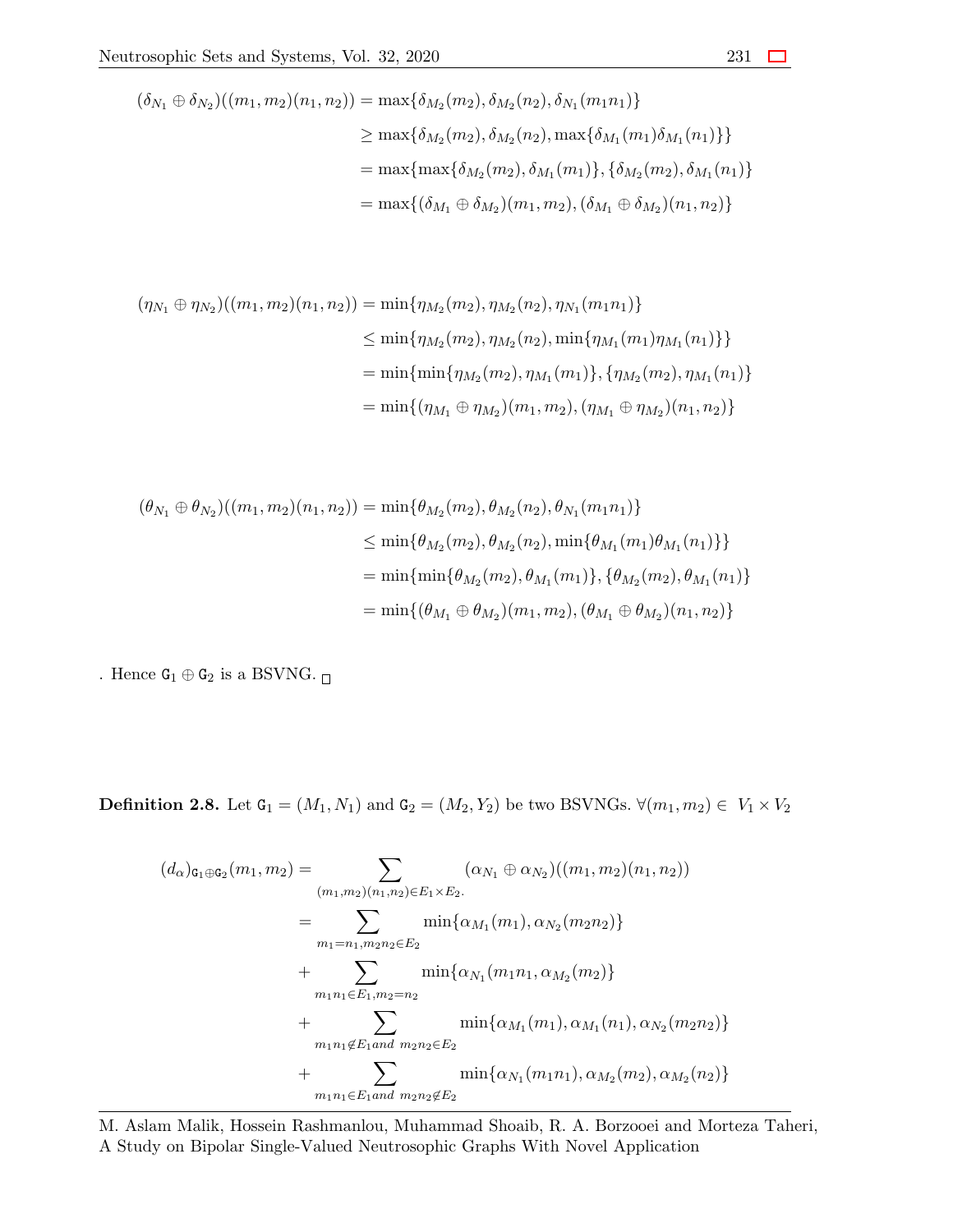$$
\begin{aligned}
(\delta_{N_1} \oplus \delta_{N_2})((m_1, m_2)(n_1, n_2)) &= \max\{\delta_{M_2}(m_2), \delta_{M_2}(n_2), \delta_{N_1}(m_1 n_1)\} \\
&\geq \max\{\delta_{M_2}(m_2), \delta_{M_2}(n_2), \max\{\delta_{M_1}(m_1)\delta_{M_1}(n_1)\}\} \\
&= \max\{\max\{\delta_{M_2}(m_2), \delta_{M_1}(m_1)\}, \{\delta_{M_2}(m_2), \delta_{M_1}(n_1)\} \\
&= \max\{(\delta_{M_1} \oplus \delta_{M_2})(m_1, m_2), (\delta_{M_1} \oplus \delta_{M_2})(n_1, n_2)\}
\end{aligned}
$$

$$
\begin{aligned}
(\eta_{N_1} \oplus \eta_{N_2})((m_1, m_2)(n_1, n_2)) &= \min\{\eta_{M_2}(m_2), \eta_{M_2}(n_2), \eta_{N_1}(m_1 n_1)\} \\
&\leq \min\{\eta_{M_2}(m_2), \eta_{M_2}(n_2), \min\{\eta_{M_1}(m_1)\eta_{M_1}(n_1)\}\} \\
&= \min\{\min\{\eta_{M_2}(m_2), \eta_{M_1}(m_1)\}, \{\eta_{M_2}(m_2), \eta_{M_1}(n_1)\} \\
&= \min\{(\eta_{M_1} \oplus \eta_{M_2})(m_1, m_2), (\eta_{M_1} \oplus \eta_{M_2})(n_1, n_2)\}
\end{aligned}
$$

$$
\begin{aligned}
(\theta_{N_1} \oplus \theta_{N_2})((m_1, m_2)(n_1, n_2)) &= \min\{\theta_{M_2}(m_2), \theta_{M_2}(n_2), \theta_{N_1}(m_1 n_1)\} \\
&\leq \min\{\theta_{M_2}(m_2), \theta_{M_2}(n_2), \min\{\theta_{M_1}(m_1)\theta_{M_1}(n_1)\}\} \\
&= \min\{\min\{\theta_{M_2}(m_2), \theta_{M_1}(m_1)\}, \{\theta_{M_2}(m_2), \theta_{M_1}(n_1)\} \\
&= \min\{(\theta_{M_1} \oplus \theta_{M_2})(m_1, m_2), (\theta_{M_1} \oplus \theta_{M_2})(n_1, n_2)\}
\end{aligned}
$$

. Hence $\mathtt{G}_1 \oplus \mathtt{G}_2$ is a BSVNG. □

**Definition 2.8.** Let $\mathtt{G}_1 = (M_1, N_1)$ and $\mathtt{G}_2 = (M_2, Y_2)$ be two BSVNGs. $\forall (m_1, m_2) \in V_1 \times V_2$

$$
\begin{aligned}
(d_\alpha)_{\mathtt{G}_1 \oplus \mathtt{G}_2}(m_1, m_2) &= \sum_{(m_1,m_2)(n_1,n_2) \in E_1 \times E_2.} (\alpha_{N_1} \oplus \alpha_{N_2})((m_1, m_2)(n_1, n_2)) \\
&= \sum_{m_1 = n_1, m_2 n_2 \in E_2} \min\{\alpha_{M_1}(m_1), \alpha_{N_2}(m_2 n_2)\} \\
&+ \sum_{m_1 n_1 \in E_1, m_2 = n_2} \min\{\alpha_{N_1}(m_1 n_1, \alpha_{M_2}(m_2)\} \\
&+ \sum_{m_1 n_1 \notin E_1 and\ m_2 n_2 \in E_2} \min\{\alpha_{M_1}(m_1), \alpha_{M_1}(n_1), \alpha_{N_2}(m_2 n_2)\} \\
&+ \sum_{m_1 n_1 \in E_1 and\ m_2 n_2 \notin E_2} \min\{\alpha_{N_1}(m_1 n_1), \alpha_{M_2}(m_2), \alpha_{M_2}(n_2)\}
\end{aligned}
$$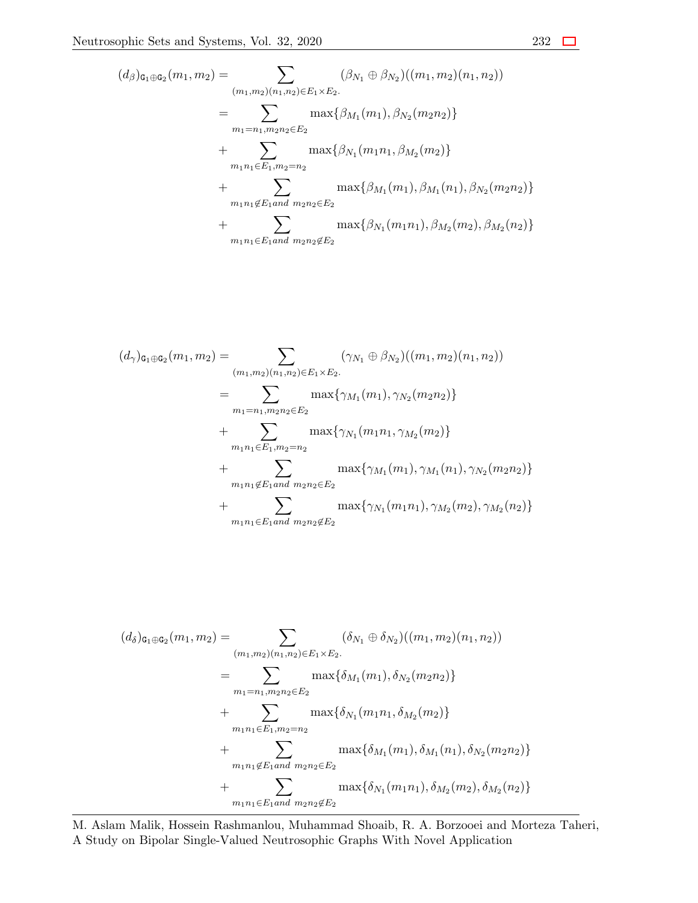$$
\begin{aligned}
(d_\beta)_{\mathtt{G}_1\oplus\mathtt{G}_2}(m_1,m_2) &= \sum_{(m_1,m_2)(n_1,n_2)\in E_1\times E_2.} (\beta_{N_1}\oplus\beta_{N_2})((m_1,m_2)(n_1,n_2)) \\
&= \sum_{m_1=n_1, m_2n_2\in E_2} \max\{\beta_{M_1}(m_1), \beta_{N_2}(m_2n_2)\} \\
&+ \sum_{m_1n_1\in E_1, m_2=n_2} \max\{\beta_{N_1}(m_1n_1, \beta_{M_2}(m_2)\} \\
&+ \sum_{m_1n_1\notin E_1 and\ m_2n_2\in E_2} \max\{\beta_{M_1}(m_1), \beta_{M_1}(n_1), \beta_{N_2}(m_2n_2)\} \\
&+ \sum_{m_1n_1\in E_1 and\ m_2n_2\notin E_2} \max\{\beta_{N_1}(m_1n_1), \beta_{M_2}(m_2), \beta_{M_2}(n_2)\}
\end{aligned}
$$

$$
\begin{aligned}
(d_\gamma)_{\mathtt{G}_1\oplus\mathtt{G}_2}(m_1,m_2) &= \sum_{(m_1,m_2)(n_1,n_2)\in E_1\times E_2.} (\gamma_{N_1}\oplus\beta_{N_2})((m_1,m_2)(n_1,n_2)) \\
&= \sum_{m_1=n_1, m_2n_2\in E_2} \max\{\gamma_{M_1}(m_1), \gamma_{N_2}(m_2n_2)\} \\
&+ \sum_{m_1n_1\in E_1, m_2=n_2} \max\{\gamma_{N_1}(m_1n_1, \gamma_{M_2}(m_2)\} \\
&+ \sum_{m_1n_1\notin E_1 and\ m_2n_2\in E_2} \max\{\gamma_{M_1}(m_1), \gamma_{M_1}(n_1), \gamma_{N_2}(m_2n_2)\} \\
&+ \sum_{m_1n_1\in E_1 and\ m_2n_2\notin E_2} \max\{\gamma_{N_1}(m_1n_1), \gamma_{M_2}(m_2), \gamma_{M_2}(n_2)\}
\end{aligned}
$$

$$
\begin{aligned}
(d_\delta)_{\mathtt{G}_1\oplus\mathtt{G}_2}(m_1,m_2) &= \sum_{(m_1,m_2)(n_1,n_2)\in E_1\times E_2.} (\delta_{N_1}\oplus\delta_{N_2})((m_1,m_2)(n_1,n_2)) \\
&= \sum_{m_1=n_1, m_2n_2\in E_2} \max\{\delta_{M_1}(m_1), \delta_{N_2}(m_2n_2)\} \\
&+ \sum_{m_1n_1\in E_1, m_2=n_2} \max\{\delta_{N_1}(m_1n_1, \delta_{M_2}(m_2)\} \\
&+ \sum_{m_1n_1\notin E_1 and\ m_2n_2\in E_2} \max\{\delta_{M_1}(m_1), \delta_{M_1}(n_1), \delta_{N_2}(m_2n_2)\} \\
&+ \sum_{m_1n_1\in E_1 and\ m_2n_2\notin E_2} \max\{\delta_{N_1}(m_1n_1), \delta_{M_2}(m_2), \delta_{M_2}(n_2)\}
\end{aligned}
$$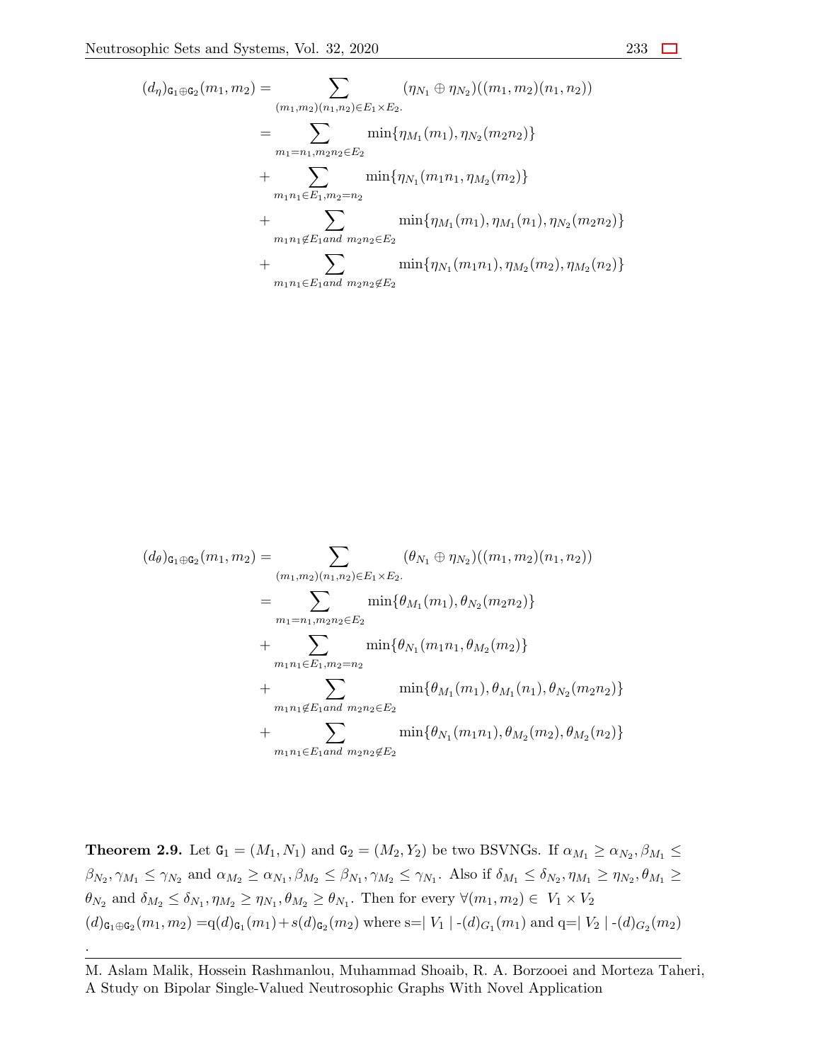$$
\begin{aligned}
(d_\eta)_{\mathtt{G}_1 \oplus \mathtt{G}_2}(m_1, m_2) &= \sum_{(m_1,m_2)(n_1,n_2)\in E_1 \times E_2.} (\eta_{N_1} \oplus \eta_{N_2})((m_1, m_2)(n_1, n_2)) \\
&= \sum_{m_1=n_1, m_2n_2 \in E_2} \min\{\eta_{M_1}(m_1), \eta_{N_2}(m_2n_2)\} \\
&+ \sum_{m_1n_1 \in E_1, m_2=n_2} \min\{\eta_{N_1}(m_1n_1, \eta_{M_2}(m_2)\} \\
&+ \sum_{m_1n_1 \notin E_1 and\ m_2n_2 \in E_2} \min\{\eta_{M_1}(m_1), \eta_{M_1}(n_1), \eta_{N_2}(m_2n_2)\} \\
&+ \sum_{m_1n_1 \in E_1 and\ m_2n_2 \notin E_2} \min\{\eta_{N_1}(m_1n_1), \eta_{M_2}(m_2), \eta_{M_2}(n_2)\}
\end{aligned}
$$

$$
\begin{aligned}
(d_\theta)_{\mathtt{G}_1 \oplus \mathtt{G}_2}(m_1, m_2) &= \sum_{(m_1,m_2)(n_1,n_2)\in E_1 \times E_2.} (\theta_{N_1} \oplus \eta_{N_2})((m_1, m_2)(n_1, n_2)) \\
&= \sum_{m_1=n_1, m_2n_2 \in E_2} \min\{\theta_{M_1}(m_1), \theta_{N_2}(m_2n_2)\} \\
&+ \sum_{m_1n_1 \in E_1, m_2=n_2} \min\{\theta_{N_1}(m_1n_1, \theta_{M_2}(m_2)\} \\
&+ \sum_{m_1n_1 \notin E_1 and\ m_2n_2 \in E_2} \min\{\theta_{M_1}(m_1), \theta_{M_1}(n_1), \theta_{N_2}(m_2n_2)\} \\
&+ \sum_{m_1n_1 \in E_1 and\ m_2n_2 \notin E_2} \min\{\theta_{N_1}(m_1n_1), \theta_{M_2}(m_2), \theta_{M_2}(n_2)\}
\end{aligned}
$$

**Theorem 2.9.** Let $\mathtt{G}_1 = (M_1, N_1)$ and $\mathtt{G}_2 = (M_2, Y_2)$ be two BSVNGs. If $\alpha_{M_1} \geq \alpha_{N_2}, \beta_{M_1} \leq \beta_{N_2}, \gamma_{M_1} \leq \gamma_{N_2}$ and $\alpha_{M_2} \geq \alpha_{N_1}, \beta_{M_2} \leq \beta_{N_1}, \gamma_{M_2} \leq \gamma_{N_1}$. Also if $\delta_{M_1} \leq \delta_{N_2}, \eta_{M_1} \geq \eta_{N_2}, \theta_{M_1} \geq \theta_{N_2}$ and $\delta_{M_2} \leq \delta_{N_1}, \eta_{M_2} \geq \eta_{N_1}, \theta_{M_2} \geq \theta_{N_1}$. Then for every $\forall (m_1, m_2) \in V_1 \times V_2$
$(d)_{\mathtt{G}_1 \oplus \mathtt{G}_2}(m_1, m_2) = q(d)_{\mathtt{G}_1}(m_1) + s(d)_{\mathtt{G}_2}(m_2)$ where s=$\mid V_1 \mid$ -$(d)_{G_1}(m_1)$ and q=$\mid V_2 \mid$ -$(d)_{G_2}(m_2)$
.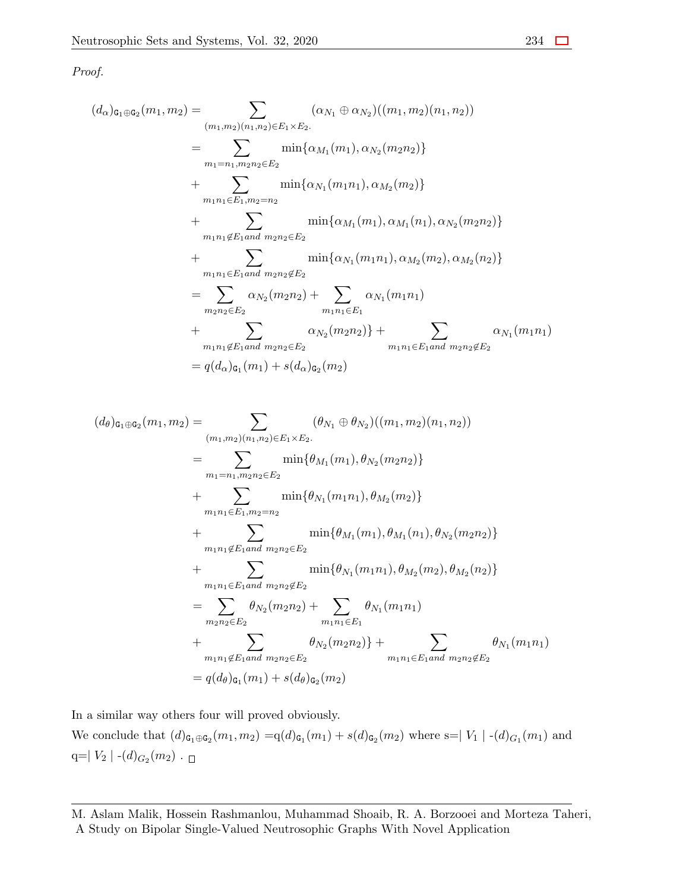*Proof.*

$$
\begin{aligned}
(d_\alpha)_{\mathtt{G}_1 \oplus \mathtt{G}_2}(m_1, m_2) &= \sum_{(m_1,m_2)(n_1,n_2)\in E_1\times E_2.} (\alpha_{N_1} \oplus \alpha_{N_2})((m_1, m_2)(n_1, n_2)) \\
&= \sum_{m_1=n_1, m_2n_2\in E_2} \min\{\alpha_{M_1}(m_1), \alpha_{N_2}(m_2n_2)\} \\
&+ \sum_{m_1n_1\in E_1, m_2=n_2} \min\{\alpha_{N_1}(m_1n_1), \alpha_{M_2}(m_2)\} \\
&+ \sum_{m_1n_1\notin E_1 and\ m_2n_2\in E_2} \min\{\alpha_{M_1}(m_1), \alpha_{M_1}(n_1), \alpha_{N_2}(m_2n_2)\} \\
&+ \sum_{m_1n_1\in E_1 and\ m_2n_2\notin E_2} \min\{\alpha_{N_1}(m_1n_1), \alpha_{M_2}(m_2), \alpha_{M_2}(n_2)\} \\
&= \sum_{m_2n_2\in E_2} \alpha_{N_2}(m_2n_2) + \sum_{m_1n_1\in E_1} \alpha_{N_1}(m_1n_1) \\
&+ \sum_{m_1n_1\notin E_1 and\ m_2n_2\in E_2} \alpha_{N_2}(m_2n_2)\} + \sum_{m_1n_1\in E_1 and\ m_2n_2\notin E_2} \alpha_{N_1}(m_1n_1) \\
&= q(d_\alpha)_{\mathtt{G}_1}(m_1) + s(d_\alpha)_{\mathtt{G}_2}(m_2)
\end{aligned}
$$

$$
\begin{aligned}
(d_\theta)_{\mathtt{G}_1 \oplus \mathtt{G}_2}(m_1, m_2) &= \sum_{(m_1,m_2)(n_1,n_2)\in E_1\times E_2.} (\theta_{N_1} \oplus \theta_{N_2})((m_1, m_2)(n_1, n_2)) \\
&= \sum_{m_1=n_1, m_2n_2\in E_2} \min\{\theta_{M_1}(m_1), \theta_{N_2}(m_2n_2)\} \\
&+ \sum_{m_1n_1\in E_1, m_2=n_2} \min\{\theta_{N_1}(m_1n_1), \theta_{M_2}(m_2)\} \\
&+ \sum_{m_1n_1\notin E_1 and\ m_2n_2\in E_2} \min\{\theta_{M_1}(m_1), \theta_{M_1}(n_1), \theta_{N_2}(m_2n_2)\} \\
&+ \sum_{m_1n_1\in E_1 and\ m_2n_2\notin E_2} \min\{\theta_{N_1}(m_1n_1), \theta_{M_2}(m_2), \theta_{M_2}(n_2)\} \\
&= \sum_{m_2n_2\in E_2} \theta_{N_2}(m_2n_2) + \sum_{m_1n_1\in E_1} \theta_{N_1}(m_1n_1) \\
&+ \sum_{m_1n_1\notin E_1 and\ m_2n_2\in E_2} \theta_{N_2}(m_2n_2)\} + \sum_{m_1n_1\in E_1 and\ m_2n_2\notin E_2} \theta_{N_1}(m_1n_1) \\
&= q(d_\theta)_{\mathtt{G}_1}(m_1) + s(d_\theta)_{\mathtt{G}_2}(m_2)
\end{aligned}
$$

In a similar way others four will proved obviously.

We conclude that $(d)_{\mathtt{G}_1 \oplus \mathtt{G}_2}(m_1, m_2)$ =q$(d)_{\mathtt{G}_1}(m_1) + s(d)_{\mathtt{G}_2}(m_2)$ where s=$| V_1 |$ -$(d)_{G_1}(m_1)$ and q=$| V_2 |$ -$(d)_{G_2}(m_2)$ . □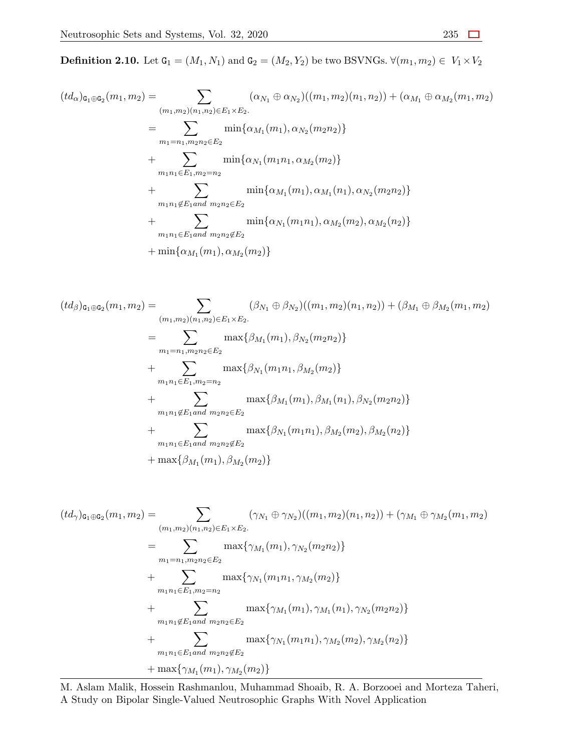**Definition 2.10.** Let $\mathtt{G}_1 = (M_1, N_1)$ and $\mathtt{G}_2 = (M_2, Y_2)$ be two BSVNGs. $\forall (m_1, m_2) \in V_1 \times V_2$

$$
\begin{aligned}
(td_\alpha)_{\mathtt{G}_1 \oplus \mathtt{G}_2}(m_1, m_2) &= \sum_{(m_1,m_2)(n_1,n_2) \in E_1 \times E_2.} (\alpha_{N_1} \oplus \alpha_{N_2})((m_1, m_2)(n_1, n_2)) + (\alpha_{M_1} \oplus \alpha_{M_2}(m_1, m_2) \\
&= \sum_{m_1 = n_1, m_2 n_2 \in E_2} \min\{\alpha_{M_1}(m_1), \alpha_{N_2}(m_2 n_2)\} \\
&+ \sum_{m_1 n_1 \in E_1, m_2 = n_2} \min\{\alpha_{N_1}(m_1 n_1, \alpha_{M_2}(m_2)\} \\
&+ \sum_{m_1 n_1 \notin E_1 and\ m_2 n_2 \in E_2} \min\{\alpha_{M_1}(m_1), \alpha_{M_1}(n_1), \alpha_{N_2}(m_2 n_2)\} \\
&+ \sum_{m_1 n_1 \in E_1 and\ m_2 n_2 \notin E_2} \min\{\alpha_{N_1}(m_1 n_1), \alpha_{M_2}(m_2), \alpha_{M_2}(n_2)\} \\
&+ \min\{\alpha_{M_1}(m_1), \alpha_{M_2}(m_2)\}
\end{aligned}
$$

$$
\begin{aligned}
(td_\beta)_{\mathtt{G}_1 \oplus \mathtt{G}_2}(m_1, m_2) &= \sum_{(m_1,m_2)(n_1,n_2) \in E_1 \times E_2.} (\beta_{N_1} \oplus \beta_{N_2})((m_1, m_2)(n_1, n_2)) + (\beta_{M_1} \oplus \beta_{M_2}(m_1, m_2) \\
&= \sum_{m_1 = n_1, m_2 n_2 \in E_2} \max\{\beta_{M_1}(m_1), \beta_{N_2}(m_2 n_2)\} \\
&+ \sum_{m_1 n_1 \in E_1, m_2 = n_2} \max\{\beta_{N_1}(m_1 n_1, \beta_{M_2}(m_2)\} \\
&+ \sum_{m_1 n_1 \notin E_1 and\ m_2 n_2 \in E_2} \max\{\beta_{M_1}(m_1), \beta_{M_1}(n_1), \beta_{N_2}(m_2 n_2)\} \\
&+ \sum_{m_1 n_1 \in E_1 and\ m_2 n_2 \notin E_2} \max\{\beta_{N_1}(m_1 n_1), \beta_{M_2}(m_2), \beta_{M_2}(n_2)\} \\
&+ \max\{\beta_{M_1}(m_1), \beta_{M_2}(m_2)\}
\end{aligned}
$$

$$
\begin{aligned}
(td_\gamma)_{\mathtt{G}_1 \oplus \mathtt{G}_2}(m_1, m_2) &= \sum_{(m_1,m_2)(n_1,n_2) \in E_1 \times E_2.} (\gamma_{N_1} \oplus \gamma_{N_2})((m_1, m_2)(n_1, n_2)) + (\gamma_{M_1} \oplus \gamma_{M_2}(m_1, m_2) \\
&= \sum_{m_1 = n_1, m_2 n_2 \in E_2} \max\{\gamma_{M_1}(m_1), \gamma_{N_2}(m_2 n_2)\} \\
&+ \sum_{m_1 n_1 \in E_1, m_2 = n_2} \max\{\gamma_{N_1}(m_1 n_1, \gamma_{M_2}(m_2)\} \\
&+ \sum_{m_1 n_1 \notin E_1 and\ m_2 n_2 \in E_2} \max\{\gamma_{M_1}(m_1), \gamma_{M_1}(n_1), \gamma_{N_2}(m_2 n_2)\} \\
&+ \sum_{m_1 n_1 \in E_1 and\ m_2 n_2 \notin E_2} \max\{\gamma_{N_1}(m_1 n_1), \gamma_{M_2}(m_2), \gamma_{M_2}(n_2)\} \\
&+ \max\{\gamma_{M_1}(m_1), \gamma_{M_2}(m_2)\}
\end{aligned}
$$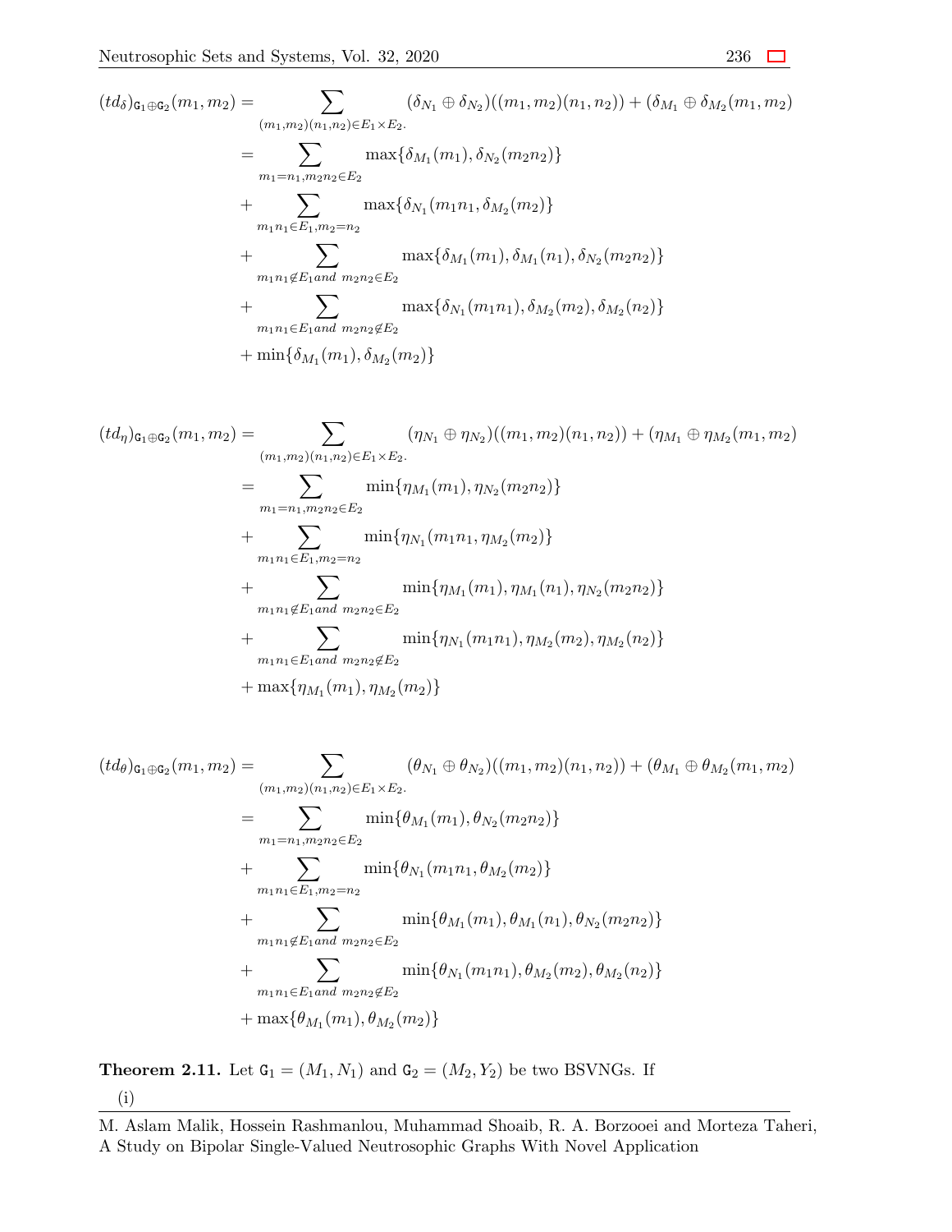$$
\begin{aligned}
(td_{\delta})_{\mathtt{G}_1 \oplus \mathtt{G}_2}(m_1, m_2) &= \sum_{(m_1,m_2)(n_1,n_2) \in E_1 \times E_2.} (\delta_{N_1} \oplus \delta_{N_2})((m_1, m_2)(n_1, n_2)) + (\delta_{M_1} \oplus \delta_{M_2}(m_1, m_2) \\
&= \sum_{m_1 = n_1, m_2 n_2 \in E_2} \max\{\delta_{M_1}(m_1), \delta_{N_2}(m_2 n_2)\} \\
&+ \sum_{m_1 n_1 \in E_1, m_2 = n_2} \max\{\delta_{N_1}(m_1 n_1, \delta_{M_2}(m_2)\} \\
&+ \sum_{m_1 n_1 \notin E_1 and\ m_2 n_2 \in E_2} \max\{\delta_{M_1}(m_1), \delta_{M_1}(n_1), \delta_{N_2}(m_2 n_2)\} \\
&+ \sum_{m_1 n_1 \in E_1 and\ m_2 n_2 \notin E_2} \max\{\delta_{N_1}(m_1 n_1), \delta_{M_2}(m_2), \delta_{M_2}(n_2)\} \\
&+ \min\{\delta_{M_1}(m_1), \delta_{M_2}(m_2)\}
\end{aligned}
$$

$$
\begin{aligned}
(td_{\eta})_{\mathtt{G}_1 \oplus \mathtt{G}_2}(m_1, m_2) &= \sum_{(m_1,m_2)(n_1,n_2) \in E_1 \times E_2.} (\eta_{N_1} \oplus \eta_{N_2})((m_1, m_2)(n_1, n_2)) + (\eta_{M_1} \oplus \eta_{M_2}(m_1, m_2) \\
&= \sum_{m_1 = n_1, m_2 n_2 \in E_2} \min\{\eta_{M_1}(m_1), \eta_{N_2}(m_2 n_2)\} \\
&+ \sum_{m_1 n_1 \in E_1, m_2 = n_2} \min\{\eta_{N_1}(m_1 n_1, \eta_{M_2}(m_2)\} \\
&+ \sum_{m_1 n_1 \notin E_1 and\ m_2 n_2 \in E_2} \min\{\eta_{M_1}(m_1), \eta_{M_1}(n_1), \eta_{N_2}(m_2 n_2)\} \\
&+ \sum_{m_1 n_1 \in E_1 and\ m_2 n_2 \notin E_2} \min\{\eta_{N_1}(m_1 n_1), \eta_{M_2}(m_2), \eta_{M_2}(n_2)\} \\
&+ \max\{\eta_{M_1}(m_1), \eta_{M_2}(m_2)\}
\end{aligned}
$$

$$
\begin{aligned}
(td_{\theta})_{\mathtt{G}_1 \oplus \mathtt{G}_2}(m_1, m_2) &= \sum_{(m_1,m_2)(n_1,n_2) \in E_1 \times E_2.} (\theta_{N_1} \oplus \theta_{N_2})((m_1, m_2)(n_1, n_2)) + (\theta_{M_1} \oplus \theta_{M_2}(m_1, m_2) \\
&= \sum_{m_1 = n_1, m_2 n_2 \in E_2} \min\{\theta_{M_1}(m_1), \theta_{N_2}(m_2 n_2)\} \\
&+ \sum_{m_1 n_1 \in E_1, m_2 = n_2} \min\{\theta_{N_1}(m_1 n_1, \theta_{M_2}(m_2)\} \\
&+ \sum_{m_1 n_1 \notin E_1 and\ m_2 n_2 \in E_2} \min\{\theta_{M_1}(m_1), \theta_{M_1}(n_1), \theta_{N_2}(m_2 n_2)\} \\
&+ \sum_{m_1 n_1 \in E_1 and\ m_2 n_2 \notin E_2} \min\{\theta_{N_1}(m_1 n_1), \theta_{M_2}(m_2), \theta_{M_2}(n_2)\} \\
&+ \max\{\theta_{M_1}(m_1), \theta_{M_2}(m_2)\}
\end{aligned}
$$

**Theorem 2.11.** Let $\mathtt{G}_1 = (M_1, N_1)$ and $\mathtt{G}_2 = (M_2, Y_2)$ be two BSVNGs. If

(i)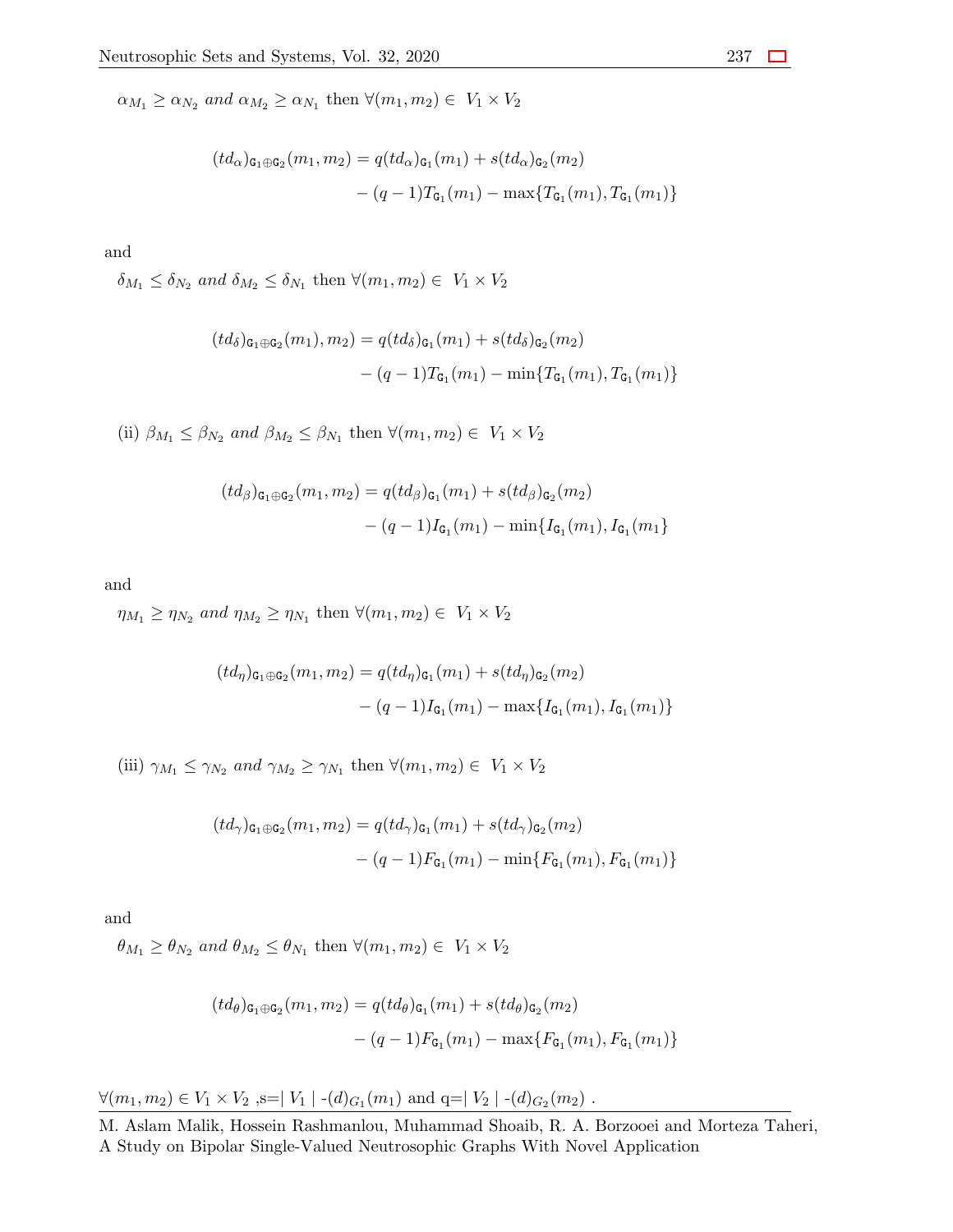$\alpha_{M_1} \geq \alpha_{N_2}$ *and* $\alpha_{M_2} \geq \alpha_{N_1}$ then $\forall (m_1, m_2) \in V_1 \times V_2$

$$(td_\alpha)_{\mathtt{G}_1 \oplus \mathtt{G}_2}(m_1, m_2) = q(td_\alpha)_{\mathtt{G}_1}(m_1) + s(td_\alpha)_{\mathtt{G}_2}(m_2) - (q-1)T_{\mathtt{G}_1}(m_1) - \max\{T_{\mathtt{G}_1}(m_1), T_{\mathtt{G}_1}(m_1)\}$$

and

$\delta_{M_1} \leq \delta_{N_2}$ *and* $\delta_{M_2} \leq \delta_{N_1}$ then $\forall (m_1, m_2) \in V_1 \times V_2$

$$(td_\delta)_{\mathtt{G}_1 \oplus \mathtt{G}_2}(m_1), m_2) = q(td_\delta)_{\mathtt{G}_1}(m_1) + s(td_\delta)_{\mathtt{G}_2}(m_2) - (q-1)T_{\mathtt{G}_1}(m_1) - \min\{T_{\mathtt{G}_1}(m_1), T_{\mathtt{G}_1}(m_1)\}$$

(ii) $\beta_{M_1} \leq \beta_{N_2}$ *and* $\beta_{M_2} \leq \beta_{N_1}$ then $\forall (m_1, m_2) \in V_1 \times V_2$

$$(td_\beta)_{\mathtt{G}_1 \oplus \mathtt{G}_2}(m_1, m_2) = q(td_\beta)_{\mathtt{G}_1}(m_1) + s(td_\beta)_{\mathtt{G}_2}(m_2) - (q-1)I_{\mathtt{G}_1}(m_1) - \min\{I_{\mathtt{G}_1}(m_1), I_{\mathtt{G}_1}(m_1\}$$

and

$\eta_{M_1} \geq \eta_{N_2}$ *and* $\eta_{M_2} \geq \eta_{N_1}$ then $\forall (m_1, m_2) \in V_1 \times V_2$

$$(td_\eta)_{\mathtt{G}_1 \oplus \mathtt{G}_2}(m_1, m_2) = q(td_\eta)_{\mathtt{G}_1}(m_1) + s(td_\eta)_{\mathtt{G}_2}(m_2) - (q-1)I_{\mathtt{G}_1}(m_1) - \max\{I_{\mathtt{G}_1}(m_1), I_{\mathtt{G}_1}(m_1)\}$$

(iii) $\gamma_{M_1} \leq \gamma_{N_2}$ *and* $\gamma_{M_2} \geq \gamma_{N_1}$ then $\forall (m_1, m_2) \in V_1 \times V_2$

$$(td_\gamma)_{\mathtt{G}_1 \oplus \mathtt{G}_2}(m_1, m_2) = q(td_\gamma)_{\mathtt{G}_1}(m_1) + s(td_\gamma)_{\mathtt{G}_2}(m_2) - (q-1)F_{\mathtt{G}_1}(m_1) - \min\{F_{\mathtt{G}_1}(m_1), F_{\mathtt{G}_1}(m_1)\}$$

and

$\theta_{M_1} \geq \theta_{N_2}$ *and* $\theta_{M_2} \leq \theta_{N_1}$ then $\forall (m_1, m_2) \in V_1 \times V_2$

$$(td_\theta)_{\mathtt{G}_1 \oplus \mathtt{G}_2}(m_1, m_2) = q(td_\theta)_{\mathtt{G}_1}(m_1) + s(td_\theta)_{\mathtt{G}_2}(m_2) - (q-1)F_{\mathtt{G}_1}(m_1) - \max\{F_{\mathtt{G}_1}(m_1), F_{\mathtt{G}_1}(m_1)\}$$

$\forall (m_1, m_2) \in V_1 \times V_2$ ,s=$\mid V_1 \mid$ -$(d)_{G_1}(m_1)$ and q=$\mid V_2 \mid$ -$(d)_{G_2}(m_2)$ .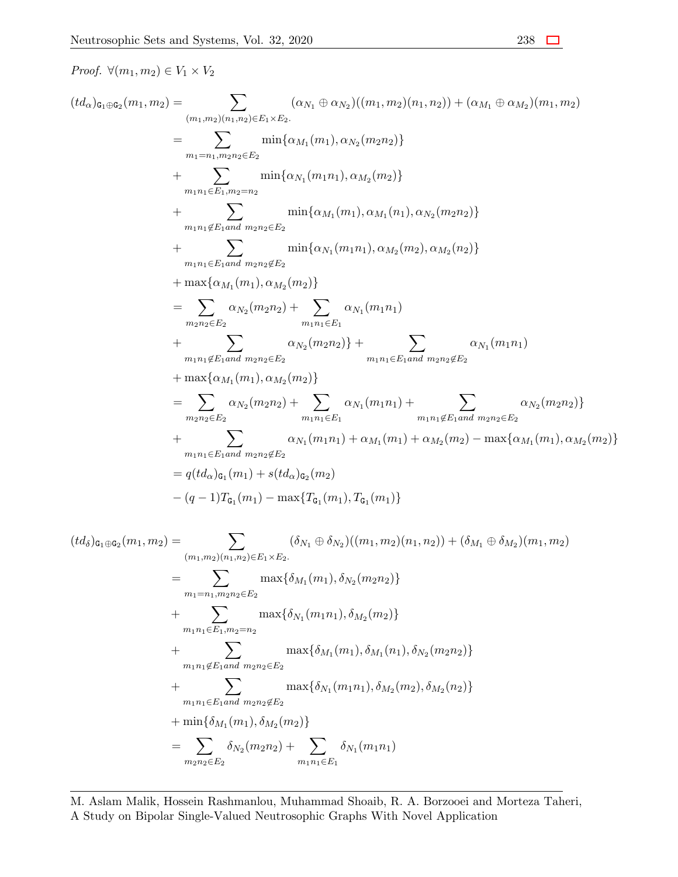*Proof.* $\forall (m_1, m_2) \in V_1 \times V_2$

$$
\begin{aligned}
(td_\alpha)_{\mathtt{G}_1 \oplus \mathtt{G}_2}(m_1, m_2) &= \sum_{(m_1,m_2)(n_1,n_2) \in E_1 \times E_2.} (\alpha_{N_1} \oplus \alpha_{N_2})((m_1, m_2)(n_1, n_2)) + (\alpha_{M_1} \oplus \alpha_{M_2})(m_1, m_2) \\
&= \sum_{m_1 = n_1, m_2 n_2 \in E_2} \min\{\alpha_{M_1}(m_1), \alpha_{N_2}(m_2 n_2)\} \\
&+ \sum_{m_1 n_1 \in E_1, m_2 = n_2} \min\{\alpha_{N_1}(m_1 n_1), \alpha_{M_2}(m_2)\} \\
&+ \sum_{m_1 n_1 \notin E_1 and \; m_2 n_2 \in E_2} \min\{\alpha_{M_1}(m_1), \alpha_{M_1}(n_1), \alpha_{N_2}(m_2 n_2)\} \\
&+ \sum_{m_1 n_1 \in E_1 and \; m_2 n_2 \notin E_2} \min\{\alpha_{N_1}(m_1 n_1), \alpha_{M_2}(m_2), \alpha_{M_2}(n_2)\} \\
&+ \max\{\alpha_{M_1}(m_1), \alpha_{M_2}(m_2)\} \\
&= \sum_{m_2 n_2 \in E_2} \alpha_{N_2}(m_2 n_2) + \sum_{m_1 n_1 \in E_1} \alpha_{N_1}(m_1 n_1) \\
&+ \sum_{m_1 n_1 \notin E_1 and \; m_2 n_2 \in E_2} \alpha_{N_2}(m_2 n_2)\} + \sum_{m_1 n_1 \in E_1 and \; m_2 n_2 \notin E_2} \alpha_{N_1}(m_1 n_1) \\
&+ \max\{\alpha_{M_1}(m_1), \alpha_{M_2}(m_2)\} \\
&= \sum_{m_2 n_2 \in E_2} \alpha_{N_2}(m_2 n_2) + \sum_{m_1 n_1 \in E_1} \alpha_{N_1}(m_1 n_1) + \sum_{m_1 n_1 \notin E_1 and \; m_2 n_2 \in E_2} \alpha_{N_2}(m_2 n_2)\} \\
&+ \sum_{m_1 n_1 \in E_1 and \; m_2 n_2 \notin E_2} \alpha_{N_1}(m_1 n_1) + \alpha_{M_1}(m_1) + \alpha_{M_2}(m_2) - \max\{\alpha_{M_1}(m_1), \alpha_{M_2}(m_2)\} \\
&= q(td_\alpha)_{\mathtt{G}_1}(m_1) + s(td_\alpha)_{\mathtt{G}_2}(m_2) \\
&- (q-1)T_{\mathtt{G}_1}(m_1) - \max\{T_{\mathtt{G}_1}(m_1), T_{\mathtt{G}_1}(m_1)\}
\end{aligned}
$$

$$
\begin{aligned}
(td_\delta)_{\mathtt{G}_1 \oplus \mathtt{G}_2}(m_1, m_2) &= \sum_{(m_1,m_2)(n_1,n_2) \in E_1 \times E_2.} (\delta_{N_1} \oplus \delta_{N_2})((m_1, m_2)(n_1, n_2)) + (\delta_{M_1} \oplus \delta_{M_2})(m_1, m_2) \\
&= \sum_{m_1 = n_1, m_2 n_2 \in E_2} \max\{\delta_{M_1}(m_1), \delta_{N_2}(m_2 n_2)\} \\
&+ \sum_{m_1 n_1 \in E_1, m_2 = n_2} \max\{\delta_{N_1}(m_1 n_1), \delta_{M_2}(m_2)\} \\
&+ \sum_{m_1 n_1 \notin E_1 and \; m_2 n_2 \in E_2} \max\{\delta_{M_1}(m_1), \delta_{M_1}(n_1), \delta_{N_2}(m_2 n_2)\} \\
&+ \sum_{m_1 n_1 \in E_1 and \; m_2 n_2 \notin E_2} \max\{\delta_{N_1}(m_1 n_1), \delta_{M_2}(m_2), \delta_{M_2}(n_2)\} \\
&+ \min\{\delta_{M_1}(m_1), \delta_{M_2}(m_2)\} \\
&= \sum_{m_2 n_2 \in E_2} \delta_{N_2}(m_2 n_2) + \sum_{m_1 n_1 \in E_1} \delta_{N_1}(m_1 n_1)
\end{aligned}
$$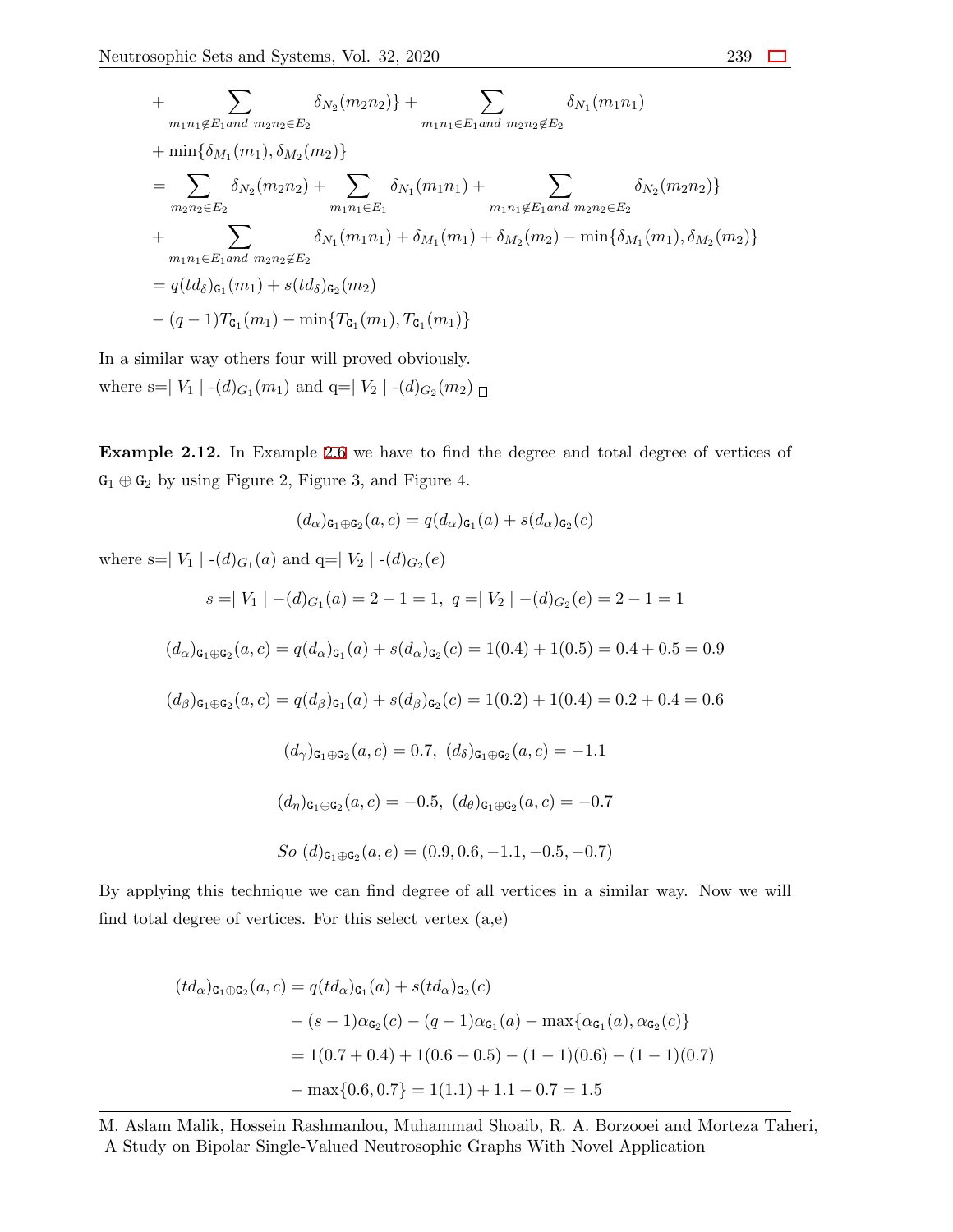$$
\begin{aligned}
&+ \sum_{m_1n_1 \notin E_1 and\ m_2n_2 \in E_2} \delta_{N_2}(m_2n_2)\} + \sum_{m_1n_1 \in E_1 and\ m_2n_2 \notin E_2} \delta_{N_1}(m_1n_1) \\
&+ \min\{\delta_{M_1}(m_1), \delta_{M_2}(m_2)\} \\
&= \sum_{m_2n_2 \in E_2} \delta_{N_2}(m_2n_2) + \sum_{m_1n_1 \in E_1} \delta_{N_1}(m_1n_1) + \sum_{m_1n_1 \notin E_1 and\ m_2n_2 \in E_2} \delta_{N_2}(m_2n_2)\} \\
&+ \sum_{m_1n_1 \in E_1 and\ m_2n_2 \notin E_2} \delta_{N_1}(m_1n_1) + \delta_{M_1}(m_1) + \delta_{M_2}(m_2) - \min\{\delta_{M_1}(m_1), \delta_{M_2}(m_2)\} \\
&= q(td_\delta)_{\mathtt{G}_1}(m_1) + s(td_\delta)_{\mathtt{G}_2}(m_2) \\
&- (q-1)T_{\mathtt{G}_1}(m_1) - \min\{T_{\mathtt{G}_1}(m_1), T_{\mathtt{G}_1}(m_1)\}
\end{aligned}
$$

In a similar way others four will proved obviously.
where s=$|V_1|$ -$(d)_{G_1}(m_1)$ and q=$|V_2|$ -$(d)_{G_2}(m_2)$ □

**Example 2.12.** In Example 2.6 we have to find the degree and total degree of vertices of $\mathtt{G}_1 \oplus \mathtt{G}_2$ by using Figure 2, Figure 3, and Figure 4.

$$(d_\alpha)_{\mathtt{G}_1 \oplus \mathtt{G}_2}(a, c) = q(d_\alpha)_{\mathtt{G}_1}(a) + s(d_\alpha)_{\mathtt{G}_2}(c)$$

where s=$|V_1|$ -$(d)_{G_1}(a)$ and q=$|V_2|$ -$(d)_{G_2}(e)$

$$s = |V_1| - (d)_{G_1}(a) = 2 - 1 = 1, \ q = |V_2| - (d)_{G_2}(e) = 2 - 1 = 1$$

$$(d_\alpha)_{\mathtt{G}_1 \oplus \mathtt{G}_2}(a, c) = q(d_\alpha)_{\mathtt{G}_1}(a) + s(d_\alpha)_{\mathtt{G}_2}(c) = 1(0.4) + 1(0.5) = 0.4 + 0.5 = 0.9$$

$$(d_\beta)_{\mathtt{G}_1 \oplus \mathtt{G}_2}(a, c) = q(d_\beta)_{\mathtt{G}_1}(a) + s(d_\beta)_{\mathtt{G}_2}(c) = 1(0.2) + 1(0.4) = 0.2 + 0.4 = 0.6$$

$$(d_\gamma)_{\mathtt{G}_1 \oplus \mathtt{G}_2}(a, c) = 0.7, \ (d_\delta)_{\mathtt{G}_1 \oplus \mathtt{G}_2}(a, c) = -1.1$$

$$(d_\eta)_{\mathtt{G}_1 \oplus \mathtt{G}_2}(a, c) = -0.5, \ (d_\theta)_{\mathtt{G}_1 \oplus \mathtt{G}_2}(a, c) = -0.7$$

$$So \ (d)_{\mathtt{G}_1 \oplus \mathtt{G}_2}(a, e) = (0.9, 0.6, -1.1, -0.5, -0.7)$$

By applying this technique we can find degree of all vertices in a similar way. Now we will find total degree of vertices. For this select vertex (a,e)

$$
\begin{aligned}
(td_\alpha)_{\mathtt{G}_1 \oplus \mathtt{G}_2}(a, c) &= q(td_\alpha)_{\mathtt{G}_1}(a) + s(td_\alpha)_{\mathtt{G}_2}(c) \\
&- (s-1)\alpha_{\mathtt{G}_2}(c) - (q-1)\alpha_{\mathtt{G}_1}(a) - \max\{\alpha_{\mathtt{G}_1}(a), \alpha_{\mathtt{G}_2}(c)\} \\
&= 1(0.7 + 0.4) + 1(0.6 + 0.5) - (1-1)(0.6) - (1-1)(0.7) \\
&- \max\{0.6, 0.7\} = 1(1.1) + 1.1 - 0.7 = 1.5
\end{aligned}
$$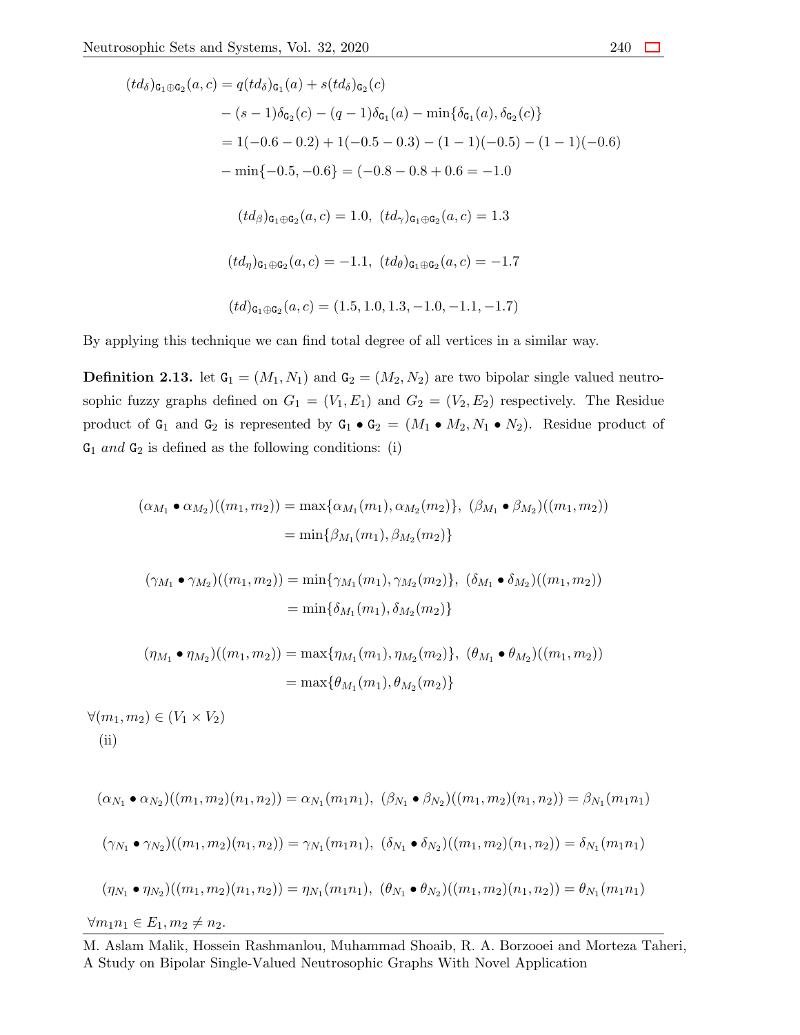$$
\begin{aligned}
(td_\delta)_{\mathtt{G}_1\oplus\mathtt{G}_2}(a,c) &= q(td_\delta)_{\mathtt{G}_1}(a) + s(td_\delta)_{\mathtt{G}_2}(c) \\
&- (s-1)\delta_{\mathtt{G}_2}(c) - (q-1)\delta_{\mathtt{G}_1}(a) - \min\{\delta_{\mathtt{G}_1}(a), \delta_{\mathtt{G}_2}(c)\} \\
&= 1(-0.6-0.2) + 1(-0.5-0.3) - (1-1)(-0.5) - (1-1)(-0.6) \\
&- \min\{-0.5, -0.6\} = (-0.8 - 0.8 + 0.6 = -1.0
\end{aligned}
$$

$$
(td_\beta)_{\mathtt{G}_1\oplus\mathtt{G}_2}(a,c) = 1.0,\ (td_\gamma)_{\mathtt{G}_1\oplus\mathtt{G}_2}(a,c) = 1.3
$$

$$
(td_\eta)_{\mathtt{G}_1\oplus\mathtt{G}_2}(a,c) = -1.1,\ (td_\theta)_{\mathtt{G}_1\oplus\mathtt{G}_2}(a,c) = -1.7
$$

$$
(td)_{\mathtt{G}_1\oplus\mathtt{G}_2}(a,c) = (1.5, 1.0, 1.3, -1.0, -1.1, -1.7)
$$

By applying this technique we can find total degree of all vertices in a similar way.

**Definition 2.13.** let $\mathtt{G}_1 = (M_1, N_1)$ and $\mathtt{G}_2 = (M_2, N_2)$ are two bipolar single valued neutrosophic fuzzy graphs defined on $G_1 = (V_1, E_1)$ and $G_2 = (V_2, E_2)$ respectively. The Residue product of $\mathtt{G}_1$ and $\mathtt{G}_2$ is represented by $\mathtt{G}_1 \bullet \mathtt{G}_2 = (M_1 \bullet M_2, N_1 \bullet N_2)$. Residue product of $\mathtt{G}_1$ *and* $\mathtt{G}_2$ is defined as the following conditions: (i)

$$
(\alpha_{M_1} \bullet \alpha_{M_2})((m_1, m_2)) = \max\{\alpha_{M_1}(m_1), \alpha_{M_2}(m_2)\},\ (\beta_{M_1} \bullet \beta_{M_2})((m_1, m_2)) = \min\{\beta_{M_1}(m_1), \beta_{M_2}(m_2)\}
$$

$$
(\gamma_{M_1} \bullet \gamma_{M_2})((m_1, m_2)) = \min\{\gamma_{M_1}(m_1), \gamma_{M_2}(m_2)\},\ (\delta_{M_1} \bullet \delta_{M_2})((m_1, m_2)) = \min\{\delta_{M_1}(m_1), \delta_{M_2}(m_2)\}
$$

$$
(\eta_{M_1} \bullet \eta_{M_2})((m_1, m_2)) = \max\{\eta_{M_1}(m_1), \eta_{M_2}(m_2)\},\ (\theta_{M_1} \bullet \theta_{M_2})((m_1, m_2)) = \max\{\theta_{M_1}(m_1), \theta_{M_2}(m_2)\}
$$

$\forall (m_1, m_2) \in (V_1 \times V_2)$

(ii)

$$
(\alpha_{N_1} \bullet \alpha_{N_2})((m_1, m_2)(n_1, n_2)) = \alpha_{N_1}(m_1 n_1),\ (\beta_{N_1} \bullet \beta_{N_2})((m_1, m_2)(n_1, n_2)) = \beta_{N_1}(m_1 n_1)
$$

$$
(\gamma_{N_1} \bullet \gamma_{N_2})((m_1, m_2)(n_1, n_2)) = \gamma_{N_1}(m_1 n_1),\ (\delta_{N_1} \bullet \delta_{N_2})((m_1, m_2)(n_1, n_2)) = \delta_{N_1}(m_1 n_1)
$$

$$
(\eta_{N_1} \bullet \eta_{N_2})((m_1, m_2)(n_1, n_2)) = \eta_{N_1}(m_1 n_1),\ (\theta_{N_1} \bullet \theta_{N_2})((m_1, m_2)(n_1, n_2)) = \theta_{N_1}(m_1 n_1)
$$

$\forall m_1 n_1 \in E_1, m_2 \neq n_2.$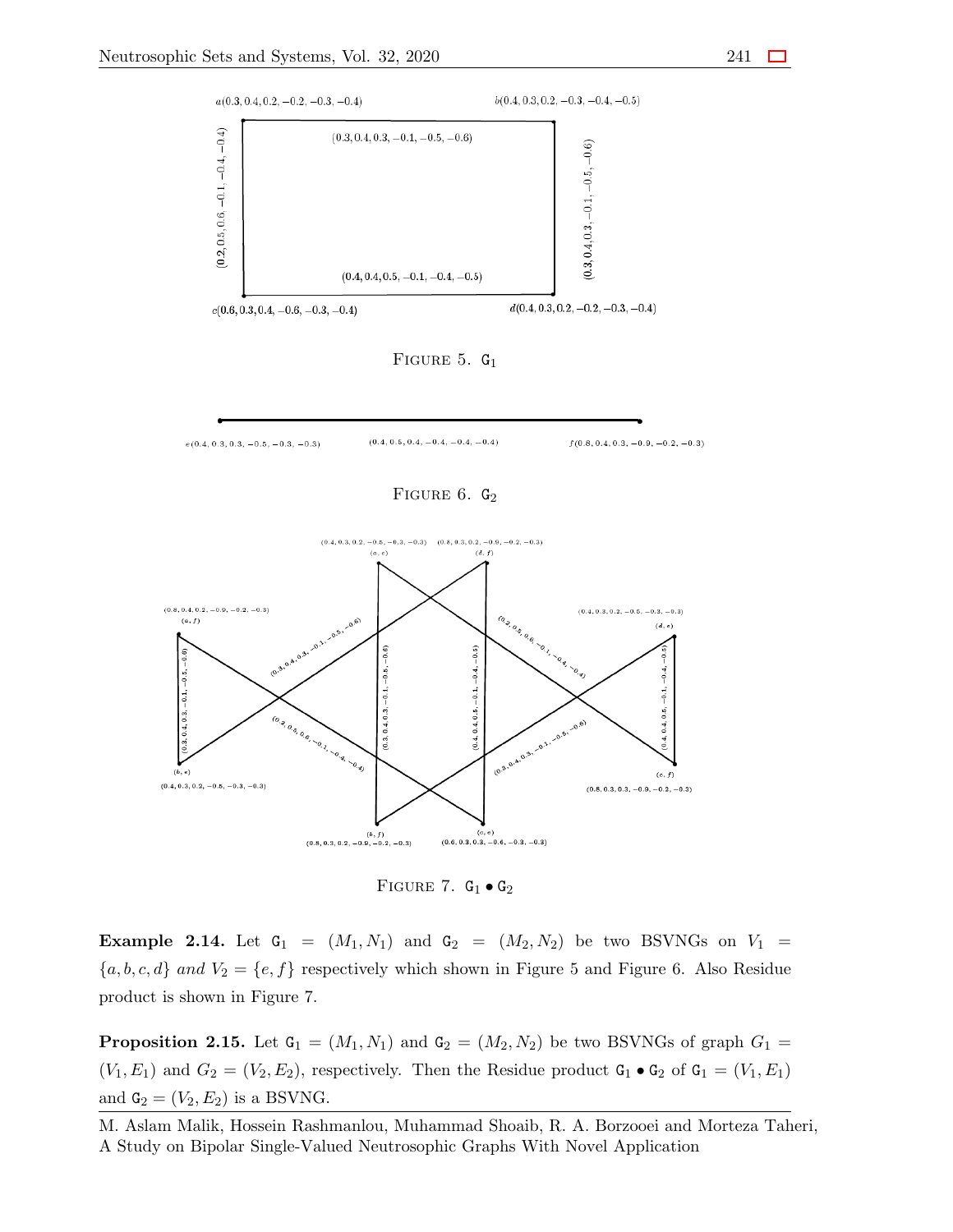FIGURE 5. $\mathtt{G}_1$

FIGURE 6. $\mathtt{G}_2$

FIGURE 7. $\mathtt{G}_1 \bullet \mathtt{G}_2$

**Example 2.14.** Let $\mathtt{G}_1 = (M_1, N_1)$ and $\mathtt{G}_2 = (M_2, N_2)$ be two BSVNGs on $V_1 = \{a, b, c, d\}$ *and* $V_2 = \{e, f\}$ respectively which shown in Figure 5 and Figure 6. Also Residue product is shown in Figure 7.

**Proposition 2.15.** Let $\mathtt{G}_1 = (M_1, N_1)$ and $\mathtt{G}_2 = (M_2, N_2)$ be two BSVNGs of graph $G_1 = (V_1, E_1)$ and $G_2 = (V_2, E_2)$, respectively. Then the Residue product $\mathtt{G}_1 \bullet \mathtt{G}_2$ of $\mathtt{G}_1 = (V_1, E_1)$ and $\mathtt{G}_2 = (V_2, E_2)$ is a BSVNG.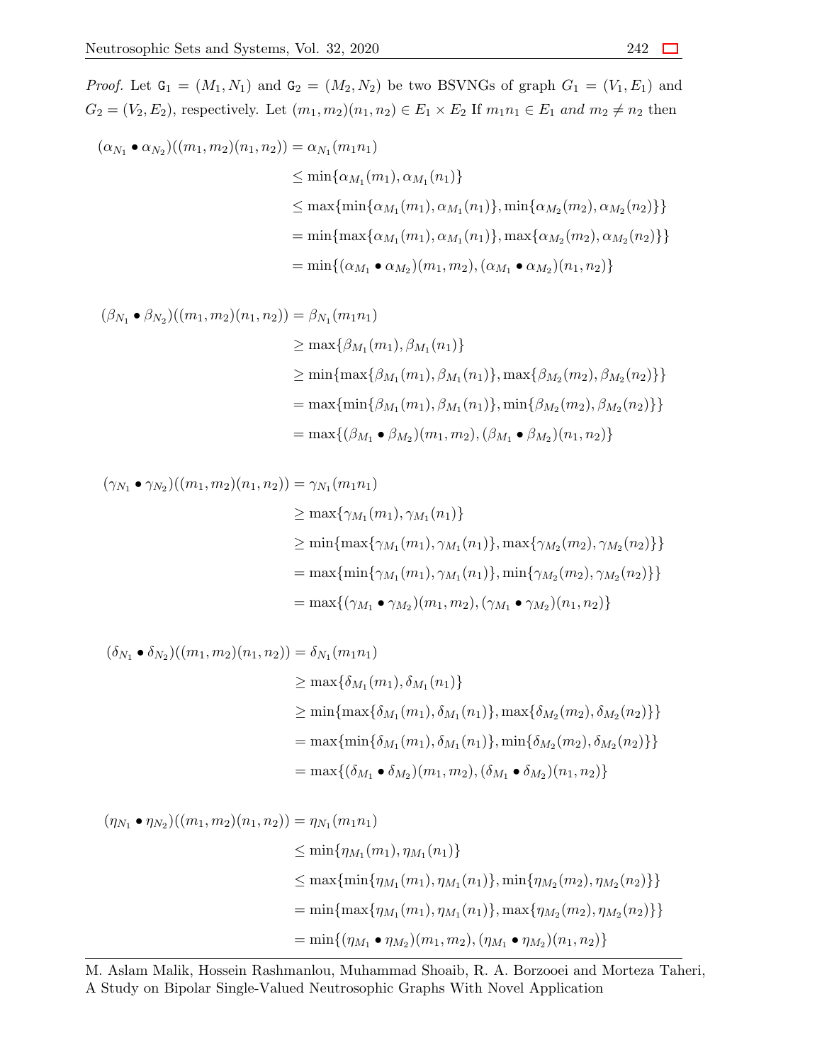*Proof.* Let $\mathtt{G}_1 = (M_1, N_1)$ and $\mathtt{G}_2 = (M_2, N_2)$ be two BSVNGs of graph $G_1 = (V_1, E_1)$ and $G_2 = (V_2, E_2)$, respectively. Let $(m_1, m_2)(n_1, n_2) \in E_1 \times E_2$ If $m_1n_1 \in E_1$ *and* $m_2 \neq n_2$ then

$$
\begin{aligned}
(\alpha_{N_1} \bullet \alpha_{N_2})((m_1, m_2)(n_1, n_2)) &= \alpha_{N_1}(m_1n_1) \\
&\leq \min\{\alpha_{M_1}(m_1), \alpha_{M_1}(n_1)\} \\
&\leq \max\{\min\{\alpha_{M_1}(m_1), \alpha_{M_1}(n_1)\}, \min\{\alpha_{M_2}(m_2), \alpha_{M_2}(n_2)\}\} \\
&= \min\{\max\{\alpha_{M_1}(m_1), \alpha_{M_1}(n_1)\}, \max\{\alpha_{M_2}(m_2), \alpha_{M_2}(n_2)\}\} \\
&= \min\{(\alpha_{M_1} \bullet \alpha_{M_2})(m_1, m_2), (\alpha_{M_1} \bullet \alpha_{M_2})(n_1, n_2)\}
\end{aligned}
$$

$$
\begin{aligned}
(\beta_{N_1} \bullet \beta_{N_2})((m_1, m_2)(n_1, n_2)) &= \beta_{N_1}(m_1n_1) \\
&\geq \max\{\beta_{M_1}(m_1), \beta_{M_1}(n_1)\} \\
&\geq \min\{\max\{\beta_{M_1}(m_1), \beta_{M_1}(n_1)\}, \max\{\beta_{M_2}(m_2), \beta_{M_2}(n_2)\}\} \\
&= \max\{\min\{\beta_{M_1}(m_1), \beta_{M_1}(n_1)\}, \min\{\beta_{M_2}(m_2), \beta_{M_2}(n_2)\}\} \\
&= \max\{(\beta_{M_1} \bullet \beta_{M_2})(m_1, m_2), (\beta_{M_1} \bullet \beta_{M_2})(n_1, n_2)\}
\end{aligned}
$$

$$
\begin{aligned}
(\gamma_{N_1} \bullet \gamma_{N_2})((m_1, m_2)(n_1, n_2)) &= \gamma_{N_1}(m_1n_1) \\
&\geq \max\{\gamma_{M_1}(m_1), \gamma_{M_1}(n_1)\} \\
&\geq \min\{\max\{\gamma_{M_1}(m_1), \gamma_{M_1}(n_1)\}, \max\{\gamma_{M_2}(m_2), \gamma_{M_2}(n_2)\}\} \\
&= \max\{\min\{\gamma_{M_1}(m_1), \gamma_{M_1}(n_1)\}, \min\{\gamma_{M_2}(m_2), \gamma_{M_2}(n_2)\}\} \\
&= \max\{(\gamma_{M_1} \bullet \gamma_{M_2})(m_1, m_2), (\gamma_{M_1} \bullet \gamma_{M_2})(n_1, n_2)\}
\end{aligned}
$$

$$
\begin{aligned}
(\delta_{N_1} \bullet \delta_{N_2})((m_1, m_2)(n_1, n_2)) &= \delta_{N_1}(m_1n_1) \\
&\geq \max\{\delta_{M_1}(m_1), \delta_{M_1}(n_1)\} \\
&\geq \min\{\max\{\delta_{M_1}(m_1), \delta_{M_1}(n_1)\}, \max\{\delta_{M_2}(m_2), \delta_{M_2}(n_2)\}\} \\
&= \max\{\min\{\delta_{M_1}(m_1), \delta_{M_1}(n_1)\}, \min\{\delta_{M_2}(m_2), \delta_{M_2}(n_2)\}\} \\
&= \max\{(\delta_{M_1} \bullet \delta_{M_2})(m_1, m_2), (\delta_{M_1} \bullet \delta_{M_2})(n_1, n_2)\}
\end{aligned}
$$

$$
\begin{aligned}
(\eta_{N_1} \bullet \eta_{N_2})((m_1, m_2)(n_1, n_2)) &= \eta_{N_1}(m_1n_1) \\
&\leq \min\{\eta_{M_1}(m_1), \eta_{M_1}(n_1)\} \\
&\leq \max\{\min\{\eta_{M_1}(m_1), \eta_{M_1}(n_1)\}, \min\{\eta_{M_2}(m_2), \eta_{M_2}(n_2)\}\} \\
&= \min\{\max\{\eta_{M_1}(m_1), \eta_{M_1}(n_1)\}, \max\{\eta_{M_2}(m_2), \eta_{M_2}(n_2)\}\} \\
&= \min\{(\eta_{M_1} \bullet \eta_{M_2})(m_1, m_2), (\eta_{M_1} \bullet \eta_{M_2})(n_1, n_2)\}
\end{aligned}
$$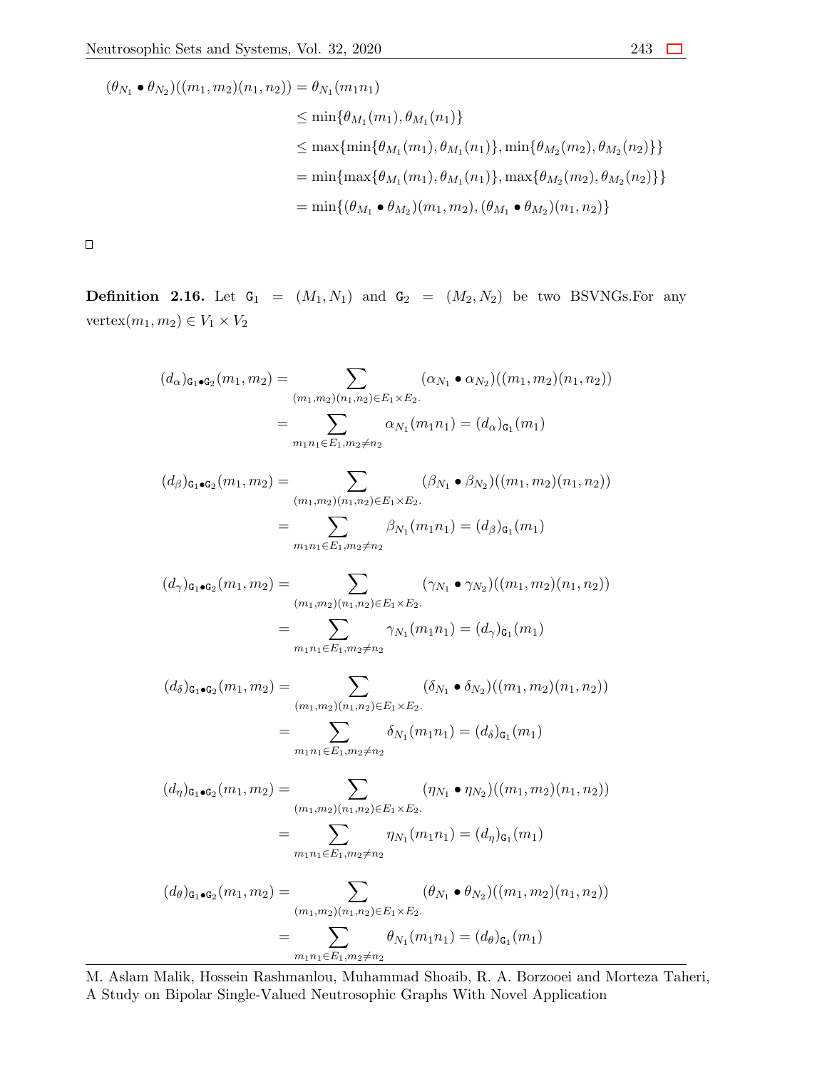$$
\begin{aligned}
(\theta_{N_1} \bullet \theta_{N_2})((m_1, m_2)(n_1, n_2)) &= \theta_{N_1}(m_1 n_1) \\
&\leq \min\{\theta_{M_1}(m_1), \theta_{M_1}(n_1)\} \\
&\leq \max\{\min\{\theta_{M_1}(m_1), \theta_{M_1}(n_1)\}, \min\{\theta_{M_2}(m_2), \theta_{M_2}(n_2)\}\} \\
&= \min\{\max\{\theta_{M_1}(m_1), \theta_{M_1}(n_1)\}, \max\{\theta_{M_2}(m_2), \theta_{M_2}(n_2)\}\} \\
&= \min\{(\theta_{M_1} \bullet \theta_{M_2})(m_1, m_2), (\theta_{M_1} \bullet \theta_{M_2})(n_1, n_2)\}
\end{aligned}
$$

□

**Definition 2.16.** Let $\mathtt{G}_1 = (M_1, N_1)$ and $\mathtt{G}_2 = (M_2, N_2)$ be two BSVNGs.For any vertex$(m_1, m_2) \in V_1 \times V_2$

$$
\begin{aligned}
(d_\alpha)_{\mathtt{G}_1 \bullet \mathtt{G}_2}(m_1, m_2) &= \sum_{(m_1,m_2)(n_1,n_2) \in E_1 \times E_2.} (\alpha_{N_1} \bullet \alpha_{N_2})((m_1, m_2)(n_1, n_2)) \\
&= \sum_{m_1 n_1 \in E_1, m_2 \neq n_2} \alpha_{N_1}(m_1 n_1) = (d_\alpha)_{\mathtt{G}_1}(m_1)
\end{aligned}
$$

$$
\begin{aligned}
(d_\beta)_{\mathtt{G}_1 \bullet \mathtt{G}_2}(m_1, m_2) &= \sum_{(m_1,m_2)(n_1,n_2) \in E_1 \times E_2.} (\beta_{N_1} \bullet \beta_{N_2})((m_1, m_2)(n_1, n_2)) \\
&= \sum_{m_1 n_1 \in E_1, m_2 \neq n_2} \beta_{N_1}(m_1 n_1) = (d_\beta)_{\mathtt{G}_1}(m_1)
\end{aligned}
$$

$$
\begin{aligned}
(d_\gamma)_{\mathtt{G}_1 \bullet \mathtt{G}_2}(m_1, m_2) &= \sum_{(m_1,m_2)(n_1,n_2) \in E_1 \times E_2.} (\gamma_{N_1} \bullet \gamma_{N_2})((m_1, m_2)(n_1, n_2)) \\
&= \sum_{m_1 n_1 \in E_1, m_2 \neq n_2} \gamma_{N_1}(m_1 n_1) = (d_\gamma)_{\mathtt{G}_1}(m_1)
\end{aligned}
$$

$$
\begin{aligned}
(d_\delta)_{\mathtt{G}_1 \bullet \mathtt{G}_2}(m_1, m_2) &= \sum_{(m_1,m_2)(n_1,n_2) \in E_1 \times E_2.} (\delta_{N_1} \bullet \delta_{N_2})((m_1, m_2)(n_1, n_2)) \\
&= \sum_{m_1 n_1 \in E_1, m_2 \neq n_2} \delta_{N_1}(m_1 n_1) = (d_\delta)_{\mathtt{G}_1}(m_1)
\end{aligned}
$$

$$
\begin{aligned}
(d_\eta)_{\mathtt{G}_1 \bullet \mathtt{G}_2}(m_1, m_2) &= \sum_{(m_1,m_2)(n_1,n_2) \in E_1 \times E_2.} (\eta_{N_1} \bullet \eta_{N_2})((m_1, m_2)(n_1, n_2)) \\
&= \sum_{m_1 n_1 \in E_1, m_2 \neq n_2} \eta_{N_1}(m_1 n_1) = (d_\eta)_{\mathtt{G}_1}(m_1)
\end{aligned}
$$

$$
\begin{aligned}
(d_\theta)_{\mathtt{G}_1 \bullet \mathtt{G}_2}(m_1, m_2) &= \sum_{(m_1,m_2)(n_1,n_2) \in E_1 \times E_2.} (\theta_{N_1} \bullet \theta_{N_2})((m_1, m_2)(n_1, n_2)) \\
&= \sum_{m_1 n_1 \in E_1, m_2 \neq n_2} \theta_{N_1}(m_1 n_1) = (d_\theta)_{\mathtt{G}_1}(m_1)
\end{aligned}
$$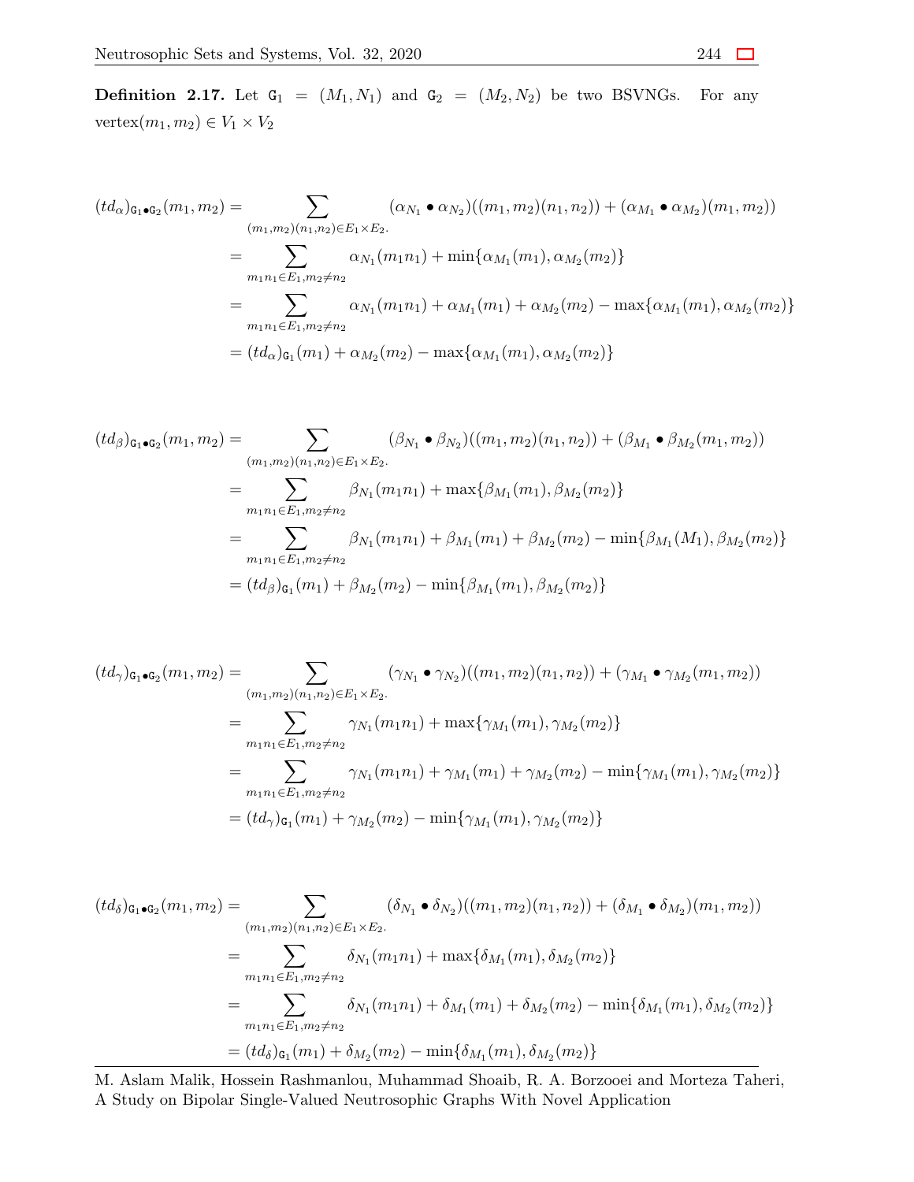**Definition 2.17.** Let $\mathtt{G}_1 = (M_1, N_1)$ and $\mathtt{G}_2 = (M_2, N_2)$ be two BSVNGs. For any vertex$(m_1, m_2) \in V_1 \times V_2$

$$
\begin{aligned}
(td_\alpha)_{\mathtt{G}_1 \bullet \mathtt{G}_2}(m_1, m_2) &= \sum_{(m_1,m_2)(n_1,n_2) \in E_1 \times E_2.} (\alpha_{N_1} \bullet \alpha_{N_2})((m_1, m_2)(n_1, n_2)) + (\alpha_{M_1} \bullet \alpha_{M_2})(m_1, m_2)) \\
&= \sum_{m_1 n_1 \in E_1, m_2 \neq n_2} \alpha_{N_1}(m_1 n_1) + \min\{\alpha_{M_1}(m_1), \alpha_{M_2}(m_2)\} \\
&= \sum_{m_1 n_1 \in E_1, m_2 \neq n_2} \alpha_{N_1}(m_1 n_1) + \alpha_{M_1}(m_1) + \alpha_{M_2}(m_2) - \max\{\alpha_{M_1}(m_1), \alpha_{M_2}(m_2)\} \\
&= (td_\alpha)_{\mathtt{G}_1}(m_1) + \alpha_{M_2}(m_2) - \max\{\alpha_{M_1}(m_1), \alpha_{M_2}(m_2)\}
\end{aligned}
$$

$$
\begin{aligned}
(td_\beta)_{\mathtt{G}_1 \bullet \mathtt{G}_2}(m_1, m_2) &= \sum_{(m_1,m_2)(n_1,n_2) \in E_1 \times E_2.} (\beta_{N_1} \bullet \beta_{N_2})((m_1, m_2)(n_1, n_2)) + (\beta_{M_1} \bullet \beta_{M_2}(m_1, m_2)) \\
&= \sum_{m_1 n_1 \in E_1, m_2 \neq n_2} \beta_{N_1}(m_1 n_1) + \max\{\beta_{M_1}(m_1), \beta_{M_2}(m_2)\} \\
&= \sum_{m_1 n_1 \in E_1, m_2 \neq n_2} \beta_{N_1}(m_1 n_1) + \beta_{M_1}(m_1) + \beta_{M_2}(m_2) - \min\{\beta_{M_1}(M_1), \beta_{M_2}(m_2)\} \\
&= (td_\beta)_{\mathtt{G}_1}(m_1) + \beta_{M_2}(m_2) - \min\{\beta_{M_1}(m_1), \beta_{M_2}(m_2)\}
\end{aligned}
$$

$$
\begin{aligned}
(td_\gamma)_{\mathtt{G}_1 \bullet \mathtt{G}_2}(m_1, m_2) &= \sum_{(m_1,m_2)(n_1,n_2) \in E_1 \times E_2.} (\gamma_{N_1} \bullet \gamma_{N_2})((m_1, m_2)(n_1, n_2)) + (\gamma_{M_1} \bullet \gamma_{M_2}(m_1, m_2)) \\
&= \sum_{m_1 n_1 \in E_1, m_2 \neq n_2} \gamma_{N_1}(m_1 n_1) + \max\{\gamma_{M_1}(m_1), \gamma_{M_2}(m_2)\} \\
&= \sum_{m_1 n_1 \in E_1, m_2 \neq n_2} \gamma_{N_1}(m_1 n_1) + \gamma_{M_1}(m_1) + \gamma_{M_2}(m_2) - \min\{\gamma_{M_1}(m_1), \gamma_{M_2}(m_2)\} \\
&= (td_\gamma)_{\mathtt{G}_1}(m_1) + \gamma_{M_2}(m_2) - \min\{\gamma_{M_1}(m_1), \gamma_{M_2}(m_2)\}
\end{aligned}
$$

$$
\begin{aligned}
(td_\delta)_{\mathtt{G}_1 \bullet \mathtt{G}_2}(m_1, m_2) &= \sum_{(m_1,m_2)(n_1,n_2) \in E_1 \times E_2.} (\delta_{N_1} \bullet \delta_{N_2})((m_1, m_2)(n_1, n_2)) + (\delta_{M_1} \bullet \delta_{M_2})(m_1, m_2)) \\
&= \sum_{m_1 n_1 \in E_1, m_2 \neq n_2} \delta_{N_1}(m_1 n_1) + \max\{\delta_{M_1}(m_1), \delta_{M_2}(m_2)\} \\
&= \sum_{m_1 n_1 \in E_1, m_2 \neq n_2} \delta_{N_1}(m_1 n_1) + \delta_{M_1}(m_1) + \delta_{M_2}(m_2) - \min\{\delta_{M_1}(m_1), \delta_{M_2}(m_2)\} \\
&= (td_\delta)_{\mathtt{G}_1}(m_1) + \delta_{M_2}(m_2) - \min\{\delta_{M_1}(m_1), \delta_{M_2}(m_2)\}
\end{aligned}
$$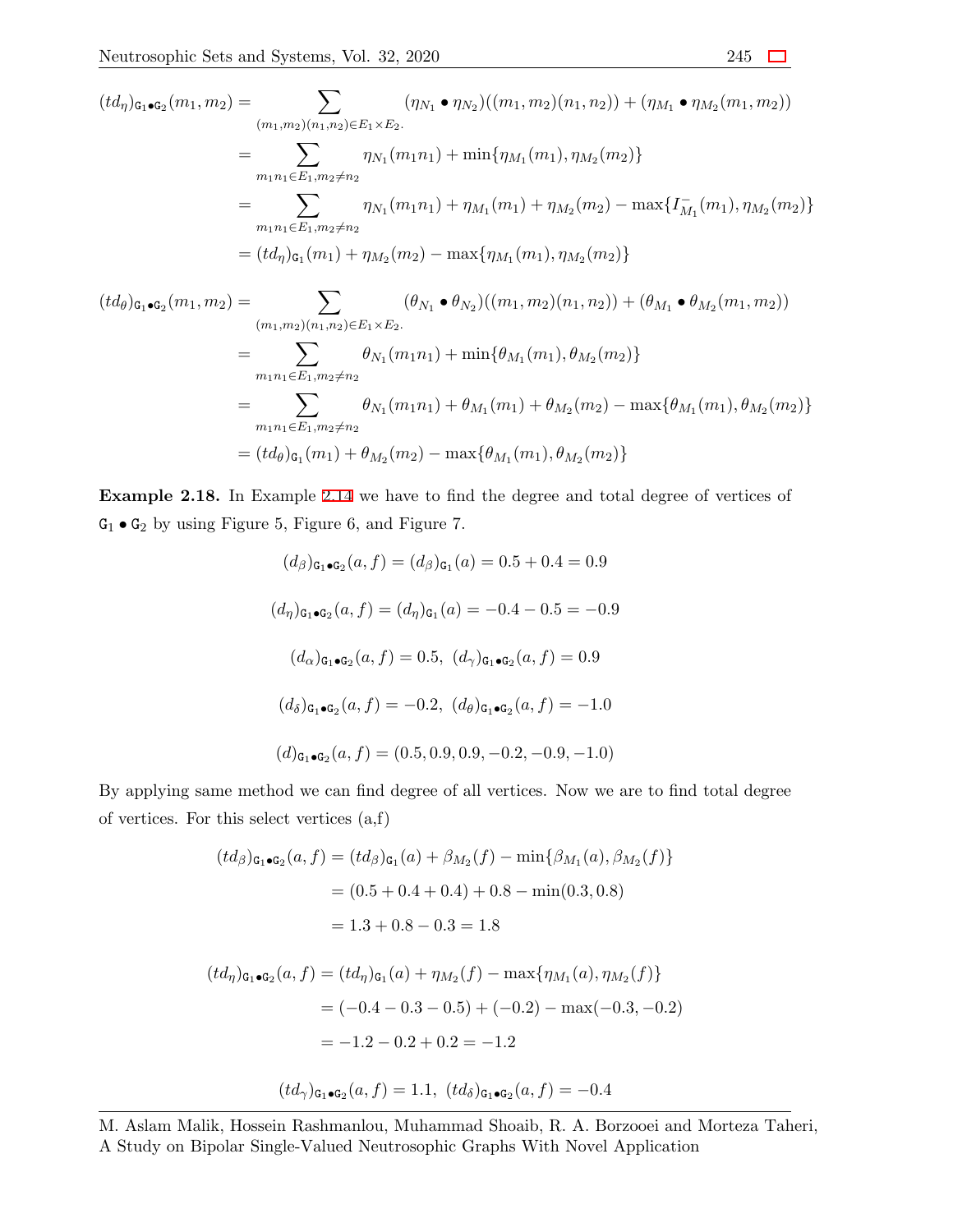$$
\begin{aligned}
(td_\eta)_{\mathtt{G}_1\bullet\mathtt{G}_2}(m_1,m_2) &= \sum_{(m_1,m_2)(n_1,n_2)\in E_1\times E_2.} (\eta_{N_1}\bullet\eta_{N_2})((m_1,m_2)(n_1,n_2)) + (\eta_{M_1}\bullet\eta_{M_2}(m_1,m_2))\\
&= \sum_{m_1n_1\in E_1, m_2\neq n_2} \eta_{N_1}(m_1n_1) + \min\{\eta_{M_1}(m_1), \eta_{M_2}(m_2)\}\\
&= \sum_{m_1n_1\in E_1, m_2\neq n_2} \eta_{N_1}(m_1n_1) + \eta_{M_1}(m_1) + \eta_{M_2}(m_2) - \max\{I^-_{M_1}(m_1), \eta_{M_2}(m_2)\}\\
&= (td_\eta)_{\mathtt{G}_1}(m_1) + \eta_{M_2}(m_2) - \max\{\eta_{M_1}(m_1), \eta_{M_2}(m_2)\}
\end{aligned}
$$

$$
\begin{aligned}
(td_\theta)_{\mathtt{G}_1\bullet\mathtt{G}_2}(m_1,m_2) &= \sum_{(m_1,m_2)(n_1,n_2)\in E_1\times E_2.} (\theta_{N_1}\bullet\theta_{N_2})((m_1,m_2)(n_1,n_2)) + (\theta_{M_1}\bullet\theta_{M_2}(m_1,m_2))\\
&= \sum_{m_1n_1\in E_1, m_2\neq n_2} \theta_{N_1}(m_1n_1) + \min\{\theta_{M_1}(m_1), \theta_{M_2}(m_2)\}\\
&= \sum_{m_1n_1\in E_1, m_2\neq n_2} \theta_{N_1}(m_1n_1) + \theta_{M_1}(m_1) + \theta_{M_2}(m_2) - \max\{\theta_{M_1}(m_1), \theta_{M_2}(m_2)\}\\
&= (td_\theta)_{\mathtt{G}_1}(m_1) + \theta_{M_2}(m_2) - \max\{\theta_{M_1}(m_1), \theta_{M_2}(m_2)\}
\end{aligned}
$$

**Example 2.18.** In Example 2.14 we have to find the degree and total degree of vertices of $\mathtt{G}_1\bullet\mathtt{G}_2$ by using Figure 5, Figure 6, and Figure 7.

$$(d_\beta)_{\mathtt{G}_1\bullet\mathtt{G}_2}(a,f) = (d_\beta)_{\mathtt{G}_1}(a) = 0.5 + 0.4 = 0.9$$

$$(d_\eta)_{\mathtt{G}_1\bullet\mathtt{G}_2}(a,f) = (d_\eta)_{\mathtt{G}_1}(a) = -0.4 - 0.5 = -0.9$$

$$(d_\alpha)_{\mathtt{G}_1\bullet\mathtt{G}_2}(a,f) = 0.5,\ (d_\gamma)_{\mathtt{G}_1\bullet\mathtt{G}_2}(a,f) = 0.9$$

$$(d_\delta)_{\mathtt{G}_1\bullet\mathtt{G}_2}(a,f) = -0.2,\ (d_\theta)_{\mathtt{G}_1\bullet\mathtt{G}_2}(a,f) = -1.0$$

$$(d)_{\mathtt{G}_1\bullet\mathtt{G}_2}(a,f) = (0.5, 0.9, 0.9, -0.2, -0.9, -1.0)$$

By applying same method we can find degree of all vertices. Now we are to find total degree of vertices. For this select vertices (a,f)

$$
\begin{aligned}
(td_\beta)_{\mathtt{G}_1\bullet\mathtt{G}_2}(a,f) &= (td_\beta)_{\mathtt{G}_1}(a) + \beta_{M_2}(f) - \min\{\beta_{M_1}(a), \beta_{M_2}(f)\}\\
&= (0.5 + 0.4 + 0.4) + 0.8 - \min(0.3, 0.8)\\
&= 1.3 + 0.8 - 0.3 = 1.8
\end{aligned}
$$

$$
\begin{aligned}
(td_\eta)_{\mathtt{G}_1\bullet\mathtt{G}_2}(a,f) &= (td_\eta)_{\mathtt{G}_1}(a) + \eta_{M_2}(f) - \max\{\eta_{M_1}(a), \eta_{M_2}(f)\}\\
&= (-0.4 - 0.3 - 0.5) + (-0.2) - \max(-0.3, -0.2)\\
&= -1.2 - 0.2 + 0.2 = -1.2
\end{aligned}
$$

$$(td_\gamma)_{\mathtt{G}_1\bullet\mathtt{G}_2}(a,f) = 1.1,\ (td_\delta)_{\mathtt{G}_1\bullet\mathtt{G}_2}(a,f) = -0.4$$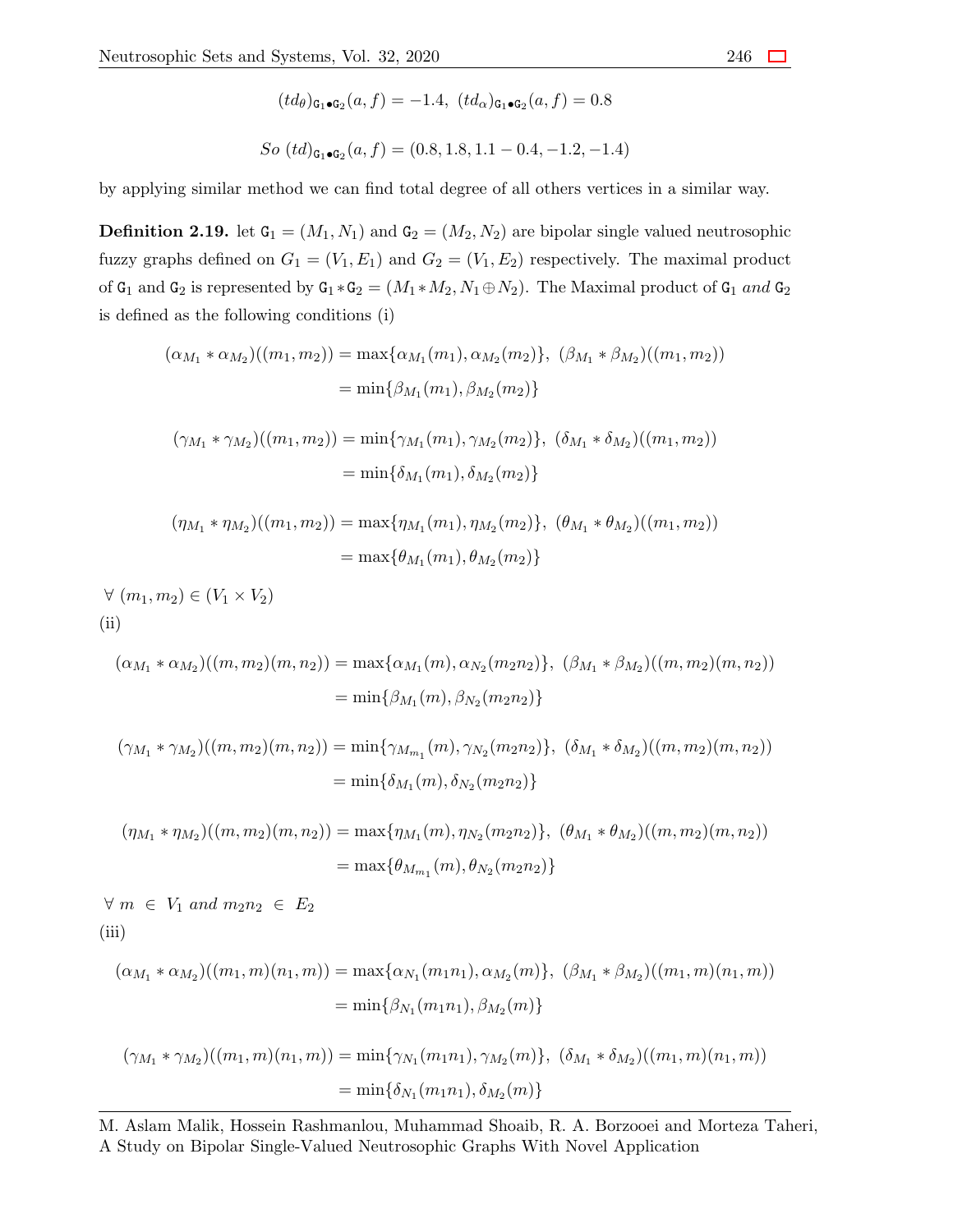$$(td_\theta)_{\mathtt{G}_1 \bullet \mathtt{G}_2}(a,f) = -1.4,\ (td_\alpha)_{\mathtt{G}_1 \bullet \mathtt{G}_2}(a,f) = 0.8$$

$$So\ (td)_{\mathtt{G}_1 \bullet \mathtt{G}_2}(a,f) = (0.8, 1.8, 1.1 - 0.4, -1.2, -1.4)$$

by applying similar method we can find total degree of all others vertices in a similar way.

**Definition 2.19.** let $\mathtt{G}_1 = (M_1, N_1)$ and $\mathtt{G}_2 = (M_2, N_2)$ are bipolar single valued neutrosophic fuzzy graphs defined on $G_1 = (V_1, E_1)$ and $G_2 = (V_1, E_2)$ respectively. The maximal product of $\mathtt{G}_1$ and $\mathtt{G}_2$ is represented by $\mathtt{G}_1 * \mathtt{G}_2 = (M_1 * M_2, N_1 \oplus N_2)$. The Maximal product of $\mathtt{G}_1$ *and* $\mathtt{G}_2$ is defined as the following conditions (i)

$$(\alpha_{M_1} * \alpha_{M_2})((m_1, m_2)) = \max\{\alpha_{M_1}(m_1), \alpha_{M_2}(m_2)\},\ (\beta_{M_1} * \beta_{M_2})((m_1, m_2)) = \min\{\beta_{M_1}(m_1), \beta_{M_2}(m_2)\}$$

$$(\gamma_{M_1} * \gamma_{M_2})((m_1, m_2)) = \min\{\gamma_{M_1}(m_1), \gamma_{M_2}(m_2)\},\ (\delta_{M_1} * \delta_{M_2})((m_1, m_2)) = \min\{\delta_{M_1}(m_1), \delta_{M_2}(m_2)\}$$

$$(\eta_{M_1} * \eta_{M_2})((m_1, m_2)) = \max\{\eta_{M_1}(m_1), \eta_{M_2}(m_2)\},\ (\theta_{M_1} * \theta_{M_2})((m_1, m_2)) = \max\{\theta_{M_1}(m_1), \theta_{M_2}(m_2)\}$$

$\forall\ (m_1, m_2) \in (V_1 \times V_2)$

(ii)

$$(\alpha_{M_1} * \alpha_{M_2})((m, m_2)(m, n_2)) = \max\{\alpha_{M_1}(m), \alpha_{N_2}(m_2 n_2)\},\ (\beta_{M_1} * \beta_{M_2})((m, m_2)(m, n_2)) = \min\{\beta_{M_1}(m), \beta_{N_2}(m_2 n_2)\}$$

$$(\gamma_{M_1} * \gamma_{M_2})((m, m_2)(m, n_2)) = \min\{\gamma_{M_{m_1}}(m), \gamma_{N_2}(m_2 n_2)\},\ (\delta_{M_1} * \delta_{M_2})((m, m_2)(m, n_2)) = \min\{\delta_{M_1}(m), \delta_{N_2}(m_2 n_2)\}$$

$$(\eta_{M_1} * \eta_{M_2})((m, m_2)(m, n_2)) = \max\{\eta_{M_1}(m), \eta_{N_2}(m_2 n_2)\},\ (\theta_{M_1} * \theta_{M_2})((m, m_2)(m, n_2)) = \max\{\theta_{M_{m_1}}(m), \theta_{N_2}(m_2 n_2)\}$$

$\forall\ m\ \in\ V_1$ *and* $m_2 n_2\ \in\ E_2$

(iii)

$$(\alpha_{M_1} * \alpha_{M_2})((m_1, m)(n_1, m)) = \max\{\alpha_{N_1}(m_1 n_1), \alpha_{M_2}(m)\},\ (\beta_{M_1} * \beta_{M_2})((m_1, m)(n_1, m)) = \min\{\beta_{N_1}(m_1 n_1), \beta_{M_2}(m)\}$$

$$(\gamma_{M_1} * \gamma_{M_2})((m_1, m)(n_1, m)) = \min\{\gamma_{N_1}(m_1 n_1), \gamma_{M_2}(m)\},\ (\delta_{M_1} * \delta_{M_2})((m_1, m)(n_1, m)) = \min\{\delta_{N_1}(m_1 n_1), \delta_{M_2}(m)\}$$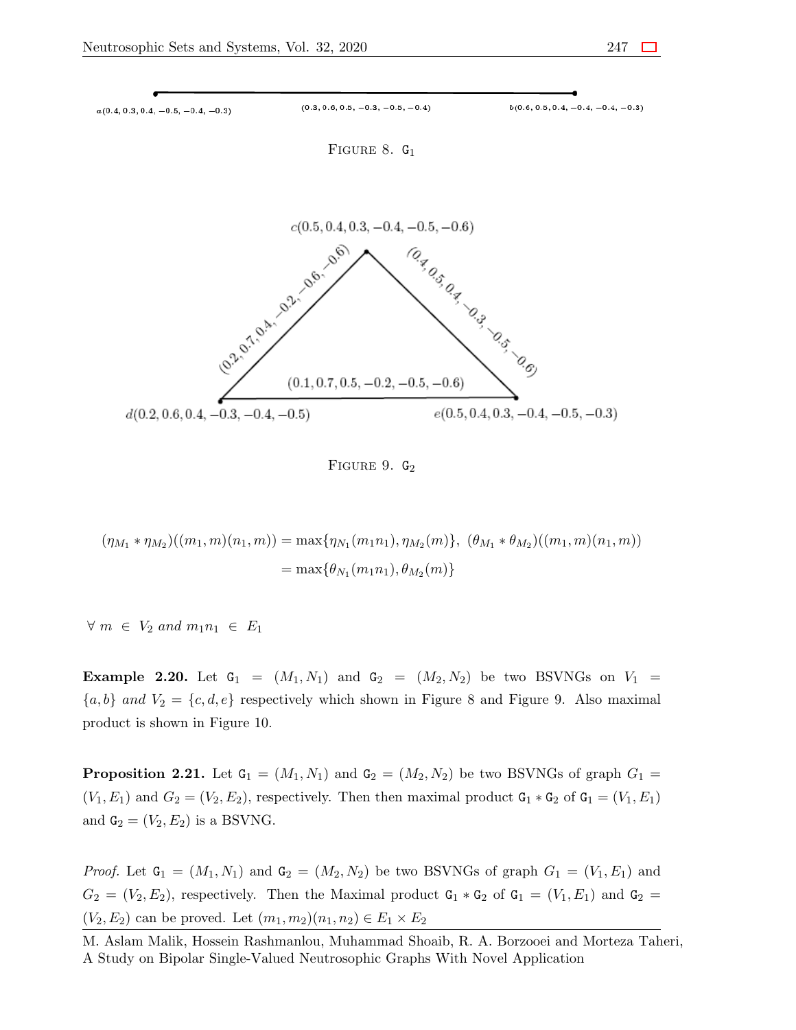FIGURE 8. $G_1$

FIGURE 9. $G_2$

$$(\eta_{M_1} * \eta_{M_2})((m_1, m)(n_1, m)) = \max\{\eta_{N_1}(m_1n_1), \eta_{M_2}(m)\},\ (\theta_{M_1} * \theta_{M_2})((m_1, m)(n_1, m))$$
$$= \max\{\theta_{N_1}(m_1n_1), \theta_{M_2}(m)\}$$

$\forall\ m \in V_2$ *and* $m_1n_1 \in E_1$

**Example 2.20.** Let $G_1 = (M_1, N_1)$ and $G_2 = (M_2, N_2)$ be two BSVNGs on $V_1 = \{a, b\}$ *and* $V_2 = \{c, d, e\}$ respectively which shown in Figure 8 and Figure 9. Also maximal product is shown in Figure 10.

**Proposition 2.21.** Let $G_1 = (M_1, N_1)$ and $G_2 = (M_2, N_2)$ be two BSVNGs of graph $G_1 = (V_1, E_1)$ and $G_2 = (V_2, E_2)$, respectively. Then then maximal product $G_1 * G_2$ of $G_1 = (V_1, E_1)$ and $G_2 = (V_2, E_2)$ is a BSVNG.

*Proof.* Let $G_1 = (M_1, N_1)$ and $G_2 = (M_2, N_2)$ be two BSVNGs of graph $G_1 = (V_1, E_1)$ and $G_2 = (V_2, E_2)$, respectively. Then the Maximal product $G_1 * G_2$ of $G_1 = (V_1, E_1)$ and $G_2 = (V_2, E_2)$ can be proved. Let $(m_1, m_2)(n_1, n_2) \in E_1 \times E_2$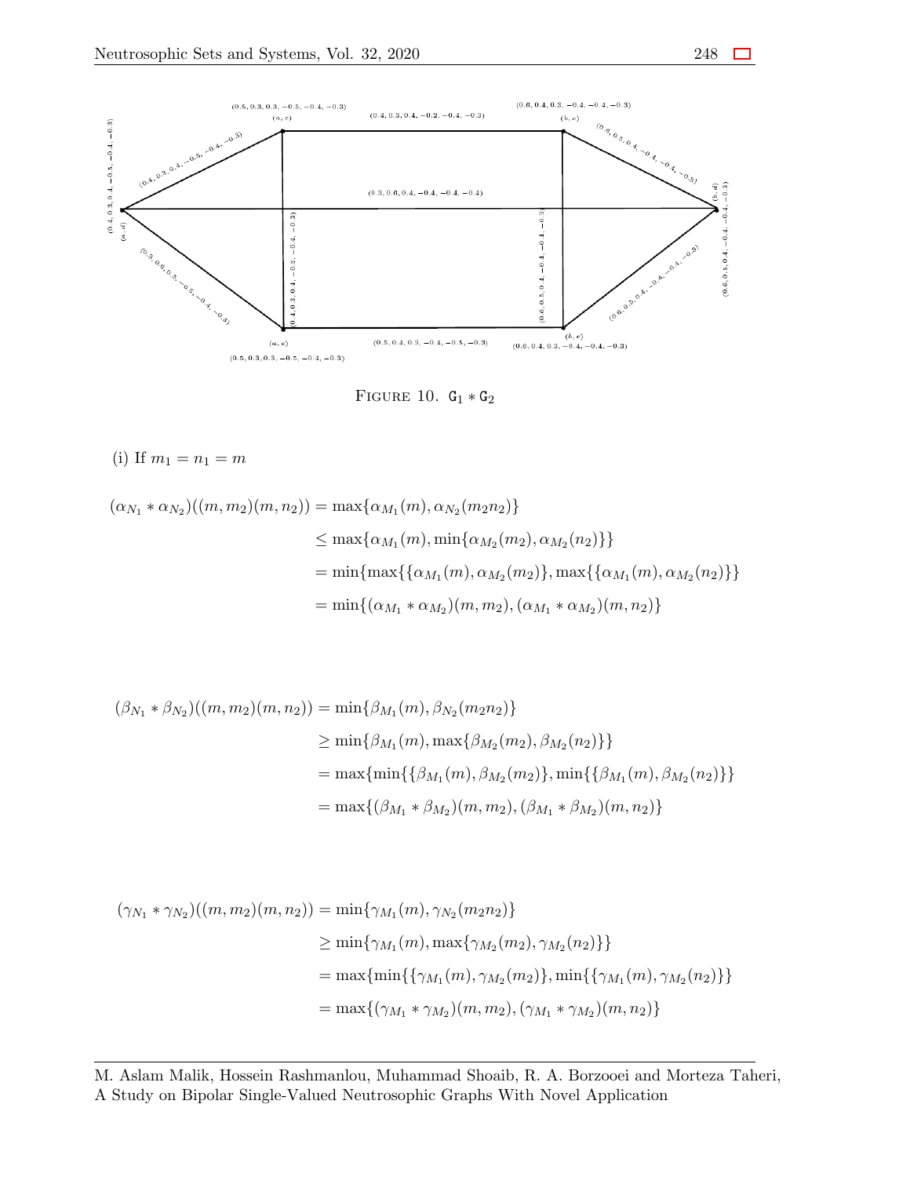FIGURE 10. $G_1 * G_2$

(i) If $m_1 = n_1 = m$

$$
\begin{aligned}
(\alpha_{N_1} * \alpha_{N_2})((m, m_2)(m, n_2)) &= \max\{\alpha_{M_1}(m), \alpha_{N_2}(m_2 n_2)\} \\
&\leq \max\{\alpha_{M_1}(m), \min\{\alpha_{M_2}(m_2), \alpha_{M_2}(n_2)\}\} \\
&= \min\{\max\{\{\alpha_{M_1}(m), \alpha_{M_2}(m_2)\}, \max\{\{\alpha_{M_1}(m), \alpha_{M_2}(n_2)\}\} \\
&= \min\{(\alpha_{M_1} * \alpha_{M_2})(m, m_2), (\alpha_{M_1} * \alpha_{M_2})(m, n_2)\}
\end{aligned}
$$

$$
\begin{aligned}
(\beta_{N_1} * \beta_{N_2})((m, m_2)(m, n_2)) &= \min\{\beta_{M_1}(m), \beta_{N_2}(m_2 n_2)\} \\
&\geq \min\{\beta_{M_1}(m), \max\{\beta_{M_2}(m_2), \beta_{M_2}(n_2)\}\} \\
&= \max\{\min\{\{\beta_{M_1}(m), \beta_{M_2}(m_2)\}, \min\{\{\beta_{M_1}(m), \beta_{M_2}(n_2)\}\} \\
&= \max\{(\beta_{M_1} * \beta_{M_2})(m, m_2), (\beta_{M_1} * \beta_{M_2})(m, n_2)\}
\end{aligned}
$$

$$
\begin{aligned}
(\gamma_{N_1} * \gamma_{N_2})((m, m_2)(m, n_2)) &= \min\{\gamma_{M_1}(m), \gamma_{N_2}(m_2 n_2)\} \\
&\geq \min\{\gamma_{M_1}(m), \max\{\gamma_{M_2}(m_2), \gamma_{M_2}(n_2)\}\} \\
&= \max\{\min\{\{\gamma_{M_1}(m), \gamma_{M_2}(m_2)\}, \min\{\{\gamma_{M_1}(m), \gamma_{M_2}(n_2)\}\} \\
&= \max\{(\gamma_{M_1} * \gamma_{M_2})(m, m_2), (\gamma_{M_1} * \gamma_{M_2})(m, n_2)\}
\end{aligned}
$$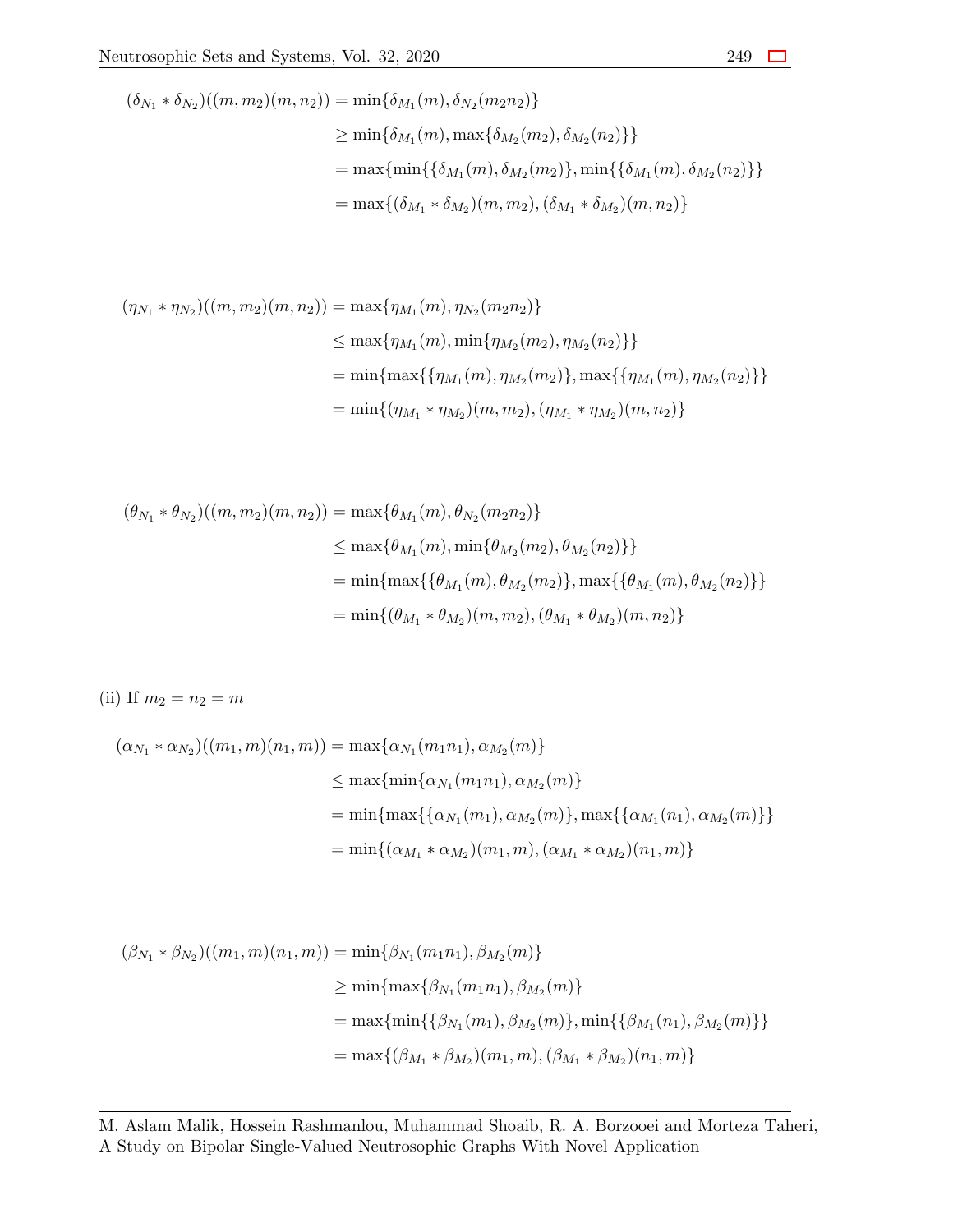$$
\begin{aligned}
(\delta_{N_1} * \delta_{N_2})((m, m_2)(m, n_2)) &= \min\{\delta_{M_1}(m), \delta_{N_2}(m_2 n_2)\} \\
&\geq \min\{\delta_{M_1}(m), \max\{\delta_{M_2}(m_2), \delta_{M_2}(n_2)\}\} \\
&= \max\{\min\{\{\delta_{M_1}(m), \delta_{M_2}(m_2)\}, \min\{\{\delta_{M_1}(m), \delta_{M_2}(n_2)\}\} \\
&= \max\{(\delta_{M_1} * \delta_{M_2})(m, m_2), (\delta_{M_1} * \delta_{M_2})(m, n_2)\}
\end{aligned}
$$

$$
\begin{aligned}
(\eta_{N_1} * \eta_{N_2})((m, m_2)(m, n_2)) &= \max\{\eta_{M_1}(m), \eta_{N_2}(m_2 n_2)\} \\
&\leq \max\{\eta_{M_1}(m), \min\{\eta_{M_2}(m_2), \eta_{M_2}(n_2)\}\} \\
&= \min\{\max\{\{\eta_{M_1}(m), \eta_{M_2}(m_2)\}, \max\{\{\eta_{M_1}(m), \eta_{M_2}(n_2)\}\} \\
&= \min\{(\eta_{M_1} * \eta_{M_2})(m, m_2), (\eta_{M_1} * \eta_{M_2})(m, n_2)\}
\end{aligned}
$$

$$
\begin{aligned}
(\theta_{N_1} * \theta_{N_2})((m, m_2)(m, n_2)) &= \max\{\theta_{M_1}(m), \theta_{N_2}(m_2 n_2)\} \\
&\leq \max\{\theta_{M_1}(m), \min\{\theta_{M_2}(m_2), \theta_{M_2}(n_2)\}\} \\
&= \min\{\max\{\{\theta_{M_1}(m), \theta_{M_2}(m_2)\}, \max\{\{\theta_{M_1}(m), \theta_{M_2}(n_2)\}\} \\
&= \min\{(\theta_{M_1} * \theta_{M_2})(m, m_2), (\theta_{M_1} * \theta_{M_2})(m, n_2)\}
\end{aligned}
$$

(ii) If $m_2 = n_2 = m$

$$
\begin{aligned}
(\alpha_{N_1} * \alpha_{N_2})((m_1, m)(n_1, m)) &= \max\{\alpha_{N_1}(m_1 n_1), \alpha_{M_2}(m)\} \\
&\leq \max\{\min\{\alpha_{N_1}(m_1 n_1), \alpha_{M_2}(m)\} \\
&= \min\{\max\{\{\alpha_{N_1}(m_1), \alpha_{M_2}(m)\}, \max\{\{\alpha_{M_1}(n_1), \alpha_{M_2}(m)\}\} \\
&= \min\{(\alpha_{M_1} * \alpha_{M_2})(m_1, m), (\alpha_{M_1} * \alpha_{M_2})(n_1, m)\}
\end{aligned}
$$

$$
\begin{aligned}
(\beta_{N_1} * \beta_{N_2})((m_1, m)(n_1, m)) &= \min\{\beta_{N_1}(m_1 n_1), \beta_{M_2}(m)\} \\
&\geq \min\{\max\{\beta_{N_1}(m_1 n_1), \beta_{M_2}(m)\} \\
&= \max\{\min\{\{\beta_{N_1}(m_1), \beta_{M_2}(m)\}, \min\{\{\beta_{M_1}(n_1), \beta_{M_2}(m)\}\} \\
&= \max\{(\beta_{M_1} * \beta_{M_2})(m_1, m), (\beta_{M_1} * \beta_{M_2})(n_1, m)\}
\end{aligned}
$$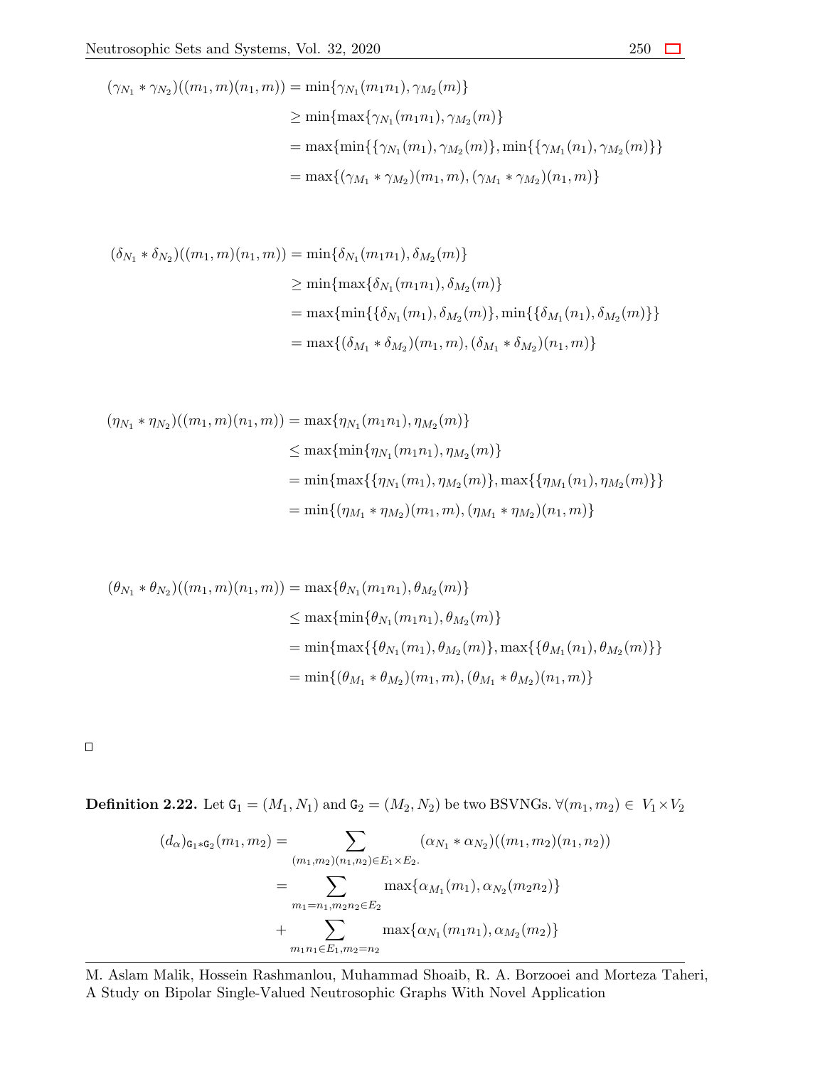$$
\begin{aligned}
(\gamma_{N_1} * \gamma_{N_2})((m_1, m)(n_1, m)) &= \min\{\gamma_{N_1}(m_1 n_1), \gamma_{M_2}(m)\} \\
&\geq \min\{\max\{\gamma_{N_1}(m_1 n_1), \gamma_{M_2}(m)\} \\
&= \max\{\min\{\{\gamma_{N_1}(m_1), \gamma_{M_2}(m)\}, \min\{\{\gamma_{M_1}(n_1), \gamma_{M_2}(m)\}\} \\
&= \max\{(\gamma_{M_1} * \gamma_{M_2})(m_1, m), (\gamma_{M_1} * \gamma_{M_2})(n_1, m)\}
\end{aligned}
$$

$$
\begin{aligned}
(\delta_{N_1} * \delta_{N_2})((m_1, m)(n_1, m)) &= \min\{\delta_{N_1}(m_1 n_1), \delta_{M_2}(m)\} \\
&\geq \min\{\max\{\delta_{N_1}(m_1 n_1), \delta_{M_2}(m)\} \\
&= \max\{\min\{\{\delta_{N_1}(m_1), \delta_{M_2}(m)\}, \min\{\{\delta_{M_1}(n_1), \delta_{M_2}(m)\}\} \\
&= \max\{(\delta_{M_1} * \delta_{M_2})(m_1, m), (\delta_{M_1} * \delta_{M_2})(n_1, m)\}
\end{aligned}
$$

$$
\begin{aligned}
(\eta_{N_1} * \eta_{N_2})((m_1, m)(n_1, m)) &= \max\{\eta_{N_1}(m_1 n_1), \eta_{M_2}(m)\} \\
&\leq \max\{\min\{\eta_{N_1}(m_1 n_1), \eta_{M_2}(m)\} \\
&= \min\{\max\{\{\eta_{N_1}(m_1), \eta_{M_2}(m)\}, \max\{\{\eta_{M_1}(n_1), \eta_{M_2}(m)\}\} \\
&= \min\{(\eta_{M_1} * \eta_{M_2})(m_1, m), (\eta_{M_1} * \eta_{M_2})(n_1, m)\}
\end{aligned}
$$

$$
\begin{aligned}
(\theta_{N_1} * \theta_{N_2})((m_1, m)(n_1, m)) &= \max\{\theta_{N_1}(m_1 n_1), \theta_{M_2}(m)\} \\
&\leq \max\{\min\{\theta_{N_1}(m_1 n_1), \theta_{M_2}(m)\} \\
&= \min\{\max\{\{\theta_{N_1}(m_1), \theta_{M_2}(m)\}, \max\{\{\theta_{M_1}(n_1), \theta_{M_2}(m)\}\} \\
&= \min\{(\theta_{M_1} * \theta_{M_2})(m_1, m), (\theta_{M_1} * \theta_{M_2})(n_1, m)\}
\end{aligned}
$$

□

**Definition 2.22.** Let $\mathtt{G}_1 = (M_1, N_1)$ and $\mathtt{G}_2 = (M_2, N_2)$ be two BSVNGs. $\forall (m_1, m_2) \in V_1 \times V_2$

$$
\begin{aligned}
(d_\alpha)_{\mathtt{G}_1 * \mathtt{G}_2}(m_1, m_2) &= \sum_{(m_1, m_2)(n_1, n_2) \in E_1 \times E_2.} (\alpha_{N_1} * \alpha_{N_2})((m_1, m_2)(n_1, n_2)) \\
&= \sum_{m_1 = n_1, m_2 n_2 \in E_2} \max\{\alpha_{M_1}(m_1), \alpha_{N_2}(m_2 n_2)\} \\
&+ \sum_{m_1 n_1 \in E_1, m_2 = n_2} \max\{\alpha_{N_1}(m_1 n_1), \alpha_{M_2}(m_2)\}
\end{aligned}
$$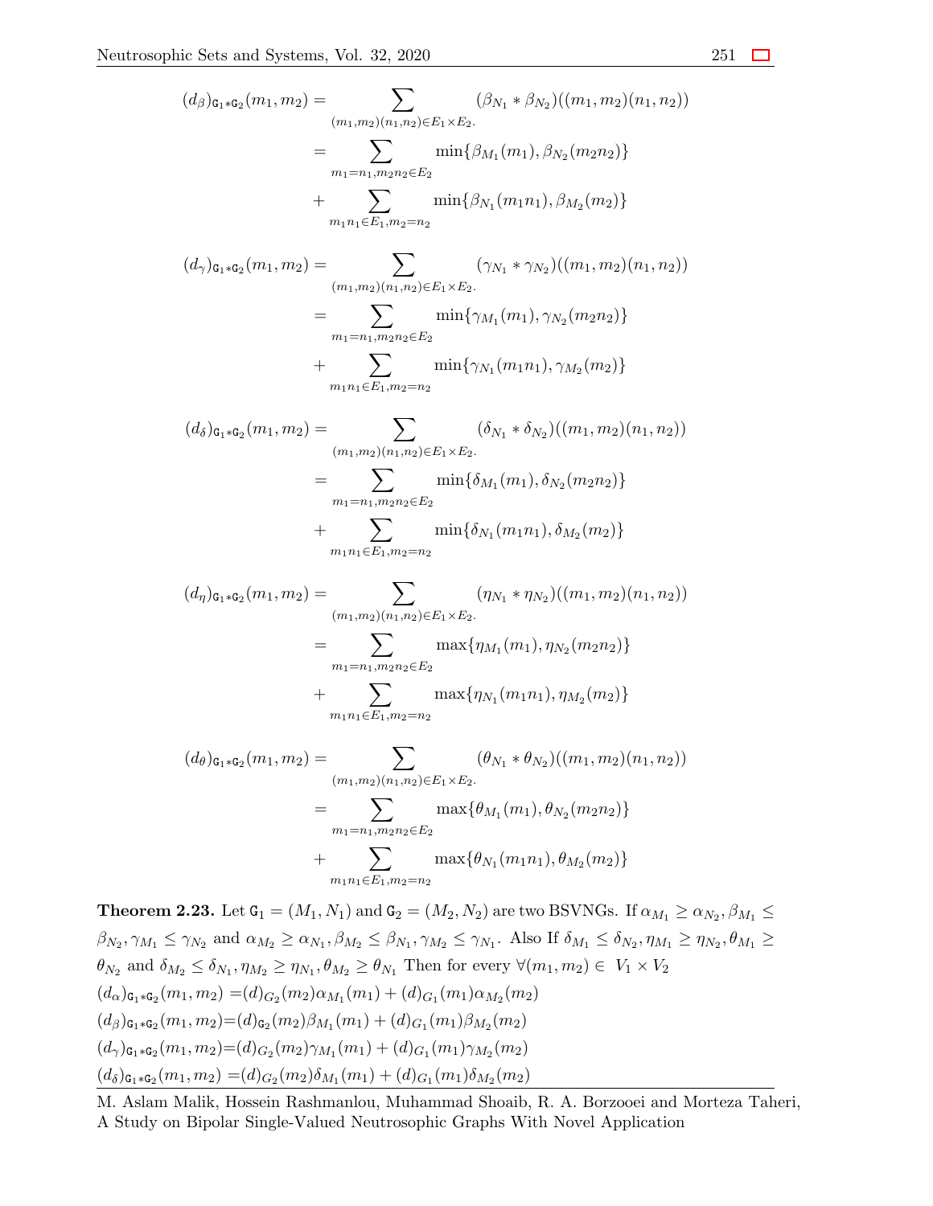$$
\begin{aligned}
(d_\beta)_{\mathtt{G}_1*\mathtt{G}_2}(m_1,m_2) &= \sum_{(m_1,m_2)(n_1,n_2)\in E_1\times E_2.} (\beta_{N_1}*\beta_{N_2})((m_1,m_2)(n_1,n_2)) \\
&= \sum_{m_1=n_1,m_2n_2\in E_2} \min\{\beta_{M_1}(m_1),\beta_{N_2}(m_2n_2)\} \\
&+ \sum_{m_1n_1\in E_1,m_2=n_2} \min\{\beta_{N_1}(m_1n_1),\beta_{M_2}(m_2)\}
\end{aligned}
$$

$$
\begin{aligned}
(d_\gamma)_{\mathtt{G}_1*\mathtt{G}_2}(m_1,m_2) &= \sum_{(m_1,m_2)(n_1,n_2)\in E_1\times E_2.} (\gamma_{N_1}*\gamma_{N_2})((m_1,m_2)(n_1,n_2)) \\
&= \sum_{m_1=n_1,m_2n_2\in E_2} \min\{\gamma_{M_1}(m_1),\gamma_{N_2}(m_2n_2)\} \\
&+ \sum_{m_1n_1\in E_1,m_2=n_2} \min\{\gamma_{N_1}(m_1n_1),\gamma_{M_2}(m_2)\}
\end{aligned}
$$

$$
\begin{aligned}
(d_\delta)_{\mathtt{G}_1*\mathtt{G}_2}(m_1,m_2) &= \sum_{(m_1,m_2)(n_1,n_2)\in E_1\times E_2.} (\delta_{N_1}*\delta_{N_2})((m_1,m_2)(n_1,n_2)) \\
&= \sum_{m_1=n_1,m_2n_2\in E_2} \min\{\delta_{M_1}(m_1),\delta_{N_2}(m_2n_2)\} \\
&+ \sum_{m_1n_1\in E_1,m_2=n_2} \min\{\delta_{N_1}(m_1n_1),\delta_{M_2}(m_2)\}
\end{aligned}
$$

$$
\begin{aligned}
(d_\eta)_{\mathtt{G}_1*\mathtt{G}_2}(m_1,m_2) &= \sum_{(m_1,m_2)(n_1,n_2)\in E_1\times E_2.} (\eta_{N_1}*\eta_{N_2})((m_1,m_2)(n_1,n_2)) \\
&= \sum_{m_1=n_1,m_2n_2\in E_2} \max\{\eta_{M_1}(m_1),\eta_{N_2}(m_2n_2)\} \\
&+ \sum_{m_1n_1\in E_1,m_2=n_2} \max\{\eta_{N_1}(m_1n_1),\eta_{M_2}(m_2)\}
\end{aligned}
$$

$$
\begin{aligned}
(d_\theta)_{\mathtt{G}_1*\mathtt{G}_2}(m_1,m_2) &= \sum_{(m_1,m_2)(n_1,n_2)\in E_1\times E_2.} (\theta_{N_1}*\theta_{N_2})((m_1,m_2)(n_1,n_2)) \\
&= \sum_{m_1=n_1,m_2n_2\in E_2} \max\{\theta_{M_1}(m_1),\theta_{N_2}(m_2n_2)\} \\
&+ \sum_{m_1n_1\in E_1,m_2=n_2} \max\{\theta_{N_1}(m_1n_1),\theta_{M_2}(m_2)\}
\end{aligned}
$$

**Theorem 2.23.** Let $\mathtt{G}_1 = (M_1, N_1)$ and $\mathtt{G}_2 = (M_2, N_2)$ are two BSVNGs. If $\alpha_{M_1} \geq \alpha_{N_2}, \beta_{M_1} \leq \beta_{N_2}, \gamma_{M_1} \leq \gamma_{N_2}$ and $\alpha_{M_2} \geq \alpha_{N_1}, \beta_{M_2} \leq \beta_{N_1}, \gamma_{M_2} \leq \gamma_{N_1}$. Also If $\delta_{M_1} \leq \delta_{N_2}, \eta_{M_1} \geq \eta_{N_2}, \theta_{M_1} \geq \theta_{N_2}$ and $\delta_{M_2} \leq \delta_{N_1}, \eta_{M_2} \geq \eta_{N_1}, \theta_{M_2} \geq \theta_{N_1}$ Then for every $\forall (m_1, m_2) \in V_1 \times V_2$

$(d_\alpha)_{\mathtt{G}_1*\mathtt{G}_2}(m_1, m_2) = (d)_{G_2}(m_2)\alpha_{M_1}(m_1) + (d)_{G_1}(m_1)\alpha_{M_2}(m_2)$

$(d_\beta)_{\mathtt{G}_1*\mathtt{G}_2}(m_1, m_2) = (d)_{\mathtt{G}_2}(m_2)\beta_{M_1}(m_1) + (d)_{G_1}(m_1)\beta_{M_2}(m_2)$

$(d_\gamma)_{\mathtt{G}_1*\mathtt{G}_2}(m_1, m_2) = (d)_{G_2}(m_2)\gamma_{M_1}(m_1) + (d)_{G_1}(m_1)\gamma_{M_2}(m_2)$

$(d_\delta)_{\mathtt{G}_1*\mathtt{G}_2}(m_1, m_2) = (d)_{G_2}(m_2)\delta_{M_1}(m_1) + (d)_{G_1}(m_1)\delta_{M_2}(m_2)$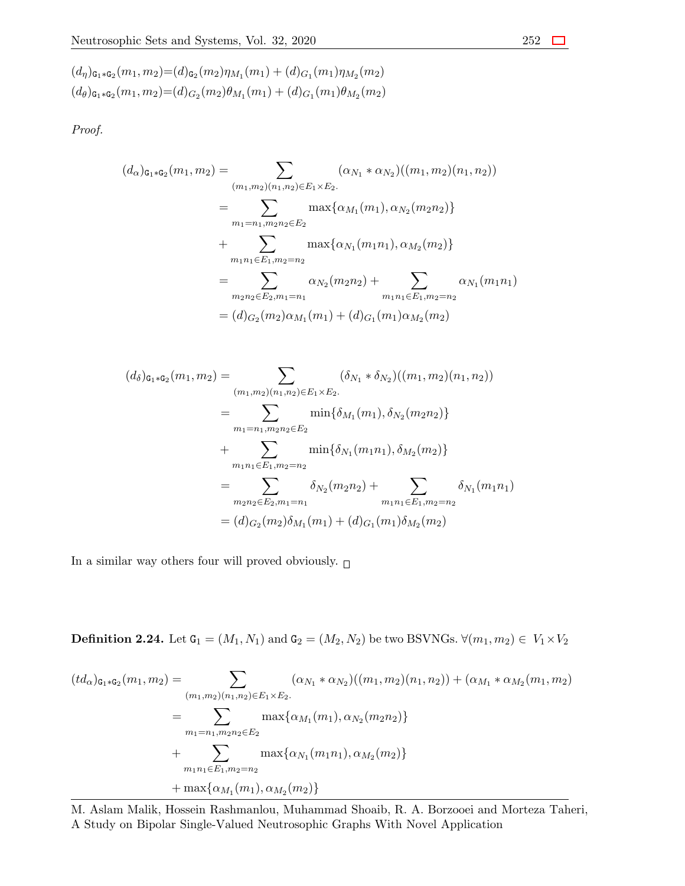$(d_\eta)_{\mathtt{G}_1 * \mathtt{G}_2}(m_1, m_2) = (d)_{\mathtt{G}_2}(m_2)\eta_{M_1}(m_1) + (d)_{G_1}(m_1)\eta_{M_2}(m_2)$

$(d_\theta)_{\mathtt{G}_1 * \mathtt{G}_2}(m_1, m_2) = (d)_{G_2}(m_2)\theta_{M_1}(m_1) + (d)_{G_1}(m_1)\theta_{M_2}(m_2)$

*Proof.*

$$
\begin{aligned}
(d_\alpha)_{\mathtt{G}_1 * \mathtt{G}_2}(m_1, m_2) &= \sum_{(m_1,m_2)(n_1,n_2) \in E_1 \times E_2.} (\alpha_{N_1} * \alpha_{N_2})((m_1, m_2)(n_1, n_2)) \\
&= \sum_{m_1 = n_1, m_2 n_2 \in E_2} \max\{\alpha_{M_1}(m_1), \alpha_{N_2}(m_2 n_2)\} \\
&+ \sum_{m_1 n_1 \in E_1, m_2 = n_2} \max\{\alpha_{N_1}(m_1 n_1), \alpha_{M_2}(m_2)\} \\
&= \sum_{m_2 n_2 \in E_2, m_1 = n_1} \alpha_{N_2}(m_2 n_2) + \sum_{m_1 n_1 \in E_1, m_2 = n_2} \alpha_{N_1}(m_1 n_1) \\
&= (d)_{G_2}(m_2)\alpha_{M_1}(m_1) + (d)_{G_1}(m_1)\alpha_{M_2}(m_2)
\end{aligned}
$$

$$
\begin{aligned}
(d_\delta)_{\mathtt{G}_1 * \mathtt{G}_2}(m_1, m_2) &= \sum_{(m_1,m_2)(n_1,n_2) \in E_1 \times E_2.} (\delta_{N_1} * \delta_{N_2})((m_1, m_2)(n_1, n_2)) \\
&= \sum_{m_1 = n_1, m_2 n_2 \in E_2} \min\{\delta_{M_1}(m_1), \delta_{N_2}(m_2 n_2)\} \\
&+ \sum_{m_1 n_1 \in E_1, m_2 = n_2} \min\{\delta_{N_1}(m_1 n_1), \delta_{M_2}(m_2)\} \\
&= \sum_{m_2 n_2 \in E_2, m_1 = n_1} \delta_{N_2}(m_2 n_2) + \sum_{m_1 n_1 \in E_1, m_2 = n_2} \delta_{N_1}(m_1 n_1) \\
&= (d)_{G_2}(m_2)\delta_{M_1}(m_1) + (d)_{G_1}(m_1)\delta_{M_2}(m_2)
\end{aligned}
$$

In a similar way others four will proved obviously. □

**Definition 2.24.** Let $\mathtt{G}_1 = (M_1, N_1)$ and $\mathtt{G}_2 = (M_2, N_2)$ be two BSVNGs. $\forall (m_1, m_2) \in V_1 \times V_2$

$$
\begin{aligned}
(td_\alpha)_{\mathtt{G}_1 * \mathtt{G}_2}(m_1, m_2) &= \sum_{(m_1,m_2)(n_1,n_2) \in E_1 \times E_2.} (\alpha_{N_1} * \alpha_{N_2})((m_1, m_2)(n_1, n_2)) + (\alpha_{M_1} * \alpha_{M_2}(m_1, m_2) \\
&= \sum_{m_1 = n_1, m_2 n_2 \in E_2} \max\{\alpha_{M_1}(m_1), \alpha_{N_2}(m_2 n_2)\} \\
&+ \sum_{m_1 n_1 \in E_1, m_2 = n_2} \max\{\alpha_{N_1}(m_1 n_1), \alpha_{M_2}(m_2)\} \\
&+ \max\{\alpha_{M_1}(m_1), \alpha_{M_2}(m_2)\}
\end{aligned}
$$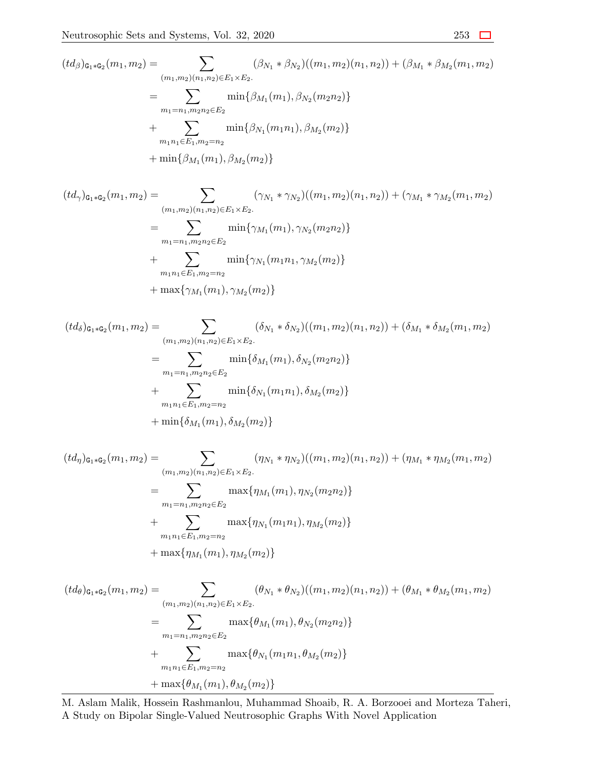$$
\begin{aligned}
(td_\beta)_{\mathtt{G}_1 * \mathtt{G}_2}(m_1,m_2) &= \sum_{(m_1,m_2)(n_1,n_2)\in E_1\times E_2.} (\beta_{N_1} * \beta_{N_2})((m_1,m_2)(n_1,n_2)) + (\beta_{M_1} * \beta_{M_2}(m_1,m_2) \\
&= \sum_{m_1=n_1, m_2n_2\in E_2} \min\{\beta_{M_1}(m_1), \beta_{N_2}(m_2n_2)\} \\
&+ \sum_{m_1n_1\in E_1, m_2=n_2} \min\{\beta_{N_1}(m_1n_1), \beta_{M_2}(m_2)\} \\
&+ \min\{\beta_{M_1}(m_1), \beta_{M_2}(m_2)\}
\end{aligned}
$$

$$
\begin{aligned}
(td_\gamma)_{\mathtt{G}_1 * \mathtt{G}_2}(m_1,m_2) &= \sum_{(m_1,m_2)(n_1,n_2)\in E_1\times E_2.} (\gamma_{N_1} * \gamma_{N_2})((m_1,m_2)(n_1,n_2)) + (\gamma_{M_1} * \gamma_{M_2}(m_1,m_2) \\
&= \sum_{m_1=n_1, m_2n_2\in E_2} \min\{\gamma_{M_1}(m_1), \gamma_{N_2}(m_2n_2)\} \\
&+ \sum_{m_1n_1\in E_1, m_2=n_2} \min\{\gamma_{N_1}(m_1n_1, \gamma_{M_2}(m_2)\} \\
&+ \max\{\gamma_{M_1}(m_1), \gamma_{M_2}(m_2)\}
\end{aligned}
$$

$$
\begin{aligned}
(td_\delta)_{\mathtt{G}_1 * \mathtt{G}_2}(m_1,m_2) &= \sum_{(m_1,m_2)(n_1,n_2)\in E_1\times E_2.} (\delta_{N_1} * \delta_{N_2})((m_1,m_2)(n_1,n_2)) + (\delta_{M_1} * \delta_{M_2}(m_1,m_2) \\
&= \sum_{m_1=n_1, m_2n_2\in E_2} \min\{\delta_{M_1}(m_1), \delta_{N_2}(m_2n_2)\} \\
&+ \sum_{m_1n_1\in E_1, m_2=n_2} \min\{\delta_{N_1}(m_1n_1), \delta_{M_2}(m_2)\} \\
&+ \min\{\delta_{M_1}(m_1), \delta_{M_2}(m_2)\}
\end{aligned}
$$

$$
\begin{aligned}
(td_\eta)_{\mathtt{G}_1 * \mathtt{G}_2}(m_1,m_2) &= \sum_{(m_1,m_2)(n_1,n_2)\in E_1\times E_2.} (\eta_{N_1} * \eta_{N_2})((m_1,m_2)(n_1,n_2)) + (\eta_{M_1} * \eta_{M_2}(m_1,m_2) \\
&= \sum_{m_1=n_1, m_2n_2\in E_2} \max\{\eta_{M_1}(m_1), \eta_{N_2}(m_2n_2)\} \\
&+ \sum_{m_1n_1\in E_1, m_2=n_2} \max\{\eta_{N_1}(m_1n_1), \eta_{M_2}(m_2)\} \\
&+ \max\{\eta_{M_1}(m_1), \eta_{M_2}(m_2)\}
\end{aligned}
$$

$$
\begin{aligned}
(td_\theta)_{\mathtt{G}_1 * \mathtt{G}_2}(m_1,m_2) &= \sum_{(m_1,m_2)(n_1,n_2)\in E_1\times E_2.} (\theta_{N_1} * \theta_{N_2})((m_1,m_2)(n_1,n_2)) + (\theta_{M_1} * \theta_{M_2}(m_1,m_2) \\
&= \sum_{m_1=n_1, m_2n_2\in E_2} \max\{\theta_{M_1}(m_1), \theta_{N_2}(m_2n_2)\} \\
&+ \sum_{m_1n_1\in E_1, m_2=n_2} \max\{\theta_{N_1}(m_1n_1, \theta_{M_2}(m_2)\} \\
&+ \max\{\theta_{M_1}(m_1), \theta_{M_2}(m_2)\}
\end{aligned}
$$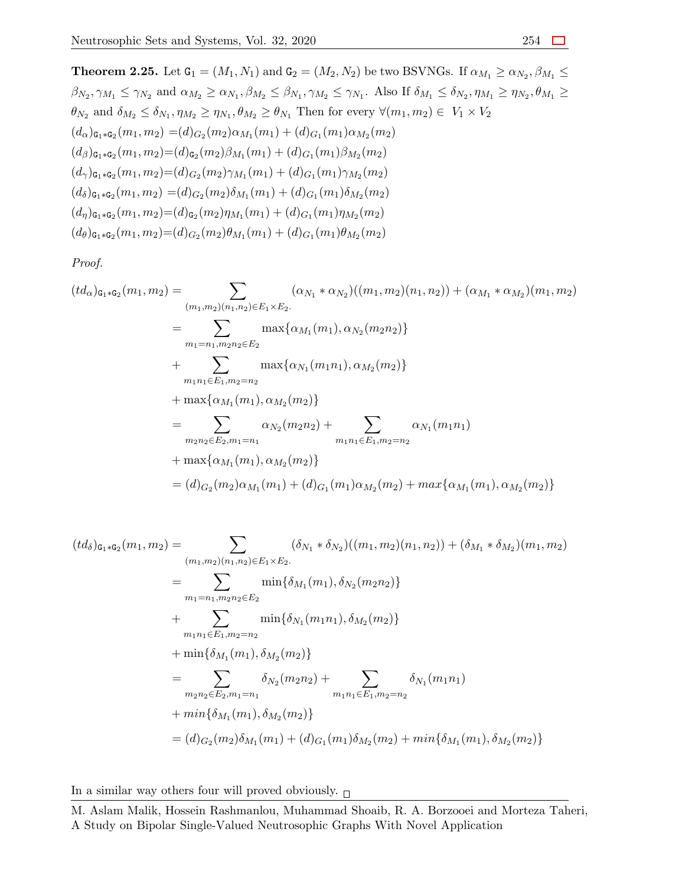**Theorem 2.25.** Let $\mathtt{G}_1 = (M_1, N_1)$ and $\mathtt{G}_2 = (M_2, N_2)$ be two BSVNGs. If $\alpha_{M_1} \geq \alpha_{N_2}, \beta_{M_1} \leq \beta_{N_2}, \gamma_{M_1} \leq \gamma_{N_2}$ and $\alpha_{M_2} \geq \alpha_{N_1}, \beta_{M_2} \leq \beta_{N_1}, \gamma_{M_2} \leq \gamma_{N_1}$. Also If $\delta_{M_1} \leq \delta_{N_2}, \eta_{M_1} \geq \eta_{N_2}, \theta_{M_1} \geq \theta_{N_2}$ and $\delta_{M_2} \leq \delta_{N_1}, \eta_{M_2} \geq \eta_{N_1}, \theta_{M_2} \geq \theta_{N_1}$ Then for every $\forall (m_1, m_2) \in V_1 \times V_2$

$(d_\alpha)_{\mathtt{G}_1 * \mathtt{G}_2}(m_1, m_2) = (d)_{G_2}(m_2)\alpha_{M_1}(m_1) + (d)_{G_1}(m_1)\alpha_{M_2}(m_2)$

$(d_\beta)_{\mathtt{G}_1 * \mathtt{G}_2}(m_1, m_2) = (d)_{\mathtt{G}_2}(m_2)\beta_{M_1}(m_1) + (d)_{G_1}(m_1)\beta_{M_2}(m_2)$

$(d_\gamma)_{\mathtt{G}_1 * \mathtt{G}_2}(m_1, m_2) = (d)_{G_2}(m_2)\gamma_{M_1}(m_1) + (d)_{G_1}(m_1)\gamma_{M_2}(m_2)$

$(d_\delta)_{\mathtt{G}_1 * \mathtt{G}_2}(m_1, m_2) = (d)_{G_2}(m_2)\delta_{M_1}(m_1) + (d)_{G_1}(m_1)\delta_{M_2}(m_2)$

$(d_\eta)_{\mathtt{G}_1 * \mathtt{G}_2}(m_1, m_2) = (d)_{\mathtt{G}_2}(m_2)\eta_{M_1}(m_1) + (d)_{G_1}(m_1)\eta_{M_2}(m_2)$

$(d_\theta)_{\mathtt{G}_1 * \mathtt{G}_2}(m_1, m_2) = (d)_{G_2}(m_2)\theta_{M_1}(m_1) + (d)_{G_1}(m_1)\theta_{M_2}(m_2)$

*Proof.*

$$
\begin{aligned}
(td_\alpha)_{\mathtt{G}_1 * \mathtt{G}_2}(m_1, m_2) &= \sum_{(m_1,m_2)(n_1,n_2) \in E_1 \times E_2.} (\alpha_{N_1} * \alpha_{N_2})((m_1, m_2)(n_1, n_2)) + (\alpha_{M_1} * \alpha_{M_2})(m_1, m_2) \\
&= \sum_{m_1 = n_1, m_2 n_2 \in E_2} \max\{\alpha_{M_1}(m_1), \alpha_{N_2}(m_2 n_2)\} \\
&+ \sum_{m_1 n_1 \in E_1, m_2 = n_2} \max\{\alpha_{N_1}(m_1 n_1), \alpha_{M_2}(m_2)\} \\
&+ \max\{\alpha_{M_1}(m_1), \alpha_{M_2}(m_2)\} \\
&= \sum_{m_2 n_2 \in E_2, m_1 = n_1} \alpha_{N_2}(m_2 n_2) + \sum_{m_1 n_1 \in E_1, m_2 = n_2} \alpha_{N_1}(m_1 n_1) \\
&+ \max\{\alpha_{M_1}(m_1), \alpha_{M_2}(m_2)\} \\
&= (d)_{G_2}(m_2)\alpha_{M_1}(m_1) + (d)_{G_1}(m_1)\alpha_{M_2}(m_2) + max\{\alpha_{M_1}(m_1), \alpha_{M_2}(m_2)\}
\end{aligned}
$$

$$
\begin{aligned}
(td_\delta)_{\mathtt{G}_1 * \mathtt{G}_2}(m_1, m_2) &= \sum_{(m_1,m_2)(n_1,n_2) \in E_1 \times E_2.} (\delta_{N_1} * \delta_{N_2})((m_1, m_2)(n_1, n_2)) + (\delta_{M_1} * \delta_{M_2})(m_1, m_2) \\
&= \sum_{m_1 = n_1, m_2 n_2 \in E_2} \min\{\delta_{M_1}(m_1), \delta_{N_2}(m_2 n_2)\} \\
&+ \sum_{m_1 n_1 \in E_1, m_2 = n_2} \min\{\delta_{N_1}(m_1 n_1), \delta_{M_2}(m_2)\} \\
&+ \min\{\delta_{M_1}(m_1), \delta_{M_2}(m_2)\} \\
&= \sum_{m_2 n_2 \in E_2, m_1 = n_1} \delta_{N_2}(m_2 n_2) + \sum_{m_1 n_1 \in E_1, m_2 = n_2} \delta_{N_1}(m_1 n_1) \\
&+ min\{\delta_{M_1}(m_1), \delta_{M_2}(m_2)\} \\
&= (d)_{G_2}(m_2)\delta_{M_1}(m_1) + (d)_{G_1}(m_1)\delta_{M_2}(m_2) + min\{\delta_{M_1}(m_1), \delta_{M_2}(m_2)\}
\end{aligned}
$$

In a similar way others four will proved obviously. □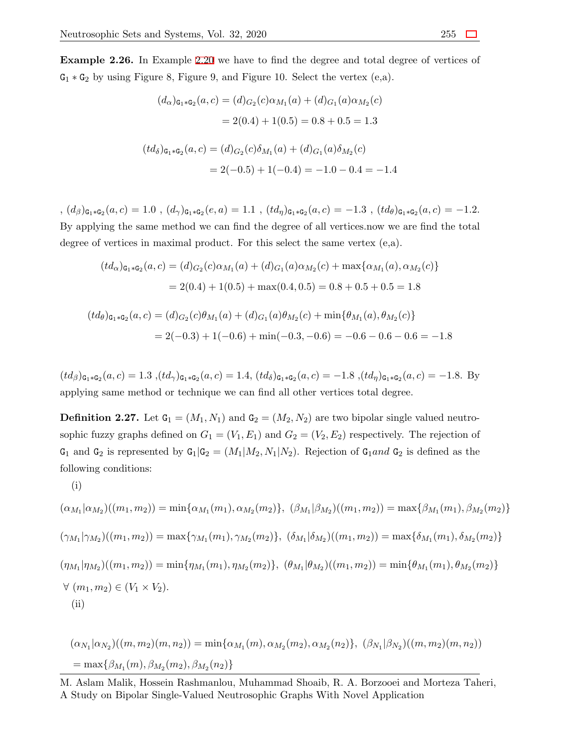**Example 2.26.** In Example 2.20 we have to find the degree and total degree of vertices of $\mathtt{G}_1 * \mathtt{G}_2$ by using Figure 8, Figure 9, and Figure 10. Select the vertex (e,a).

$$(d_\alpha)_{\mathtt{G}_1*\mathtt{G}_2}(a,c) = (d)_{G_2}(c)\alpha_{M_1}(a) + (d)_{G_1}(a)\alpha_{M_2}(c)$$
$$= 2(0.4) + 1(0.5) = 0.8 + 0.5 = 1.3$$

$$(td_\delta)_{\mathtt{G}_1*\mathtt{G}_2}(a,c) = (d)_{G_2}(c)\delta_{M_1}(a) + (d)_{G_1}(a)\delta_{M_2}(c)$$
$$= 2(-0.5) + 1(-0.4) = -1.0 - 0.4 = -1.4$$

, $(d_\beta)_{\mathtt{G}_1*\mathtt{G}_2}(a,c) = 1.0$ , $(d_\gamma)_{\mathtt{G}_1*\mathtt{G}_2}(e,a) = 1.1$ , $(td_\eta)_{\mathtt{G}_1*\mathtt{G}_2}(a,c) = -1.3$ , $(td_\theta)_{\mathtt{G}_1*\mathtt{G}_2}(a,c) = -1.2$. By applying the same method we can find the degree of all vertices.now we are find the total degree of vertices in maximal product. For this select the same vertex (e,a).

$$(td_\alpha)_{\mathtt{G}_1*\mathtt{G}_2}(a,c) = (d)_{G_2}(c)\alpha_{M_1}(a) + (d)_{G_1}(a)\alpha_{M_2}(c) + \max\{\alpha_{M_1}(a), \alpha_{M_2}(c)\}$$
$$= 2(0.4) + 1(0.5) + \max(0.4, 0.5) = 0.8 + 0.5 + 0.5 = 1.8$$

$$(td_\theta)_{\mathtt{G}_1*\mathtt{G}_2}(a,c) = (d)_{G_2}(c)\theta_{M_1}(a) + (d)_{G_1}(a)\theta_{M_2}(c) + \min\{\theta_{M_1}(a), \theta_{M_2}(c)\}$$
$$= 2(-0.3) + 1(-0.6) + \min(-0.3, -0.6) = -0.6 - 0.6 - 0.6 = -1.8$$

$(td_\beta)_{\mathtt{G}_1*\mathtt{G}_2}(a,c) = 1.3$ ,$(td_\gamma)_{\mathtt{G}_1*\mathtt{G}_2}(a,c) = 1.4$, $(td_\delta)_{\mathtt{G}_1*\mathtt{G}_2}(a,c) = -1.8$ ,$(td_\eta)_{\mathtt{G}_1*\mathtt{G}_2}(a,c) = -1.8$. By applying same method or technique we can find all other vertices total degree.

**Definition 2.27.** Let $\mathtt{G}_1 = (M_1, N_1)$ and $\mathtt{G}_2 = (M_2, N_2)$ are two bipolar single valued neutrosophic fuzzy graphs defined on $G_1 = (V_1, E_1)$ and $G_2 = (V_2, E_2)$ respectively. The rejection of $\mathtt{G}_1$ and $\mathtt{G}_2$ is represented by $\mathtt{G}_1|\mathtt{G}_2 = (M_1|M_2, N_1|N_2)$. Rejection of $\mathtt{G}_1 and$ $\mathtt{G}_2$ is defined as the following conditions:

(i)

$$(\alpha_{M_1}|\alpha_{M_2})((m_1,m_2)) = \min\{\alpha_{M_1}(m_1), \alpha_{M_2}(m_2)\},\ (\beta_{M_1}|\beta_{M_2})((m_1,m_2)) = \max\{\beta_{M_1}(m_1), \beta_{M_2}(m_2)\}$$

$$(\gamma_{M_1}|\gamma_{M_2})((m_1,m_2)) = \max\{\gamma_{M_1}(m_1), \gamma_{M_2}(m_2)\},\ (\delta_{M_1}|\delta_{M_2})((m_1,m_2)) = \max\{\delta_{M_1}(m_1), \delta_{M_2}(m_2)\}$$

$$(\eta_{M_1}|\eta_{M_2})((m_1,m_2)) = \min\{\eta_{M_1}(m_1), \eta_{M_2}(m_2)\},\ (\theta_{M_1}|\theta_{M_2})((m_1,m_2)) = \min\{\theta_{M_1}(m_1), \theta_{M_2}(m_2)\}$$

$\forall\ (m_1, m_2) \in (V_1 \times V_2)$.

(ii)

$$(\alpha_{N_1}|\alpha_{N_2})((m,m_2)(m,n_2)) = \min\{\alpha_{M_1}(m), \alpha_{M_2}(m_2), \alpha_{M_2}(n_2)\},\ (\beta_{N_1}|\beta_{N_2})((m,m_2)(m,n_2))$$
$$= \max\{\beta_{M_1}(m), \beta_{M_2}(m_2), \beta_{M_2}(n_2)\}$$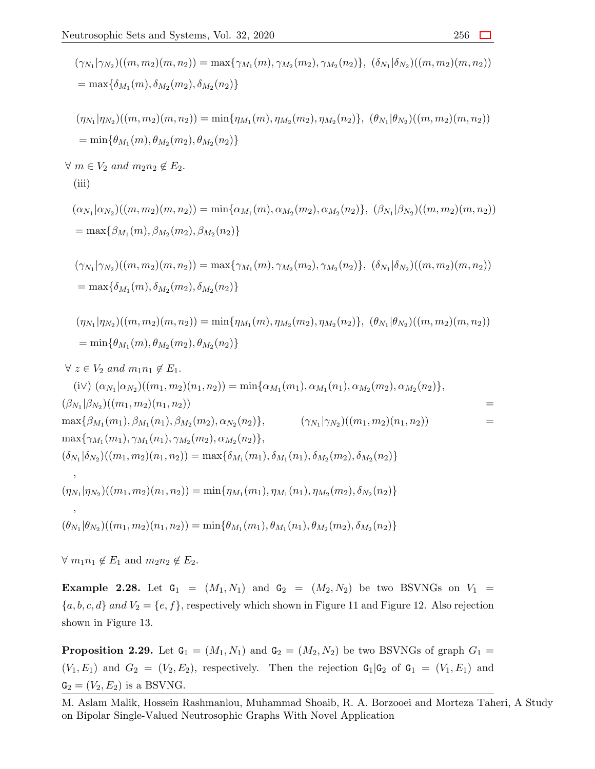$$(\gamma_{N_1}|\gamma_{N_2})((m,m_2)(m,n_2)) = \max\{\gamma_{M_1}(m), \gamma_{M_2}(m_2), \gamma_{M_2}(n_2)\},\ (\delta_{N_1}|\delta_{N_2})((m,m_2)(m,n_2)) = \max\{\delta_{M_1}(m), \delta_{M_2}(m_2), \delta_{M_2}(n_2)\}$$

$$(\eta_{N_1}|\eta_{N_2})((m,m_2)(m,n_2)) = \min\{\eta_{M_1}(m), \eta_{M_2}(m_2), \eta_{M_2}(n_2)\},\ (\theta_{N_1}|\theta_{N_2})((m,m_2)(m,n_2)) = \min\{\theta_{M_1}(m), \theta_{M_2}(m_2), \theta_{M_2}(n_2)\}$$

$\forall\ m \in V_2$ *and* $m_2n_2 \notin E_2$.

(iii)

$$(\alpha_{N_1}|\alpha_{N_2})((m,m_2)(m,n_2)) = \min\{\alpha_{M_1}(m), \alpha_{M_2}(m_2), \alpha_{M_2}(n_2)\},\ (\beta_{N_1}|\beta_{N_2})((m,m_2)(m,n_2)) = \max\{\beta_{M_1}(m), \beta_{M_2}(m_2), \beta_{M_2}(n_2)\}$$

$$(\gamma_{N_1}|\gamma_{N_2})((m,m_2)(m,n_2)) = \max\{\gamma_{M_1}(m), \gamma_{M_2}(m_2), \gamma_{M_2}(n_2)\},\ (\delta_{N_1}|\delta_{N_2})((m,m_2)(m,n_2)) = \max\{\delta_{M_1}(m), \delta_{M_2}(m_2), \delta_{M_2}(n_2)\}$$

$$(\eta_{N_1}|\eta_{N_2})((m,m_2)(m,n_2)) = \min\{\eta_{M_1}(m), \eta_{M_2}(m_2), \eta_{M_2}(n_2)\},\ (\theta_{N_1}|\theta_{N_2})((m,m_2)(m,n_2)) = \min\{\theta_{M_1}(m), \theta_{M_2}(m_2), \theta_{M_2}(n_2)\}$$

$\forall\ z \in V_2$ *and* $m_1n_1 \notin E_1$.

(iv) $(\alpha_{N_1}|\alpha_{N_2})((m_1,m_2)(n_1,n_2)) = \min\{\alpha_{M_1}(m_1), \alpha_{M_1}(n_1), \alpha_{M_2}(m_2), \alpha_{M_2}(n_2)\}$,
$(\beta_{N_1}|\beta_{N_2})((m_1,m_2)(n_1,n_2)) = \max\{\beta_{M_1}(m_1), \beta_{M_1}(n_1), \beta_{M_2}(m_2), \alpha_{N_2}(n_2)\}$, $(\gamma_{N_1}|\gamma_{N_2})((m_1,m_2)(n_1,n_2)) = \max\{\gamma_{M_1}(m_1), \gamma_{M_1}(n_1), \gamma_{M_2}(m_2), \alpha_{M_2}(n_2)\}$,
$(\delta_{N_1}|\delta_{N_2})((m_1,m_2)(n_1,n_2)) = \max\{\delta_{M_1}(m_1), \delta_{M_1}(n_1), \delta_{M_2}(m_2), \delta_{M_2}(n_2)\}$,
$(\eta_{N_1}|\eta_{N_2})((m_1,m_2)(n_1,n_2)) = \min\{\eta_{M_1}(m_1), \eta_{M_1}(n_1), \eta_{M_2}(m_2), \delta_{N_2}(n_2)\}$,
$(\theta_{N_1}|\theta_{N_2})((m_1,m_2)(n_1,n_2)) = \min\{\theta_{M_1}(m_1), \theta_{M_1}(n_1), \theta_{M_2}(m_2), \delta_{M_2}(n_2)\}$

$\forall\ m_1n_1 \notin E_1$ and $m_2n_2 \notin E_2$.

**Example 2.28.** Let $G_1 = (M_1, N_1)$ and $G_2 = (M_2, N_2)$ be two BSVNGs on $V_1 = \{a, b, c, d\}$ *and* $V_2 = \{e, f\}$, respectively which shown in Figure 11 and Figure 12. Also rejection shown in Figure 13.

**Proposition 2.29.** Let $G_1 = (M_1, N_1)$ and $G_2 = (M_2, N_2)$ be two BSVNGs of graph $G_1 = (V_1, E_1)$ and $G_2 = (V_2, E_2)$, respectively. Then the rejection $G_1|G_2$ of $G_1 = (V_1, E_1)$ and $G_2 = (V_2, E_2)$ is a BSVNG.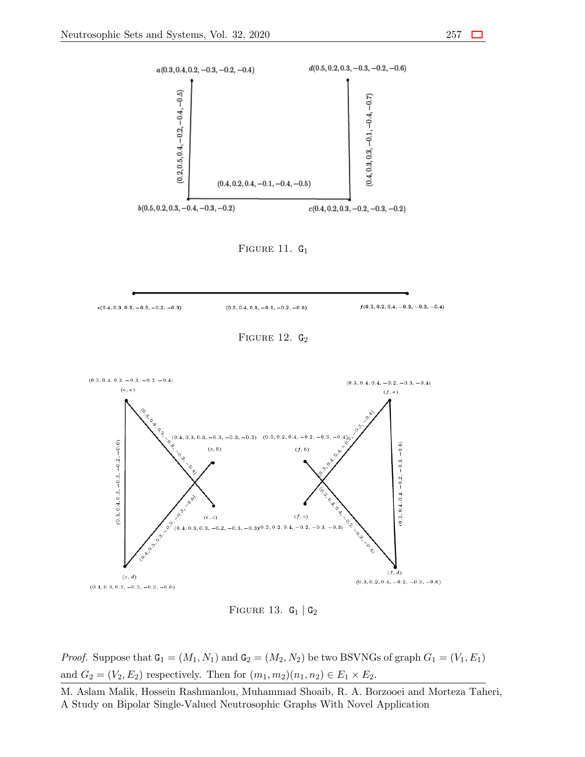FIGURE 11. $\mathtt{G}_1$

FIGURE 12. $\mathtt{G}_2$

FIGURE 13. $\mathtt{G}_1 \mid \mathtt{G}_2$

*Proof.* Suppose that $\mathtt{G}_1 = (M_1, N_1)$ and $\mathtt{G}_2 = (M_2, N_2)$ be two BSVNGs of graph $G_1 = (V_1, E_1)$ and $G_2 = (V_2, E_2)$ respectively. Then for $(m_1, m_2)(n_1, n_2) \in E_1 \times E_2$.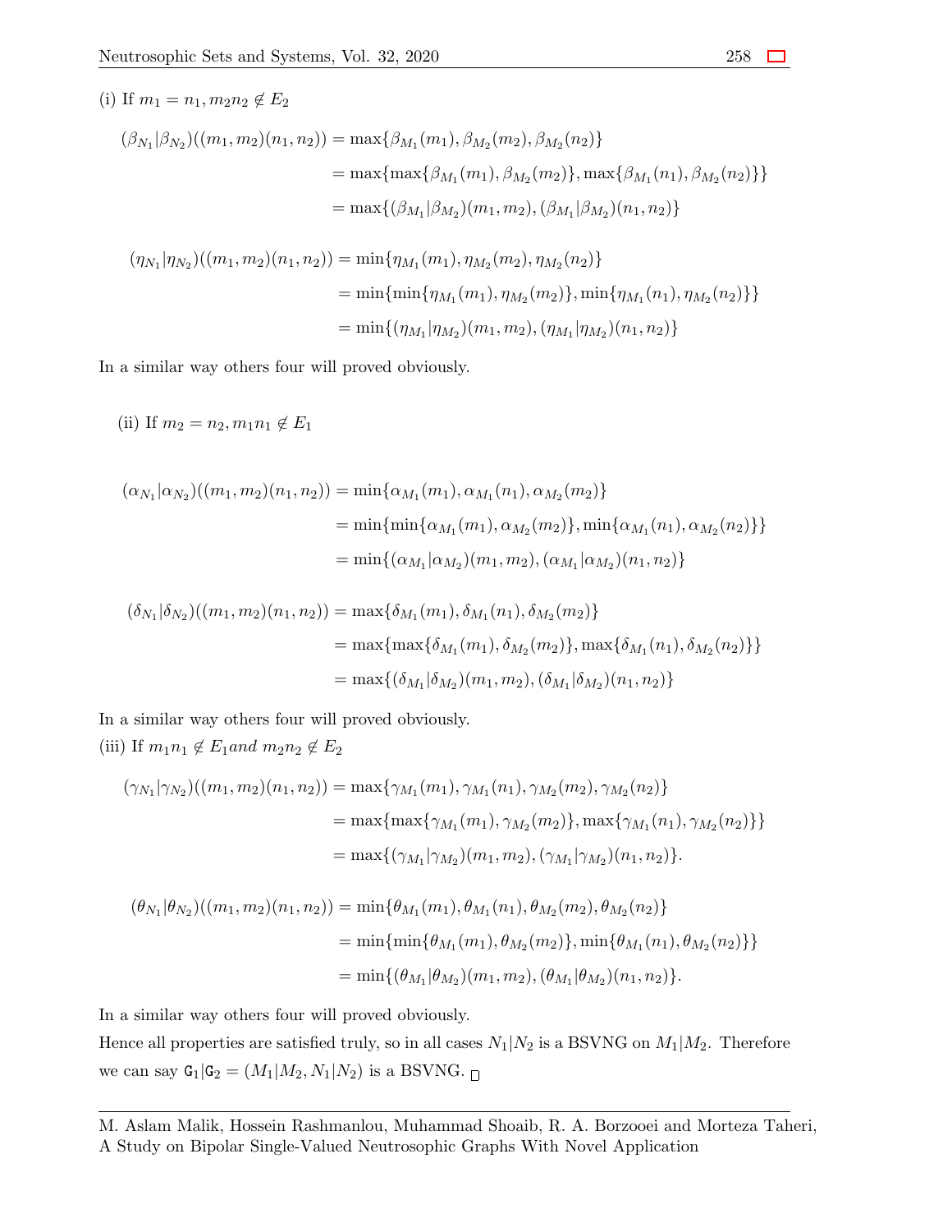(i) If $m_1 = n_1, m_2n_2 \notin E_2$

$$
\begin{aligned}
(\beta_{N_1}|\beta_{N_2})((m_1,m_2)(n_1,n_2)) &= \max\{\beta_{M_1}(m_1), \beta_{M_2}(m_2), \beta_{M_2}(n_2)\} \\
&= \max\{\max\{\beta_{M_1}(m_1), \beta_{M_2}(m_2)\}, \max\{\beta_{M_1}(n_1), \beta_{M_2}(n_2)\}\} \\
&= \max\{(\beta_{M_1}|\beta_{M_2})(m_1,m_2), (\beta_{M_1}|\beta_{M_2})(n_1,n_2)\}
\end{aligned}
$$

$$
\begin{aligned}
(\eta_{N_1}|\eta_{N_2})((m_1,m_2)(n_1,n_2)) &= \min\{\eta_{M_1}(m_1), \eta_{M_2}(m_2), \eta_{M_2}(n_2)\} \\
&= \min\{\min\{\eta_{M_1}(m_1), \eta_{M_2}(m_2)\}, \min\{\eta_{M_1}(n_1), \eta_{M_2}(n_2)\}\} \\
&= \min\{(\eta_{M_1}|\eta_{M_2})(m_1,m_2), (\eta_{M_1}|\eta_{M_2})(n_1,n_2)\}
\end{aligned}
$$

In a similar way others four will proved obviously.

(ii) If $m_2 = n_2, m_1n_1 \notin E_1$

$$
\begin{aligned}
(\alpha_{N_1}|\alpha_{N_2})((m_1,m_2)(n_1,n_2)) &= \min\{\alpha_{M_1}(m_1), \alpha_{M_1}(n_1), \alpha_{M_2}(m_2)\} \\
&= \min\{\min\{\alpha_{M_1}(m_1), \alpha_{M_2}(m_2)\}, \min\{\alpha_{M_1}(n_1), \alpha_{M_2}(n_2)\}\} \\
&= \min\{(\alpha_{M_1}|\alpha_{M_2})(m_1,m_2), (\alpha_{M_1}|\alpha_{M_2})(n_1,n_2)\}
\end{aligned}
$$

$$
\begin{aligned}
(\delta_{N_1}|\delta_{N_2})((m_1,m_2)(n_1,n_2)) &= \max\{\delta_{M_1}(m_1), \delta_{M_1}(n_1), \delta_{M_2}(m_2)\} \\
&= \max\{\max\{\delta_{M_1}(m_1), \delta_{M_2}(m_2)\}, \max\{\delta_{M_1}(n_1), \delta_{M_2}(n_2)\}\} \\
&= \max\{(\delta_{M_1}|\delta_{M_2})(m_1,m_2), (\delta_{M_1}|\delta_{M_2})(n_1,n_2)\}
\end{aligned}
$$

In a similar way others four will proved obviously.

(iii) If $m_1n_1 \notin E_1 and\ m_2n_2 \notin E_2$

$$
\begin{aligned}
(\gamma_{N_1}|\gamma_{N_2})((m_1,m_2)(n_1,n_2)) &= \max\{\gamma_{M_1}(m_1), \gamma_{M_1}(n_1), \gamma_{M_2}(m_2), \gamma_{M_2}(n_2)\} \\
&= \max\{\max\{\gamma_{M_1}(m_1), \gamma_{M_2}(m_2)\}, \max\{\gamma_{M_1}(n_1), \gamma_{M_2}(n_2)\}\} \\
&= \max\{(\gamma_{M_1}|\gamma_{M_2})(m_1,m_2), (\gamma_{M_1}|\gamma_{M_2})(n_1,n_2)\}.
\end{aligned}
$$

$$
\begin{aligned}
(\theta_{N_1}|\theta_{N_2})((m_1,m_2)(n_1,n_2)) &= \min\{\theta_{M_1}(m_1), \theta_{M_1}(n_1), \theta_{M_2}(m_2), \theta_{M_2}(n_2)\} \\
&= \min\{\min\{\theta_{M_1}(m_1), \theta_{M_2}(m_2)\}, \min\{\theta_{M_1}(n_1), \theta_{M_2}(n_2)\}\} \\
&= \min\{(\theta_{M_1}|\theta_{M_2})(m_1,m_2), (\theta_{M_1}|\theta_{M_2})(n_1,n_2)\}.
\end{aligned}
$$

In a similar way others four will proved obviously.

Hence all properties are satisfied truly, so in all cases $N_1|N_2$ is a BSVNG on $M_1|M_2$. Therefore we can say $\mathtt{G}_1|\mathtt{G}_2 = (M_1|M_2, N_1|N_2)$ is a BSVNG. □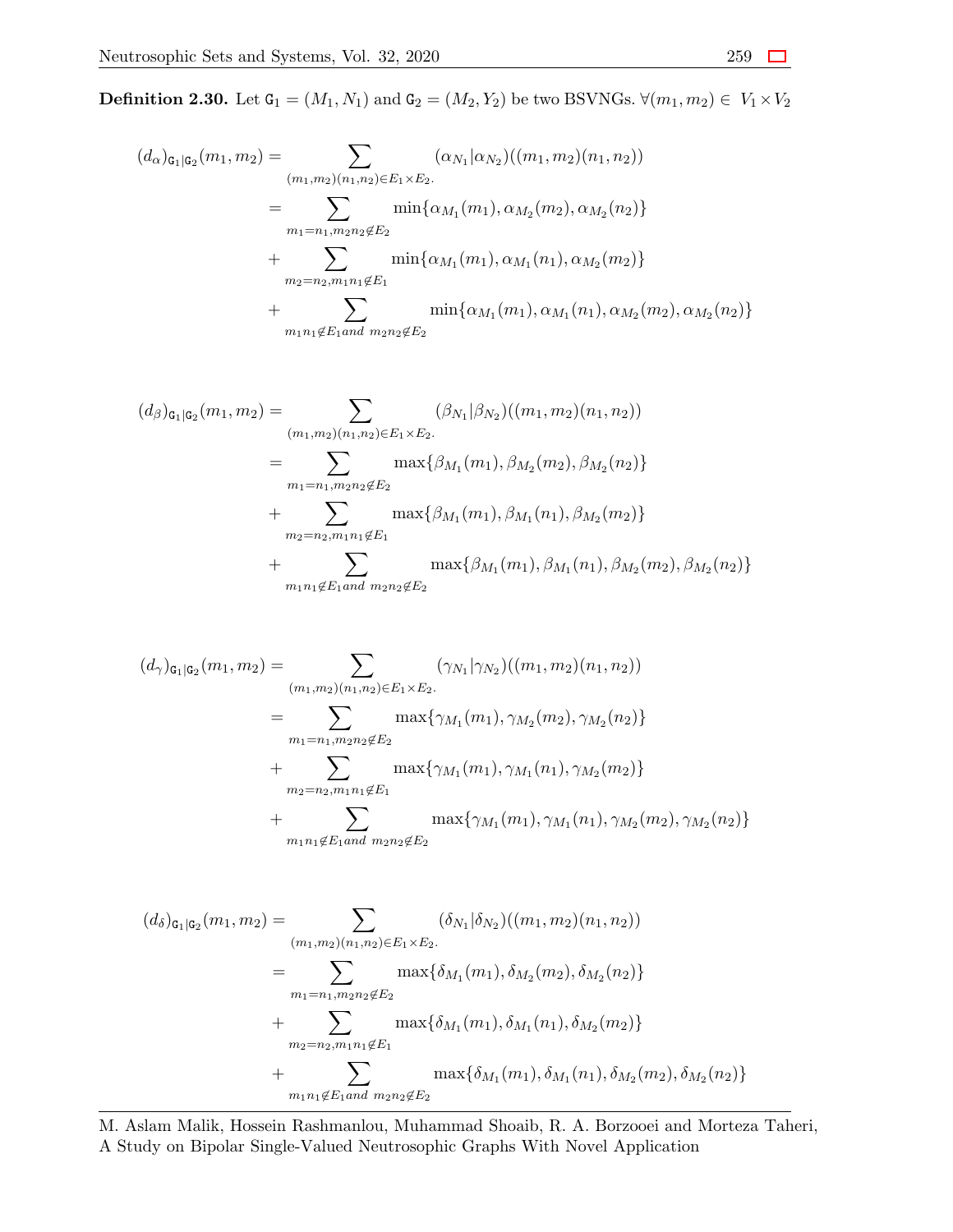**Definition 2.30.** Let $\mathtt{G}_1 = (M_1, N_1)$ and $\mathtt{G}_2 = (M_2, Y_2)$ be two BSVNGs. $\forall (m_1, m_2) \in V_1 \times V_2$

$$
\begin{aligned}
(d_\alpha)_{\mathtt{G}_1|\mathtt{G}_2}(m_1, m_2) &= \sum_{(m_1,m_2)(n_1,n_2)\in E_1\times E_2.} (\alpha_{N_1}|\alpha_{N_2})((m_1, m_2)(n_1, n_2)) \\
&= \sum_{m_1=n_1, m_2n_2\notin E_2} \min\{\alpha_{M_1}(m_1), \alpha_{M_2}(m_2), \alpha_{M_2}(n_2)\} \\
&+ \sum_{m_2=n_2, m_1n_1\notin E_1} \min\{\alpha_{M_1}(m_1), \alpha_{M_1}(n_1), \alpha_{M_2}(m_2)\} \\
&+ \sum_{m_1n_1\notin E_1 and\ m_2n_2\notin E_2} \min\{\alpha_{M_1}(m_1), \alpha_{M_1}(n_1), \alpha_{M_2}(m_2), \alpha_{M_2}(n_2)\}
\end{aligned}
$$

$$
\begin{aligned}
(d_\beta)_{\mathtt{G}_1|\mathtt{G}_2}(m_1, m_2) &= \sum_{(m_1,m_2)(n_1,n_2)\in E_1\times E_2.} (\beta_{N_1}|\beta_{N_2})((m_1, m_2)(n_1, n_2)) \\
&= \sum_{m_1=n_1, m_2n_2\notin E_2} \max\{\beta_{M_1}(m_1), \beta_{M_2}(m_2), \beta_{M_2}(n_2)\} \\
&+ \sum_{m_2=n_2, m_1n_1\notin E_1} \max\{\beta_{M_1}(m_1), \beta_{M_1}(n_1), \beta_{M_2}(m_2)\} \\
&+ \sum_{m_1n_1\notin E_1 and\ m_2n_2\notin E_2} \max\{\beta_{M_1}(m_1), \beta_{M_1}(n_1), \beta_{M_2}(m_2), \beta_{M_2}(n_2)\}
\end{aligned}
$$

$$
\begin{aligned}
(d_\gamma)_{\mathtt{G}_1|\mathtt{G}_2}(m_1, m_2) &= \sum_{(m_1,m_2)(n_1,n_2)\in E_1\times E_2.} (\gamma_{N_1}|\gamma_{N_2})((m_1, m_2)(n_1, n_2)) \\
&= \sum_{m_1=n_1, m_2n_2\notin E_2} \max\{\gamma_{M_1}(m_1), \gamma_{M_2}(m_2), \gamma_{M_2}(n_2)\} \\
&+ \sum_{m_2=n_2, m_1n_1\notin E_1} \max\{\gamma_{M_1}(m_1), \gamma_{M_1}(n_1), \gamma_{M_2}(m_2)\} \\
&+ \sum_{m_1n_1\notin E_1 and\ m_2n_2\notin E_2} \max\{\gamma_{M_1}(m_1), \gamma_{M_1}(n_1), \gamma_{M_2}(m_2), \gamma_{M_2}(n_2)\}
\end{aligned}
$$

$$
\begin{aligned}
(d_\delta)_{\mathtt{G}_1|\mathtt{G}_2}(m_1, m_2) &= \sum_{(m_1,m_2)(n_1,n_2)\in E_1\times E_2.} (\delta_{N_1}|\delta_{N_2})((m_1, m_2)(n_1, n_2)) \\
&= \sum_{m_1=n_1, m_2n_2\notin E_2} \max\{\delta_{M_1}(m_1), \delta_{M_2}(m_2), \delta_{M_2}(n_2)\} \\
&+ \sum_{m_2=n_2, m_1n_1\notin E_1} \max\{\delta_{M_1}(m_1), \delta_{M_1}(n_1), \delta_{M_2}(m_2)\} \\
&+ \sum_{m_1n_1\notin E_1 and\ m_2n_2\notin E_2} \max\{\delta_{M_1}(m_1), \delta_{M_1}(n_1), \delta_{M_2}(m_2), \delta_{M_2}(n_2)\}
\end{aligned}
$$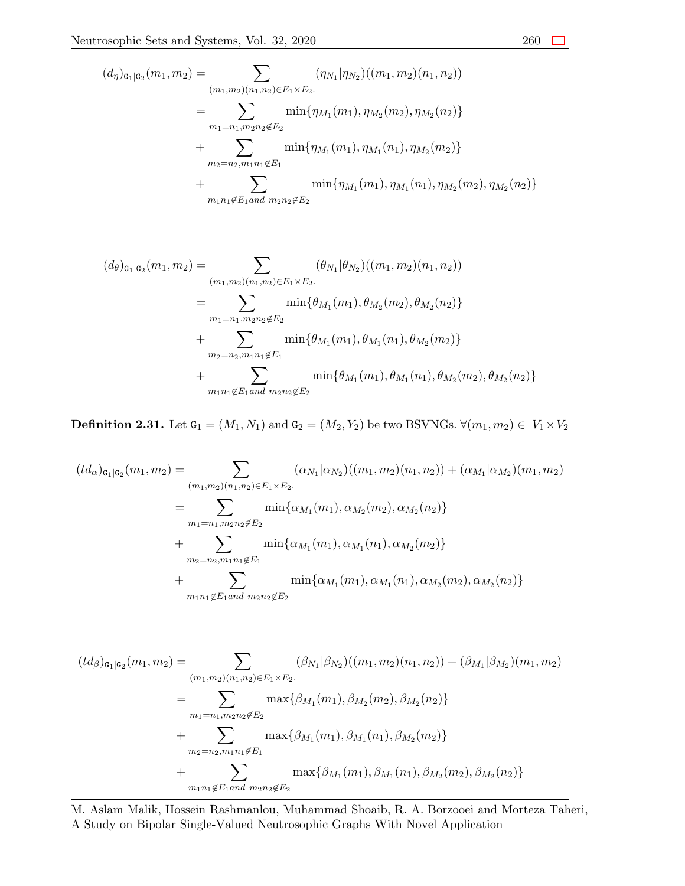$$
\begin{aligned}
(d_\eta)_{\mathtt{G}_1|\mathtt{G}_2}(m_1,m_2) &= \sum_{(m_1,m_2)(n_1,n_2)\in E_1\times E_2.} (\eta_{N_1}|\eta_{N_2})((m_1,m_2)(n_1,n_2)) \\
&= \sum_{m_1=n_1, m_2n_2\notin E_2} \min\{\eta_{M_1}(m_1),\eta_{M_2}(m_2),\eta_{M_2}(n_2)\} \\
&+ \sum_{m_2=n_2, m_1n_1\notin E_1} \min\{\eta_{M_1}(m_1),\eta_{M_1}(n_1),\eta_{M_2}(m_2)\} \\
&+ \sum_{m_1n_1\notin E_1 and\ m_2n_2\notin E_2} \min\{\eta_{M_1}(m_1),\eta_{M_1}(n_1),\eta_{M_2}(m_2),\eta_{M_2}(n_2)\}
\end{aligned}
$$

$$
\begin{aligned}
(d_\theta)_{\mathtt{G}_1|\mathtt{G}_2}(m_1,m_2) &= \sum_{(m_1,m_2)(n_1,n_2)\in E_1\times E_2.} (\theta_{N_1}|\theta_{N_2})((m_1,m_2)(n_1,n_2)) \\
&= \sum_{m_1=n_1, m_2n_2\notin E_2} \min\{\theta_{M_1}(m_1),\theta_{M_2}(m_2),\theta_{M_2}(n_2)\} \\
&+ \sum_{m_2=n_2, m_1n_1\notin E_1} \min\{\theta_{M_1}(m_1),\theta_{M_1}(n_1),\theta_{M_2}(m_2)\} \\
&+ \sum_{m_1n_1\notin E_1 and\ m_2n_2\notin E_2} \min\{\theta_{M_1}(m_1),\theta_{M_1}(n_1),\theta_{M_2}(m_2),\theta_{M_2}(n_2)\}
\end{aligned}
$$

**Definition 2.31.** Let $\mathtt{G}_1 = (M_1, N_1)$ and $\mathtt{G}_2 = (M_2, Y_2)$ be two BSVNGs. $\forall (m_1, m_2) \in V_1 \times V_2$

$$
\begin{aligned}
(td_\alpha)_{\mathtt{G}_1|\mathtt{G}_2}(m_1,m_2) &= \sum_{(m_1,m_2)(n_1,n_2)\in E_1\times E_2.} (\alpha_{N_1}|\alpha_{N_2})((m_1,m_2)(n_1,n_2)) + (\alpha_{M_1}|\alpha_{M_2})(m_1,m_2) \\
&= \sum_{m_1=n_1, m_2n_2\notin E_2} \min\{\alpha_{M_1}(m_1),\alpha_{M_2}(m_2),\alpha_{M_2}(n_2)\} \\
&+ \sum_{m_2=n_2, m_1n_1\notin E_1} \min\{\alpha_{M_1}(m_1),\alpha_{M_1}(n_1),\alpha_{M_2}(m_2)\} \\
&+ \sum_{m_1n_1\notin E_1 and\ m_2n_2\notin E_2} \min\{\alpha_{M_1}(m_1),\alpha_{M_1}(n_1),\alpha_{M_2}(m_2),\alpha_{M_2}(n_2)\}
\end{aligned}
$$

$$
\begin{aligned}
(td_\beta)_{\mathtt{G}_1|\mathtt{G}_2}(m_1,m_2) &= \sum_{(m_1,m_2)(n_1,n_2)\in E_1\times E_2.} (\beta_{N_1}|\beta_{N_2})((m_1,m_2)(n_1,n_2)) + (\beta_{M_1}|\beta_{M_2})(m_1,m_2) \\
&= \sum_{m_1=n_1, m_2n_2\notin E_2} \max\{\beta_{M_1}(m_1),\beta_{M_2}(m_2),\beta_{M_2}(n_2)\} \\
&+ \sum_{m_2=n_2, m_1n_1\notin E_1} \max\{\beta_{M_1}(m_1),\beta_{M_1}(n_1),\beta_{M_2}(m_2)\} \\
&+ \sum_{m_1n_1\notin E_1 and\ m_2n_2\notin E_2} \max\{\beta_{M_1}(m_1),\beta_{M_1}(n_1),\beta_{M_2}(m_2),\beta_{M_2}(n_2)\}
\end{aligned}
$$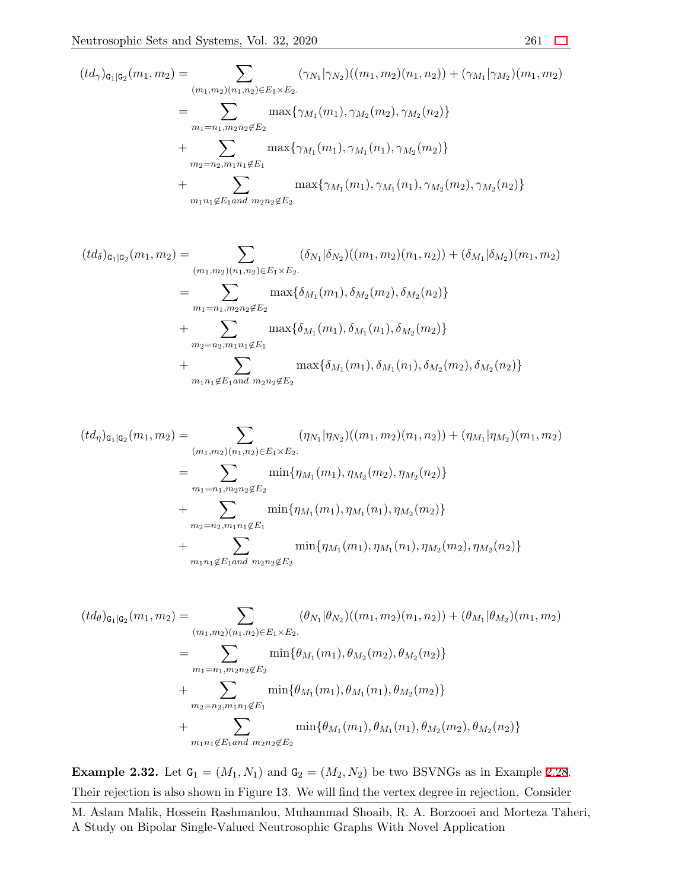$$
\begin{aligned}
(td_{\gamma})_{\mathtt{G}_1|\mathtt{G}_2}(m_1,m_2) &= \sum_{(m_1,m_2)(n_1,n_2)\in E_1\times E_2.} (\gamma_{N_1}|\gamma_{N_2})((m_1,m_2)(n_1,n_2)) + (\gamma_{M_1}|\gamma_{M_2})(m_1,m_2) \\
&= \sum_{m_1=n_1, m_2n_2\notin E_2} \max\{\gamma_{M_1}(m_1), \gamma_{M_2}(m_2), \gamma_{M_2}(n_2)\} \\
&+ \sum_{m_2=n_2, m_1n_1\notin E_1} \max\{\gamma_{M_1}(m_1), \gamma_{M_1}(n_1), \gamma_{M_2}(m_2)\} \\
&+ \sum_{m_1n_1\notin E_1 and\ m_2n_2\notin E_2} \max\{\gamma_{M_1}(m_1), \gamma_{M_1}(n_1), \gamma_{M_2}(m_2), \gamma_{M_2}(n_2)\}
\end{aligned}
$$

$$
\begin{aligned}
(td_{\delta})_{\mathtt{G}_1|\mathtt{G}_2}(m_1,m_2) &= \sum_{(m_1,m_2)(n_1,n_2)\in E_1\times E_2.} (\delta_{N_1}|\delta_{N_2})((m_1,m_2)(n_1,n_2)) + (\delta_{M_1}|\delta_{M_2})(m_1,m_2) \\
&= \sum_{m_1=n_1, m_2n_2\notin E_2} \max\{\delta_{M_1}(m_1), \delta_{M_2}(m_2), \delta_{M_2}(n_2)\} \\
&+ \sum_{m_2=n_2, m_1n_1\notin E_1} \max\{\delta_{M_1}(m_1), \delta_{M_1}(n_1), \delta_{M_2}(m_2)\} \\
&+ \sum_{m_1n_1\notin E_1 and\ m_2n_2\notin E_2} \max\{\delta_{M_1}(m_1), \delta_{M_1}(n_1), \delta_{M_2}(m_2), \delta_{M_2}(n_2)\}
\end{aligned}
$$

$$
\begin{aligned}
(td_{\eta})_{\mathtt{G}_1|\mathtt{G}_2}(m_1,m_2) &= \sum_{(m_1,m_2)(n_1,n_2)\in E_1\times E_2.} (\eta_{N_1}|\eta_{N_2})((m_1,m_2)(n_1,n_2)) + (\eta_{M_1}|\eta_{M_2})(m_1,m_2) \\
&= \sum_{m_1=n_1, m_2n_2\notin E_2} \min\{\eta_{M_1}(m_1), \eta_{M_2}(m_2), \eta_{M_2}(n_2)\} \\
&+ \sum_{m_2=n_2, m_1n_1\notin E_1} \min\{\eta_{M_1}(m_1), \eta_{M_1}(n_1), \eta_{M_2}(m_2)\} \\
&+ \sum_{m_1n_1\notin E_1 and\ m_2n_2\notin E_2} \min\{\eta_{M_1}(m_1), \eta_{M_1}(n_1), \eta_{M_2}(m_2), \eta_{M_2}(n_2)\}
\end{aligned}
$$

$$
\begin{aligned}
(td_{\theta})_{\mathtt{G}_1|\mathtt{G}_2}(m_1,m_2) &= \sum_{(m_1,m_2)(n_1,n_2)\in E_1\times E_2.} (\theta_{N_1}|\theta_{N_2})((m_1,m_2)(n_1,n_2)) + (\theta_{M_1}|\theta_{M_2})(m_1,m_2) \\
&= \sum_{m_1=n_1, m_2n_2\notin E_2} \min\{\theta_{M_1}(m_1), \theta_{M_2}(m_2), \theta_{M_2}(n_2)\} \\
&+ \sum_{m_2=n_2, m_1n_1\notin E_1} \min\{\theta_{M_1}(m_1), \theta_{M_1}(n_1), \theta_{M_2}(m_2)\} \\
&+ \sum_{m_1n_1\notin E_1 and\ m_2n_2\notin E_2} \min\{\theta_{M_1}(m_1), \theta_{M_1}(n_1), \theta_{M_2}(m_2), \theta_{M_2}(n_2)\}
\end{aligned}
$$

**Example 2.32.** Let $\mathtt{G}_1 = (M_1, N_1)$ and $\mathtt{G}_2 = (M_2, N_2)$ be two BSVNGs as in Example 2.28. Their rejection is also shown in Figure 13. We will find the vertex degree in rejection. Consider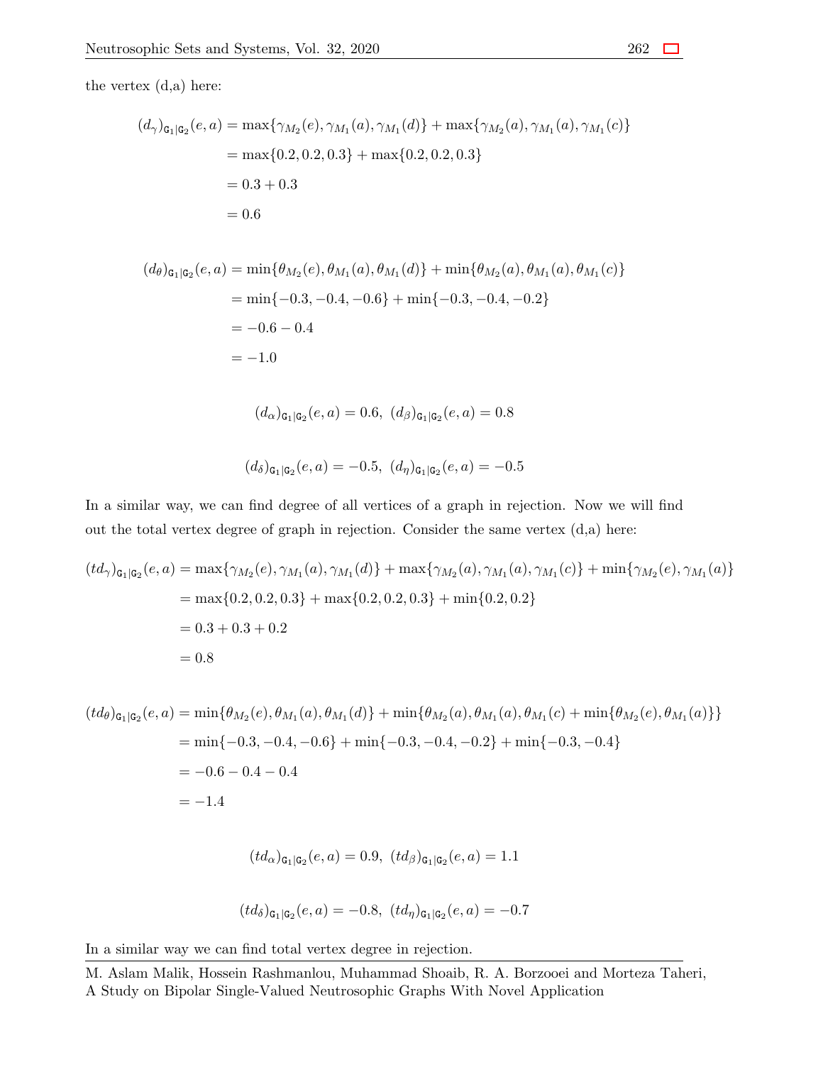the vertex (d,a) here:

$$
\begin{aligned}
(d_\gamma)_{\mathtt{G}_1|\mathtt{G}_2}(e,a) &= \max\{\gamma_{M_2}(e), \gamma_{M_1}(a), \gamma_{M_1}(d)\} + \max\{\gamma_{M_2}(a), \gamma_{M_1}(a), \gamma_{M_1}(c)\} \\
&= \max\{0.2, 0.2, 0.3\} + \max\{0.2, 0.2, 0.3\} \\
&= 0.3 + 0.3 \\
&= 0.6
\end{aligned}
$$

$$
\begin{aligned}
(d_\theta)_{\mathtt{G}_1|\mathtt{G}_2}(e,a) &= \min\{\theta_{M_2}(e), \theta_{M_1}(a), \theta_{M_1}(d)\} + \min\{\theta_{M_2}(a), \theta_{M_1}(a), \theta_{M_1}(c)\} \\
&= \min\{-0.3, -0.4, -0.6\} + \min\{-0.3, -0.4, -0.2\} \\
&= -0.6 - 0.4 \\
&= -1.0
\end{aligned}
$$

$$(d_\alpha)_{\mathtt{G}_1|\mathtt{G}_2}(e,a) = 0.6, \ (d_\beta)_{\mathtt{G}_1|\mathtt{G}_2}(e,a) = 0.8$$

$$(d_\delta)_{\mathtt{G}_1|\mathtt{G}_2}(e,a) = -0.5, \ (d_\eta)_{\mathtt{G}_1|\mathtt{G}_2}(e,a) = -0.5$$

In a similar way, we can find degree of all vertices of a graph in rejection. Now we will find out the total vertex degree of graph in rejection. Consider the same vertex (d,a) here:

$$
\begin{aligned}
(td_\gamma)_{\mathtt{G}_1|\mathtt{G}_2}(e,a) &= \max\{\gamma_{M_2}(e), \gamma_{M_1}(a), \gamma_{M_1}(d)\} + \max\{\gamma_{M_2}(a), \gamma_{M_1}(a), \gamma_{M_1}(c)\} + \min\{\gamma_{M_2}(e), \gamma_{M_1}(a)\} \\
&= \max\{0.2, 0.2, 0.3\} + \max\{0.2, 0.2, 0.3\} + \min\{0.2, 0.2\} \\
&= 0.3 + 0.3 + 0.2 \\
&= 0.8
\end{aligned}
$$

$$
\begin{aligned}
(td_\theta)_{\mathtt{G}_1|\mathtt{G}_2}(e,a) &= \min\{\theta_{M_2}(e), \theta_{M_1}(a), \theta_{M_1}(d)\} + \min\{\theta_{M_2}(a), \theta_{M_1}(a), \theta_{M_1}(c) + \min\{\theta_{M_2}(e), \theta_{M_1}(a)\}\} \\
&= \min\{-0.3, -0.4, -0.6\} + \min\{-0.3, -0.4, -0.2\} + \min\{-0.3, -0.4\} \\
&= -0.6 - 0.4 - 0.4 \\
&= -1.4
\end{aligned}
$$

$$(td_\alpha)_{\mathtt{G}_1|\mathtt{G}_2}(e,a) = 0.9, \ (td_\beta)_{\mathtt{G}_1|\mathtt{G}_2}(e,a) = 1.1$$

$$(td_\delta)_{\mathtt{G}_1|\mathtt{G}_2}(e,a) = -0.8, \ (td_\eta)_{\mathtt{G}_1|\mathtt{G}_2}(e,a) = -0.7$$

In a similar way we can find total vertex degree in rejection.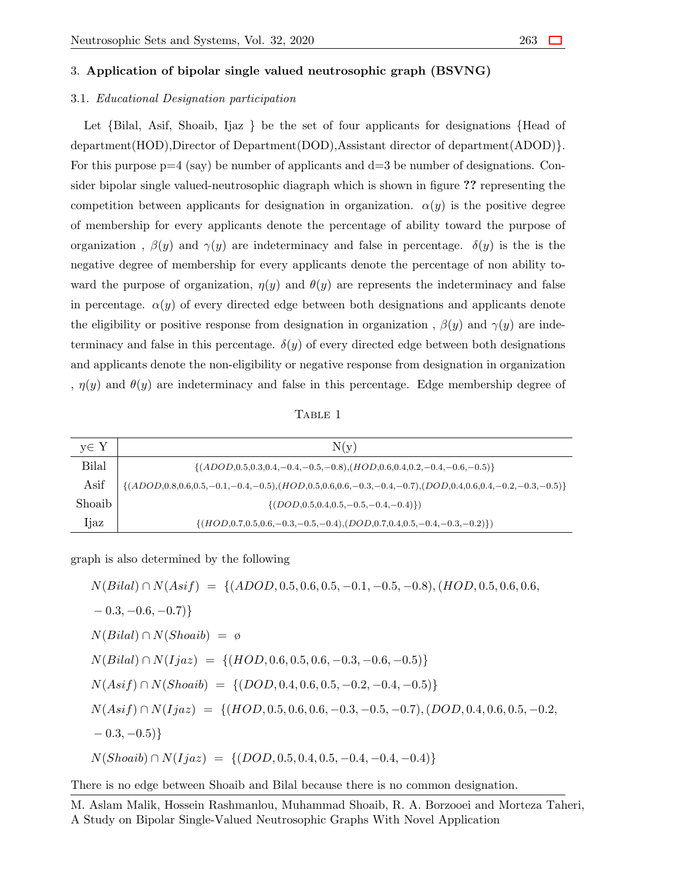## 3. Application of bipolar single valued neutrosophic graph (BSVNG)

### 3.1. *Educational Designation participation*

Let {Bilal, Asif, Shoaib, Ijaz } be the set of four applicants for designations {Head of department(HOD),Director of Department(DOD),Assistant director of department(ADOD)}. For this purpose p=4 (say) be number of applicants and d=3 be number of designations. Consider bipolar single valued-neutrosophic diagraph which is shown in figure **??** representing the competition between applicants for designation in organization. $\alpha(y)$ is the positive degree of membership for every applicants denote the percentage of ability toward the purpose of organization , $\beta(y)$ and $\gamma(y)$ are indeterminacy and false in percentage. $\delta(y)$ is the is the negative degree of membership for every applicants denote the percentage of non ability toward the purpose of organization, $\eta(y)$ and $\theta(y)$ are represents the indeterminacy and false in percentage. $\alpha(y)$ of every directed edge between both designations and applicants denote the eligibility or positive response from designation in organization , $\beta(y)$ and $\gamma(y)$ are indeterminacy and false in this percentage. $\delta(y)$ of every directed edge between both designations and applicants denote the non-eligibility or negative response from designation in organization , $\eta(y)$ and $\theta(y)$ are indeterminacy and false in this percentage. Edge membership degree of graph is also determined by the following

Table 1

| y∈ Y | N(y) |
|---|---|
| Bilal | $\{(ADOD,0.5,0.3,0.4,-0.4,-0.5,-0.8),(HOD,0.6,0.4,0.2,-0.4,-0.6,-0.5)\}$ |
| Asif | $\{(ADOD,0.8,0.6,0.5,-0.1,-0.4,-0.5),(HOD,0.5,0.6,0.6,-0.3,-0.4,-0.7),(DOD,0.4,0.6,0.4,-0.2,-0.3,-0.5)\}$ |
| Shoaib | $\{(DOD,0.5,0.4,0.5,-0.5,-0.4,-0.4)\})$ |
| Ijaz | $\{(HOD,0.7,0.5,0.6,-0.3,-0.5,-0.4),(DOD,0.7,0.4,0.5,-0.4,-0.3,-0.2)\})$ |

$$N(Bilal)\cap N(Asif) = \{(ADOD,0.5,0.6,0.5,-0.1,-0.5,-0.8),(HOD,0.5,0.6,0.6,-0.3,-0.6,-0.7)\}$$

$$N(Bilal)\cap N(Shoaib) = \emptyset$$

$$N(Bilal)\cap N(Ijaz) = \{(HOD,0.6,0.5,0.6,-0.3,-0.6,-0.5)\}$$

$$N(Asif)\cap N(Shoaib) = \{(DOD,0.4,0.6,0.5,-0.2,-0.4,-0.5)\}$$

$$N(Asif)\cap N(Ijaz) = \{(HOD,0.5,0.6,0.6,-0.3,-0.5,-0.7),(DOD,0.4,0.6,0.5,-0.2,-0.3,-0.5)\}$$

$$N(Shoaib)\cap N(Ijaz) = \{(DOD,0.5,0.4,0.5,-0.4,-0.4,-0.4)\}$$

There is no edge between Shoaib and Bilal because there is no common designation.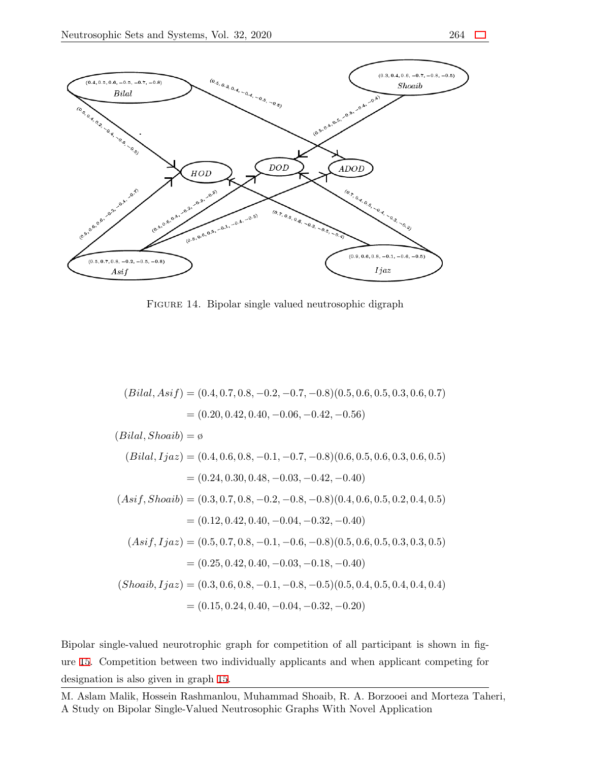FIGURE 14. Bipolar single valued neutrosophic digraph

$$
\begin{aligned}
(Bilal, Asif) &= (0.4, 0.7, 0.8, -0.2, -0.7, -0.8)(0.5, 0.6, 0.5, 0.3, 0.6, 0.7) \\
&= (0.20, 0.42, 0.40, -0.06, -0.42, -0.56) \\
(Bilal, Shoaib) &= \emptyset \\
(Bilal, Ijaz) &= (0.4, 0.6, 0.8, -0.1, -0.7, -0.8)(0.6, 0.5, 0.6, 0.3, 0.6, 0.5) \\
&= (0.24, 0.30, 0.48, -0.03, -0.42, -0.40) \\
(Asif, Shoaib) &= (0.3, 0.7, 0.8, -0.2, -0.8, -0.8)(0.4, 0.6, 0.5, 0.2, 0.4, 0.5) \\
&= (0.12, 0.42, 0.40, -0.04, -0.32, -0.40) \\
(Asif, Ijaz) &= (0.5, 0.7, 0.8, -0.1, -0.6, -0.8)(0.5, 0.6, 0.5, 0.3, 0.3, 0.5) \\
&= (0.25, 0.42, 0.40, -0.03, -0.18, -0.40) \\
(Shoaib, Ijaz) &= (0.3, 0.6, 0.8, -0.1, -0.8, -0.5)(0.5, 0.4, 0.5, 0.4, 0.4, 0.4) \\
&= (0.15, 0.24, 0.40, -0.04, -0.32, -0.20)
\end{aligned}
$$

Bipolar single-valued neurotrophic graph for competition of all participant is shown in figure 15. Competition between two individually applicants and when applicant competing for designation is also given in graph 15.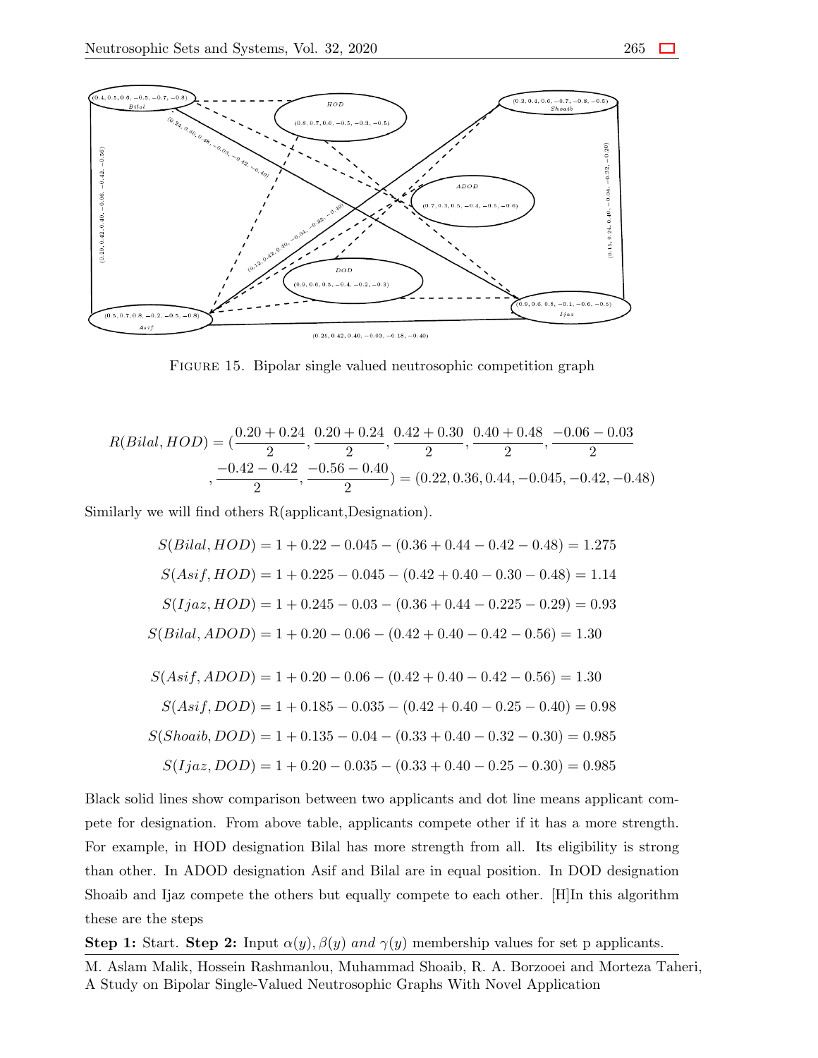FIGURE 15. Bipolar single valued neutrosophic competition graph

$$R(Bilal, HOD) = (\frac{0.20+0.24}{2}, \frac{0.20+0.24}{2}, \frac{0.42+0.30}{2}, \frac{0.40+0.48}{2}, \frac{-0.06-0.03}{2}, \frac{-0.42-0.42}{2}, \frac{-0.56-0.40}{2}) = (0.22, 0.36, 0.44, -0.045, -0.42, -0.48)$$

Similarly we will find others R(applicant,Designation).

$$S(Bilal, HOD) = 1 + 0.22 - 0.045 - (0.36 + 0.44 - 0.42 - 0.48) = 1.275$$

$$S(Asif, HOD) = 1 + 0.225 - 0.045 - (0.42 + 0.40 - 0.30 - 0.48) = 1.14$$

$$S(Ijaz, HOD) = 1 + 0.245 - 0.03 - (0.36 + 0.44 - 0.225 - 0.29) = 0.93$$

$$S(Bilal, ADOD) = 1 + 0.20 - 0.06 - (0.42 + 0.40 - 0.42 - 0.56) = 1.30$$

$$S(Asif, ADOD) = 1 + 0.20 - 0.06 - (0.42 + 0.40 - 0.42 - 0.56) = 1.30$$

$$S(Asif, DOD) = 1 + 0.185 - 0.035 - (0.42 + 0.40 - 0.25 - 0.40) = 0.98$$

$$S(Shoaib, DOD) = 1 + 0.135 - 0.04 - (0.33 + 0.40 - 0.32 - 0.30) = 0.985$$

$$S(Ijaz, DOD) = 1 + 0.20 - 0.035 - (0.33 + 0.40 - 0.25 - 0.30) = 0.985$$

Black solid lines show comparison between two applicants and dot line means applicant compete for designation. From above table, applicants compete other if it has a more strength. For example, in HOD designation Bilal has more strength from all. Its eligibility is strong than other. In ADOD designation Asif and Bilal are in equal position. In DOD designation Shoaib and Ijaz compete the others but equally compete to each other. [H]In this algorithm these are the steps

**Step 1:** Start. **Step 2:** Input $\alpha(y), \beta(y)$ *and* $\gamma(y)$ membership values for set p applicants.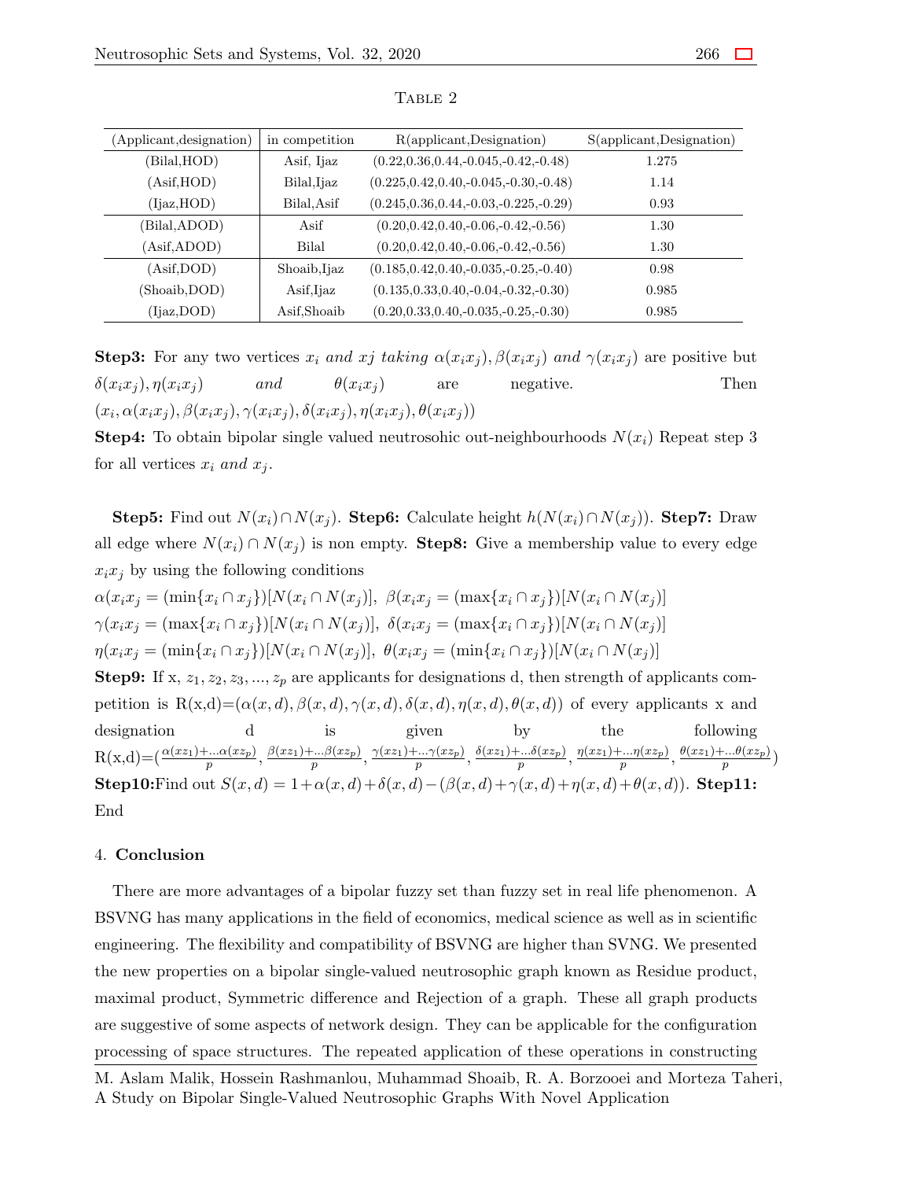TABLE 2

| (Applicant,designation) | in competition | R(applicant,Designation) | S(applicant,Designation) |
|---|---|---|---|
| (Bilal,HOD) | Asif, Ijaz | (0.22,0.36,0.44,-0.045,-0.42,-0.48) | 1.275 |
| (Asif,HOD) | Bilal,Ijaz | (0.225,0.42,0.40,-0.045,-0.30,-0.48) | 1.14 |
| (Ijaz,HOD) | Bilal,Asif | (0.245,0.36,0.44,-0.03,-0.225,-0.29) | 0.93 |
| (Bilal,ADOD) | Asif | (0.20,0.42,0.40,-0.06,-0.42,-0.56) | 1.30 |
| (Asif,ADOD) | Bilal | (0.20,0.42,0.40,-0.06,-0.42,-0.56) | 1.30 |
| (Asif,DOD) | Shoaib,Ijaz | (0.185,0.42,0.40,-0.035,-0.25,-0.40) | 0.98 |
| (Shoaib,DOD) | Asif,Ijaz | (0.135,0.33,0.40,-0.04,-0.32,-0.30) | 0.985 |
| (Ijaz,DOD) | Asif,Shoaib | (0.20,0.33,0.40,-0.035,-0.25,-0.30) | 0.985 |

**Step3:** For any two vertices $x_i$ $and$ $xj$ $taking$ $\alpha(x_ix_j), \beta(x_ix_j)$ $and$ $\gamma(x_ix_j)$ are positive but $\delta(x_ix_j), \eta(x_ix_j)$ $and$ $\theta(x_ix_j)$ are negative. Then $(x_i, \alpha(x_ix_j), \beta(x_ix_j), \gamma(x_ix_j), \delta(x_ix_j), \eta(x_ix_j), \theta(x_ix_j))$

**Step4:** To obtain bipolar single valued neutrosohic out-neighbourhoods $N(x_i)$ Repeat step 3 for all vertices $x_i$ $and$ $x_j$.

**Step5:** Find out $N(x_i) \cap N(x_j)$. **Step6:** Calculate height $h(N(x_i) \cap N(x_j))$. **Step7:** Draw all edge where $N(x_i) \cap N(x_j)$ is non empty. **Step8:** Give a membership value to every edge $x_ix_j$ by using the following conditions

$\alpha(x_ix_j = (\min\{x_i \cap x_j\})[N(x_i \cap N(x_j)],\ \beta(x_ix_j = (\max\{x_i \cap x_j\})[N(x_i \cap N(x_j)]$

$\gamma(x_ix_j = (\max\{x_i \cap x_j\})[N(x_i \cap N(x_j)],\ \delta(x_ix_j = (\max\{x_i \cap x_j\})[N(x_i \cap N(x_j)]$

$\eta(x_ix_j = (\min\{x_i \cap x_j\})[N(x_i \cap N(x_j)],\ \theta(x_ix_j = (\min\{x_i \cap x_j\})[N(x_i \cap N(x_j)]$

**Step9:** If x, $z_1, z_2, z_3, ..., z_p$ are applicants for designations d, then strength of applicants competition is R(x,d)=$(\alpha(x,d), \beta(x,d), \gamma(x,d), \delta(x,d), \eta(x,d), \theta(x,d))$ of every applicants x and designation d is given by the following R(x,d)=$\left(\frac{\alpha(xz_1)+...\alpha(xz_p)}{p}, \frac{\beta(xz_1)+...\beta(xz_p)}{p}, \frac{\gamma(xz_1)+...\gamma(xz_p)}{p}, \frac{\delta(xz_1)+...\delta(xz_p)}{p}, \frac{\eta(xz_1)+...\eta(xz_p)}{p}, \frac{\theta(xz_1)+...\theta(xz_p)}{p}\right)$

**Step10:**Find out $S(x,d) = 1+\alpha(x,d)+\delta(x,d)-(\beta(x,d)+\gamma(x,d)+\eta(x,d)+\theta(x,d))$. **Step11:** End

## 4. Conclusion

There are more advantages of a bipolar fuzzy set than fuzzy set in real life phenomenon. A BSVNG has many applications in the field of economics, medical science as well as in scientific engineering. The flexibility and compatibility of BSVNG are higher than SVNG. We presented the new properties on a bipolar single-valued neutrosophic graph known as Residue product, maximal product, Symmetric difference and Rejection of a graph. These all graph products are suggestive of some aspects of network design. They can be applicable for the configuration processing of space structures. The repeated application of these operations in constructing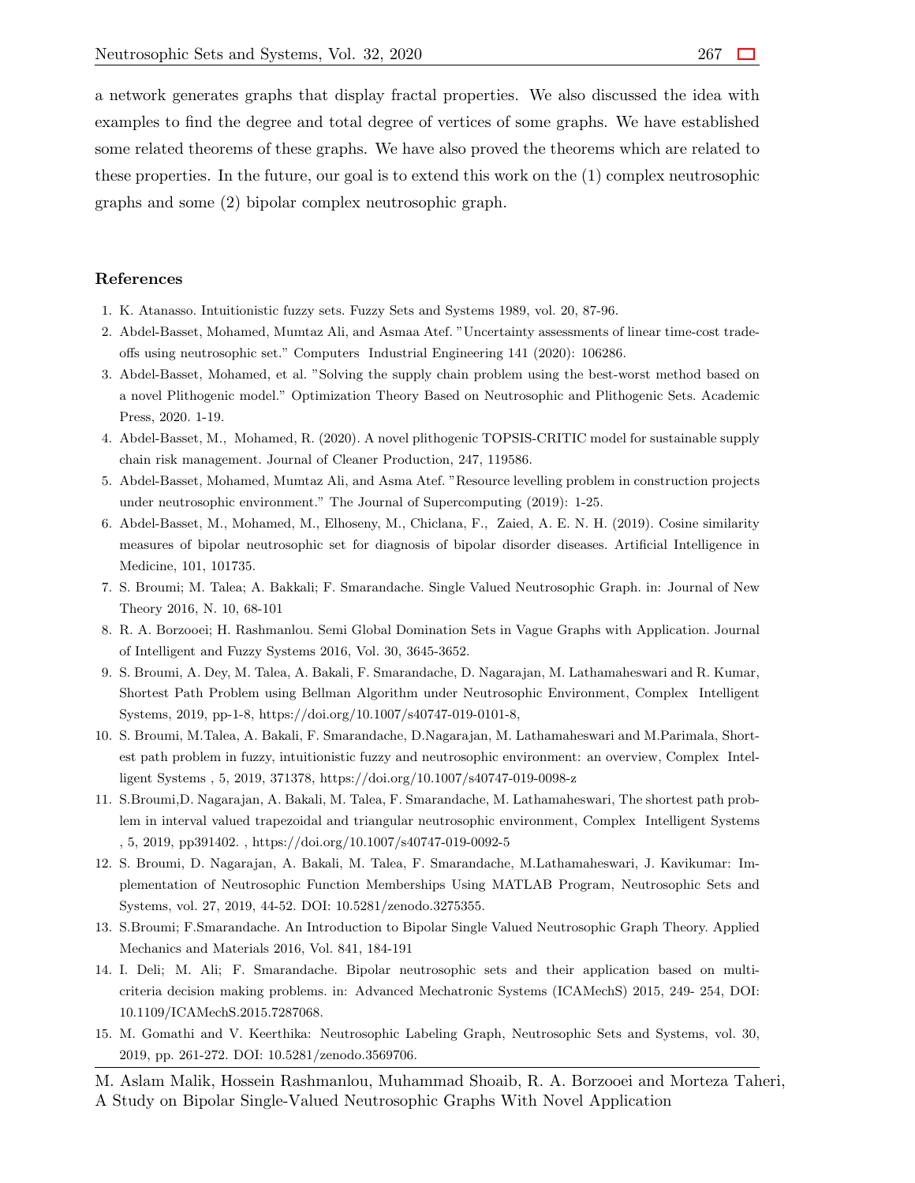a network generates graphs that display fractal properties. We also discussed the idea with examples to find the degree and total degree of vertices of some graphs. We have established some related theorems of these graphs. We have also proved the theorems which are related to these properties. In the future, our goal is to extend this work on the (1) complex neutrosophic graphs and some (2) bipolar complex neutrosophic graph.

## References

1. K. Atanasso. Intuitionistic fuzzy sets. Fuzzy Sets and Systems 1989, vol. 20, 87-96.
2. Abdel-Basset, Mohamed, Mumtaz Ali, and Asmaa Atef. "Uncertainty assessments of linear time-cost tradeoffs using neutrosophic set." Computers Industrial Engineering 141 (2020): 106286.
3. Abdel-Basset, Mohamed, et al. "Solving the supply chain problem using the best-worst method based on a novel Plithogenic model." Optimization Theory Based on Neutrosophic and Plithogenic Sets. Academic Press, 2020. 1-19.
4. Abdel-Basset, M., Mohamed, R. (2020). A novel plithogenic TOPSIS-CRITIC model for sustainable supply chain risk management. Journal of Cleaner Production, 247, 119586.
5. Abdel-Basset, Mohamed, Mumtaz Ali, and Asma Atef. "Resource levelling problem in construction projects under neutrosophic environment." The Journal of Supercomputing (2019): 1-25.
6. Abdel-Basset, M., Mohamed, M., Elhoseny, M., Chiclana, F., Zaied, A. E. N. H. (2019). Cosine similarity measures of bipolar neutrosophic set for diagnosis of bipolar disorder diseases. Artificial Intelligence in Medicine, 101, 101735.
7. S. Broumi; M. Talea; A. Bakkali; F. Smarandache. Single Valued Neutrosophic Graph. in: Journal of New Theory 2016, N. 10, 68-101
8. R. A. Borzooei; H. Rashmanlou. Semi Global Domination Sets in Vague Graphs with Application. Journal of Intelligent and Fuzzy Systems 2016, Vol. 30, 3645-3652.
9. S. Broumi, A. Dey, M. Talea, A. Bakali, F. Smarandache, D. Nagarajan, M. Lathamaheswari and R. Kumar, Shortest Path Problem using Bellman Algorithm under Neutrosophic Environment, Complex Intelligent Systems, 2019, pp-1-8, https://doi.org/10.1007/s40747-019-0101-8,
10. S. Broumi, M.Talea, A. Bakali, F. Smarandache, D.Nagarajan, M. Lathamaheswari and M.Parimala, Shortest path problem in fuzzy, intuitionistic fuzzy and neutrosophic environment: an overview, Complex Intelligent Systems , 5, 2019, 371378, https://doi.org/10.1007/s40747-019-0098-z
11. S.Broumi,D. Nagarajan, A. Bakali, M. Talea, F. Smarandache, M. Lathamaheswari, The shortest path problem in interval valued trapezoidal and triangular neutrosophic environment, Complex Intelligent Systems , 5, 2019, pp391402. , https://doi.org/10.1007/s40747-019-0092-5
12. S. Broumi, D. Nagarajan, A. Bakali, M. Talea, F. Smarandache, M.Lathamaheswari, J. Kavikumar: Implementation of Neutrosophic Function Memberships Using MATLAB Program, Neutrosophic Sets and Systems, vol. 27, 2019, 44-52. DOI: 10.5281/zenodo.3275355.
13. S.Broumi; F.Smarandache. An Introduction to Bipolar Single Valued Neutrosophic Graph Theory. Applied Mechanics and Materials 2016, Vol. 841, 184-191
14. I. Deli; M. Ali; F. Smarandache. Bipolar neutrosophic sets and their application based on multi-criteria decision making problems. in: Advanced Mechatronic Systems (ICAMechS) 2015, 249- 254, DOI: 10.1109/ICAMechS.2015.7287068.
15. M. Gomathi and V. Keerthika: Neutrosophic Labeling Graph, Neutrosophic Sets and Systems, vol. 30, 2019, pp. 261-272. DOI: 10.5281/zenodo.3569706.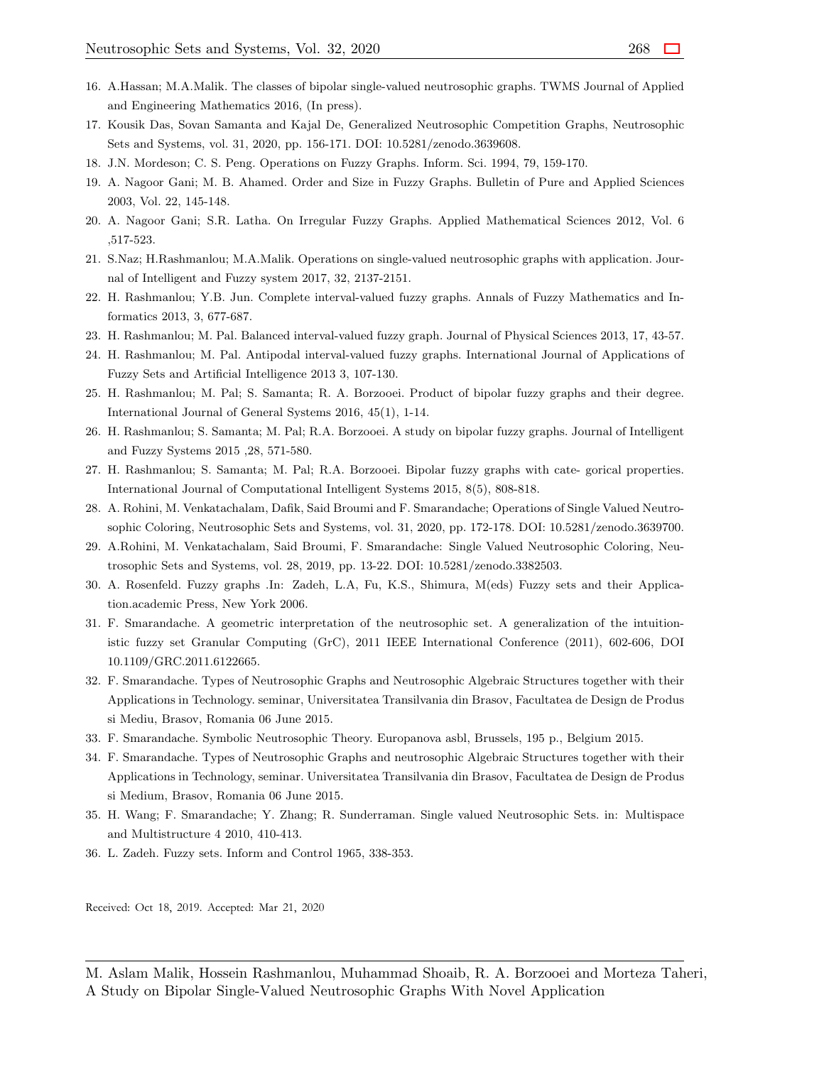16. A.Hassan; M.A.Malik. The classes of bipolar single-valued neutrosophic graphs. TWMS Journal of Applied and Engineering Mathematics 2016, (In press).
17. Kousik Das, Sovan Samanta and Kajal De, Generalized Neutrosophic Competition Graphs, Neutrosophic Sets and Systems, vol. 31, 2020, pp. 156-171. DOI: 10.5281/zenodo.3639608.
18. J.N. Mordeson; C. S. Peng. Operations on Fuzzy Graphs. Inform. Sci. 1994, 79, 159-170.
19. A. Nagoor Gani; M. B. Ahamed. Order and Size in Fuzzy Graphs. Bulletin of Pure and Applied Sciences 2003, Vol. 22, 145-148.
20. A. Nagoor Gani; S.R. Latha. On Irregular Fuzzy Graphs. Applied Mathematical Sciences 2012, Vol. 6 ,517-523.
21. S.Naz; H.Rashmanlou; M.A.Malik. Operations on single-valued neutrosophic graphs with application. Journal of Intelligent and Fuzzy system 2017, 32, 2137-2151.
22. H. Rashmanlou; Y.B. Jun. Complete interval-valued fuzzy graphs. Annals of Fuzzy Mathematics and Informatics 2013, 3, 677-687.
23. H. Rashmanlou; M. Pal. Balanced interval-valued fuzzy graph. Journal of Physical Sciences 2013, 17, 43-57.
24. H. Rashmanlou; M. Pal. Antipodal interval-valued fuzzy graphs. International Journal of Applications of Fuzzy Sets and Artificial Intelligence 2013 3, 107-130.
25. H. Rashmanlou; M. Pal; S. Samanta; R. A. Borzooei. Product of bipolar fuzzy graphs and their degree. International Journal of General Systems 2016, 45(1), 1-14.
26. H. Rashmanlou; S. Samanta; M. Pal; R.A. Borzooei. A study on bipolar fuzzy graphs. Journal of Intelligent and Fuzzy Systems 2015 ,28, 571-580.
27. H. Rashmanlou; S. Samanta; M. Pal; R.A. Borzooei. Bipolar fuzzy graphs with cate- gorical properties. International Journal of Computational Intelligent Systems 2015, 8(5), 808-818.
28. A. Rohini, M. Venkatachalam, Dafik, Said Broumi and F. Smarandache; Operations of Single Valued Neutrosophic Coloring, Neutrosophic Sets and Systems, vol. 31, 2020, pp. 172-178. DOI: 10.5281/zenodo.3639700.
29. A.Rohini, M. Venkatachalam, Said Broumi, F. Smarandache: Single Valued Neutrosophic Coloring, Neutrosophic Sets and Systems, vol. 28, 2019, pp. 13-22. DOI: 10.5281/zenodo.3382503.
30. A. Rosenfeld. Fuzzy graphs .In: Zadeh, L.A, Fu, K.S., Shimura, M(eds) Fuzzy sets and their Application.academic Press, New York 2006.
31. F. Smarandache. A geometric interpretation of the neutrosophic set. A generalization of the intuitionistic fuzzy set Granular Computing (GrC), 2011 IEEE International Conference (2011), 602-606, DOI 10.1109/GRC.2011.6122665.
32. F. Smarandache. Types of Neutrosophic Graphs and Neutrosophic Algebraic Structures together with their Applications in Technology. seminar, Universitatea Transilvania din Brasov, Facultatea de Design de Produs si Mediu, Brasov, Romania 06 June 2015.
33. F. Smarandache. Symbolic Neutrosophic Theory. Europanova asbl, Brussels, 195 p., Belgium 2015.
34. F. Smarandache. Types of Neutrosophic Graphs and neutrosophic Algebraic Structures together with their Applications in Technology, seminar. Universitatea Transilvania din Brasov, Facultatea de Design de Produs si Medium, Brasov, Romania 06 June 2015.
35. H. Wang; F. Smarandache; Y. Zhang; R. Sunderraman. Single valued Neutrosophic Sets. in: Multispace and Multistructure 4 2010, 410-413.
36. L. Zadeh. Fuzzy sets. Inform and Control 1965, 338-353.

Received: Oct 18, 2019. Accepted: Mar 21, 2020